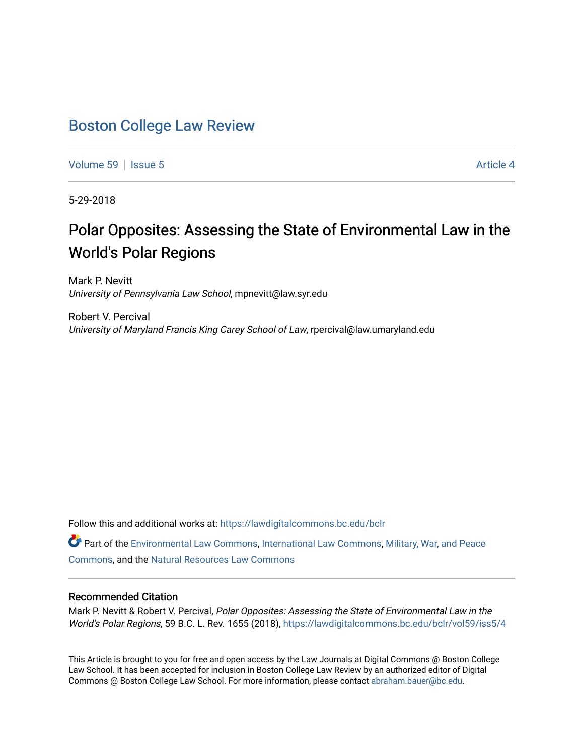# Boston College Law Review

Volume 59 | Issue 5 | Article 4

5-29-2018

## Polar Opposites: Assessing the State of Environmental Law in the World's Polar Regions

Mark P. Nevitt
*University of Pennsylvania Law School*, mpnevitt@law.syr.edu

Robert V. Percival
*University of Maryland Francis King Carey School of Law*, rpercival@law.umaryland.edu

Follow this and additional works at: https://lawdigitalcommons.bc.edu/bclr

Part of the Environmental Law Commons, International Law Commons, Military, War, and Peace Commons, and the Natural Resources Law Commons

### Recommended Citation

Mark P. Nevitt & Robert V. Percival, *Polar Opposites: Assessing the State of Environmental Law in the World's Polar Regions*, 59 B.C. L. Rev. 1655 (2018), https://lawdigitalcommons.bc.edu/bclr/vol59/iss5/4

This Article is brought to you for free and open access by the Law Journals at Digital Commons @ Boston College Law School. It has been accepted for inclusion in Boston College Law Review by an authorized editor of Digital Commons @ Boston College Law School. For more information, please contact abraham.bauer@bc.edu.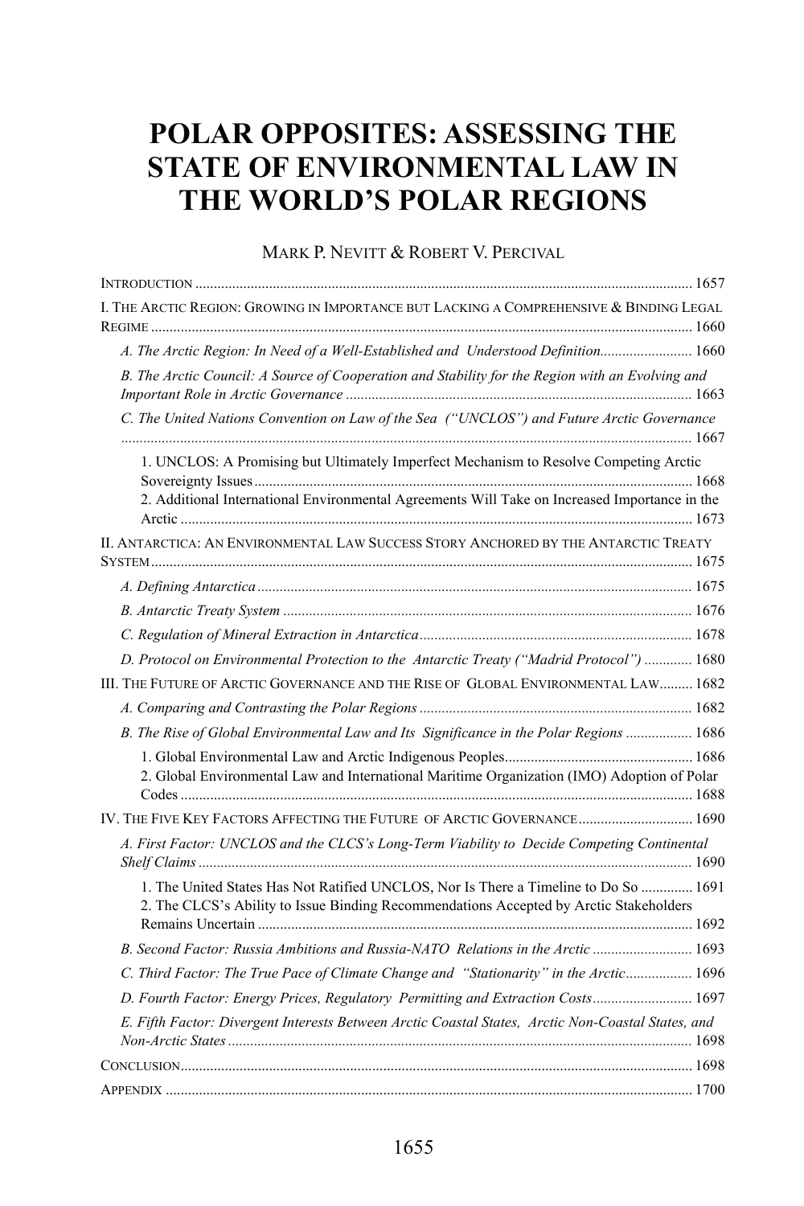# POLAR OPPOSITES: ASSESSING THE STATE OF ENVIRONMENTAL LAW IN THE WORLD'S POLAR REGIONS

MARK P. NEVITT & ROBERT V. PERCIVAL

INTRODUCTION ..... 1657

I. THE ARCTIC REGION: GROWING IN IMPORTANCE BUT LACKING A COMPREHENSIVE & BINDING LEGAL REGIME ..... 1660

- *A. The Arctic Region: In Need of a Well-Established and Understood Definition* ..... 1660
- *B. The Arctic Council: A Source of Cooperation and Stability for the Region with an Evolving and Important Role in Arctic Governance* ..... 1663
- *C. The United Nations Convention on Law of the Sea ("UNCLOS") and Future Arctic Governance* ..... 1667
  - 1. UNCLOS: A Promising but Ultimately Imperfect Mechanism to Resolve Competing Arctic Sovereignty Issues ..... 1668
  - 2. Additional International Environmental Agreements Will Take on Increased Importance in the Arctic ..... 1673

II. ANTARCTICA: AN ENVIRONMENTAL LAW SUCCESS STORY ANCHORED BY THE ANTARCTIC TREATY SYSTEM ..... 1675

- *A. Defining Antarctica* ..... 1675
- *B. Antarctic Treaty System* ..... 1676
- *C. Regulation of Mineral Extraction in Antarctica* ..... 1678
- *D. Protocol on Environmental Protection to the Antarctic Treaty ("Madrid Protocol")* ..... 1680

III. THE FUTURE OF ARCTIC GOVERNANCE AND THE RISE OF GLOBAL ENVIRONMENTAL LAW ..... 1682

- *A. Comparing and Contrasting the Polar Regions* ..... 1682
- *B. The Rise of Global Environmental Law and Its Significance in the Polar Regions* ..... 1686
  - 1. Global Environmental Law and Arctic Indigenous Peoples ..... 1686
  - 2. Global Environmental Law and International Maritime Organization (IMO) Adoption of Polar Codes ..... 1688

IV. THE FIVE KEY FACTORS AFFECTING THE FUTURE OF ARCTIC GOVERNANCE ..... 1690

- *A. First Factor: UNCLOS and the CLCS's Long-Term Viability to Decide Competing Continental Shelf Claims* ..... 1690
  - 1. The United States Has Not Ratified UNCLOS, Nor Is There a Timeline to Do So ..... 1691
  - 2. The CLCS's Ability to Issue Binding Recommendations Accepted by Arctic Stakeholders Remains Uncertain ..... 1692
- *B. Second Factor: Russia Ambitions and Russia-NATO Relations in the Arctic* ..... 1693
- *C. Third Factor: The True Pace of Climate Change and "Stationarity" in the Arctic* ..... 1696
- *D. Fourth Factor: Energy Prices, Regulatory Permitting and Extraction Costs* ..... 1697
- *E. Fifth Factor: Divergent Interests Between Arctic Coastal States, Arctic Non-Coastal States, and Non-Arctic States* ..... 1698

CONCLUSION ..... 1698

APPENDIX ..... 1700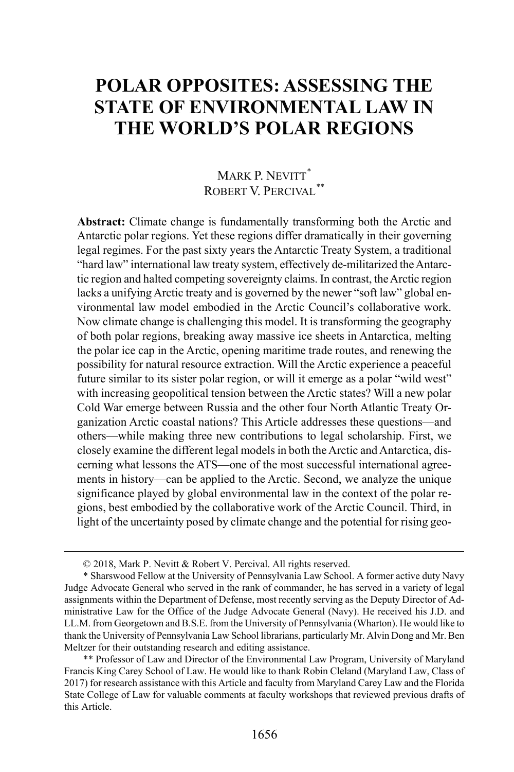# POLAR OPPOSITES: ASSESSING THE STATE OF ENVIRONMENTAL LAW IN THE WORLD'S POLAR REGIONS

MARK P. NEVITT[*]
ROBERT V. PERCIVAL[**]

**Abstract:** Climate change is fundamentally transforming both the Arctic and Antarctic polar regions. Yet these regions differ dramatically in their governing legal regimes. For the past sixty years the Antarctic Treaty System, a traditional "hard law" international law treaty system, effectively de-militarized the Antarctic region and halted competing sovereignty claims. In contrast, the Arctic region lacks a unifying Arctic treaty and is governed by the newer "soft law" global environmental law model embodied in the Arctic Council's collaborative work. Now climate change is challenging this model. It is transforming the geography of both polar regions, breaking away massive ice sheets in Antarctica, melting the polar ice cap in the Arctic, opening maritime trade routes, and renewing the possibility for natural resource extraction. Will the Arctic experience a peaceful future similar to its sister polar region, or will it emerge as a polar "wild west" with increasing geopolitical tension between the Arctic states? Will a new polar Cold War emerge between Russia and the other four North Atlantic Treaty Organization Arctic coastal nations? This Article addresses these questions—and others—while making three new contributions to legal scholarship. First, we closely examine the different legal models in both the Arctic and Antarctica, discerning what lessons the ATS—one of the most successful international agreements in history—can be applied to the Arctic. Second, we analyze the unique significance played by global environmental law in the context of the polar regions, best embodied by the collaborative work of the Arctic Council. Third, in light of the uncertainty posed by climate change and the potential for rising geo-

---

© 2018, Mark P. Nevitt & Robert V. Percival. All rights reserved.

[*] Sharswood Fellow at the University of Pennsylvania Law School. A former active duty Navy Judge Advocate General who served in the rank of commander, he has served in a variety of legal assignments within the Department of Defense, most recently serving as the Deputy Director of Administrative Law for the Office of the Judge Advocate General (Navy). He received his J.D. and LL.M. from Georgetown and B.S.E. from the University of Pennsylvania (Wharton). He would like to thank the University of Pennsylvania Law School librarians, particularly Mr. Alvin Dong and Mr. Ben Meltzer for their outstanding research and editing assistance.

[**] Professor of Law and Director of the Environmental Law Program, University of Maryland Francis King Carey School of Law. He would like to thank Robin Cleland (Maryland Law, Class of 2017) for research assistance with this Article and faculty from Maryland Carey Law and the Florida State College of Law for valuable comments at faculty workshops that reviewed previous drafts of this Article.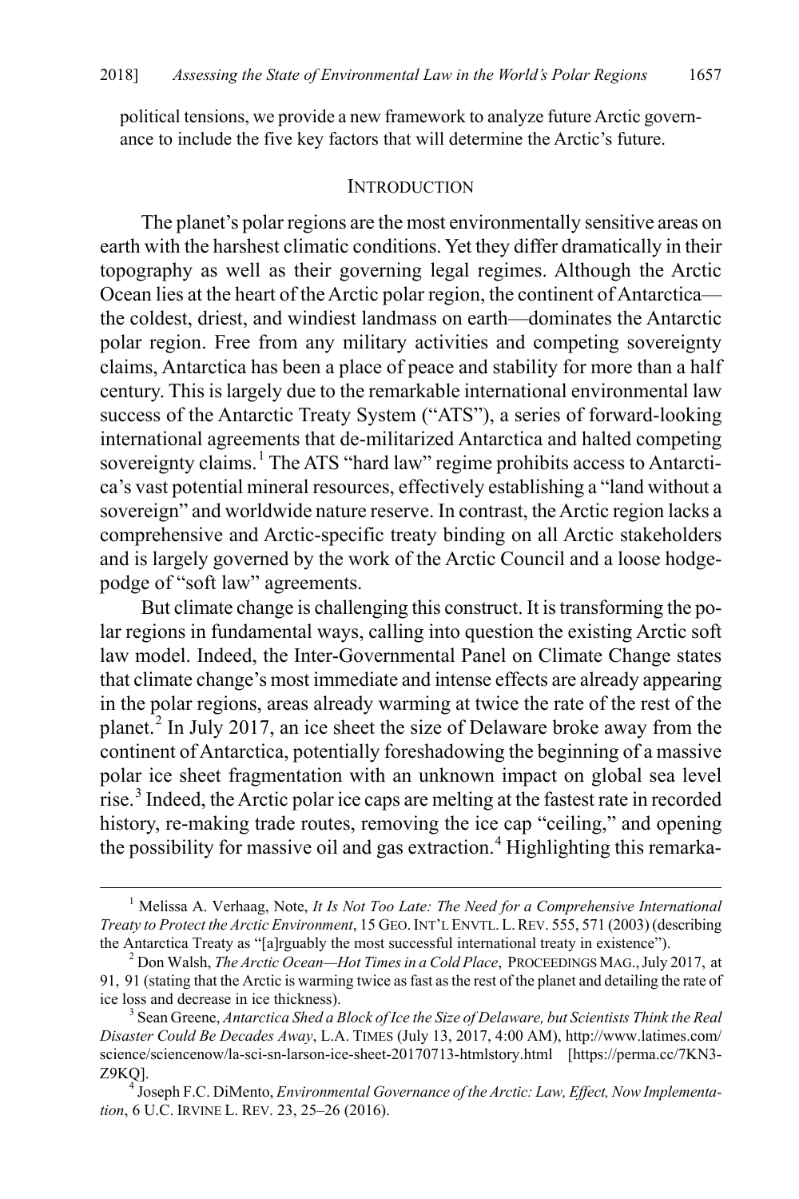political tensions, we provide a new framework to analyze future Arctic governance to include the five key factors that will determine the Arctic's future.

## INTRODUCTION

The planet's polar regions are the most environmentally sensitive areas on earth with the harshest climatic conditions. Yet they differ dramatically in their topography as well as their governing legal regimes. Although the Arctic Ocean lies at the heart of the Arctic polar region, the continent of Antarctica—the coldest, driest, and windiest landmass on earth—dominates the Antarctic polar region. Free from any military activities and competing sovereignty claims, Antarctica has been a place of peace and stability for more than a half century. This is largely due to the remarkable international environmental law success of the Antarctic Treaty System ("ATS"), a series of forward-looking international agreements that de-militarized Antarctica and halted competing sovereignty claims.[1] The ATS "hard law" regime prohibits access to Antarctica's vast potential mineral resources, effectively establishing a "land without a sovereign" and worldwide nature reserve. In contrast, the Arctic region lacks a comprehensive and Arctic-specific treaty binding on all Arctic stakeholders and is largely governed by the work of the Arctic Council and a loose hodgepodge of "soft law" agreements.

But climate change is challenging this construct. It is transforming the polar regions in fundamental ways, calling into question the existing Arctic soft law model. Indeed, the Inter-Governmental Panel on Climate Change states that climate change's most immediate and intense effects are already appearing in the polar regions, areas already warming at twice the rate of the rest of the planet.[2] In July 2017, an ice sheet the size of Delaware broke away from the continent of Antarctica, potentially foreshadowing the beginning of a massive polar ice sheet fragmentation with an unknown impact on global sea level rise.[3] Indeed, the Arctic polar ice caps are melting at the fastest rate in recorded history, re-making trade routes, removing the ice cap "ceiling," and opening the possibility for massive oil and gas extraction.[4] Highlighting this remarka-

---

[1] Melissa A. Verhaag, Note, *It Is Not Too Late: The Need for a Comprehensive International Treaty to Protect the Arctic Environment*, 15 GEO. INT'L ENVTL. L. REV. 555, 571 (2003) (describing the Antarctica Treaty as "[a]rguably the most successful international treaty in existence").

[2] Don Walsh, *The Arctic Ocean—Hot Times in a Cold Place*, PROCEEDINGS MAG., July 2017, at 91, 91 (stating that the Arctic is warming twice as fast as the rest of the planet and detailing the rate of ice loss and decrease in ice thickness).

[3] Sean Greene, *Antarctica Shed a Block of Ice the Size of Delaware, but Scientists Think the Real Disaster Could Be Decades Away*, L.A. TIMES (July 13, 2017, 4:00 AM), http://www.latimes.com/science/sciencenow/la-sci-sn-larson-ice-sheet-20170713-htmlstory.html [https://perma.cc/7KN3-Z9KQ].

[4] Joseph F.C. DiMento, *Environmental Governance of the Arctic: Law, Effect, Now Implementation*, 6 U.C. IRVINE L. REV. 23, 25–26 (2016).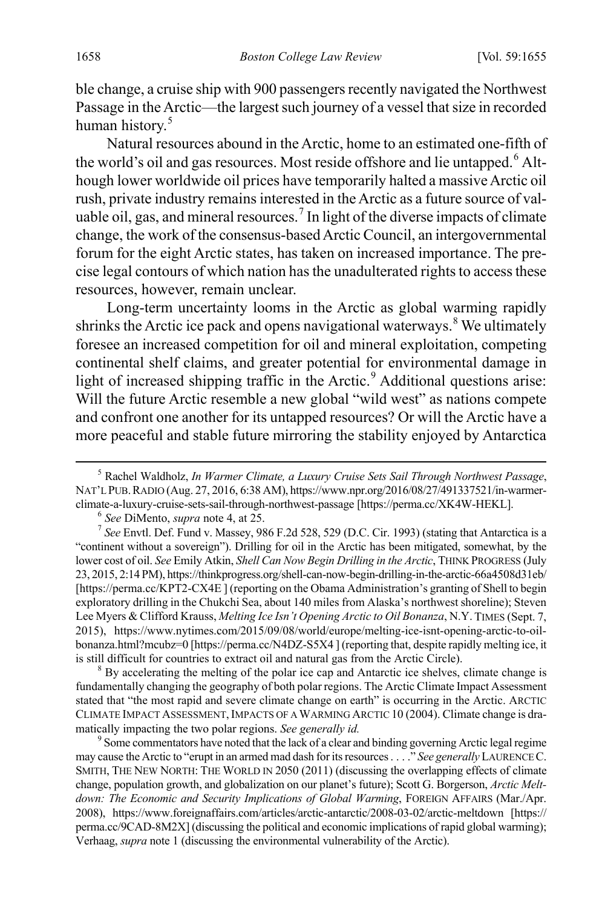ble change, a cruise ship with 900 passengers recently navigated the Northwest Passage in the Arctic—the largest such journey of a vessel that size in recorded human history.[5]

Natural resources abound in the Arctic, home to an estimated one-fifth of the world's oil and gas resources. Most reside offshore and lie untapped.[6] Although lower worldwide oil prices have temporarily halted a massive Arctic oil rush, private industry remains interested in the Arctic as a future source of valuable oil, gas, and mineral resources.[7] In light of the diverse impacts of climate change, the work of the consensus-based Arctic Council, an intergovernmental forum for the eight Arctic states, has taken on increased importance. The precise legal contours of which nation has the unadulterated rights to access these resources, however, remain unclear.

Long-term uncertainty looms in the Arctic as global warming rapidly shrinks the Arctic ice pack and opens navigational waterways.[8] We ultimately foresee an increased competition for oil and mineral exploitation, competing continental shelf claims, and greater potential for environmental damage in light of increased shipping traffic in the Arctic.[9] Additional questions arise: Will the future Arctic resemble a new global "wild west" as nations compete and confront one another for its untapped resources? Or will the Arctic have a more peaceful and stable future mirroring the stability enjoyed by Antarctica

---

[5] Rachel Waldholz, *In Warmer Climate, a Luxury Cruise Sets Sail Through Northwest Passage*, NAT'L PUB. RADIO (Aug. 27, 2016, 6:38 AM), https://www.npr.org/2016/08/27/491337521/in-warmer-climate-a-luxury-cruise-sets-sail-through-northwest-passage [https://perma.cc/XK4W-HEKL].

[6] *See* DiMento, *supra* note 4, at 25.

[7] *See* Envtl. Def. Fund v. Massey, 986 F.2d 528, 529 (D.C. Cir. 1993) (stating that Antarctica is a "continent without a sovereign"). Drilling for oil in the Arctic has been mitigated, somewhat, by the lower cost of oil. *See* Emily Atkin, *Shell Can Now Begin Drilling in the Arctic*, THINK PROGRESS (July 23, 2015, 2:14 PM), https://thinkprogress.org/shell-can-now-begin-drilling-in-the-arctic-66a4508d31eb/ [https://perma.cc/KPT2-CX4E ] (reporting on the Obama Administration's granting of Shell to begin exploratory drilling in the Chukchi Sea, about 140 miles from Alaska's northwest shoreline); Steven Lee Myers & Clifford Krauss, *Melting Ice Isn't Opening Arctic to Oil Bonanza*, N.Y. TIMES (Sept. 7, 2015), https://www.nytimes.com/2015/09/08/world/europe/melting-ice-isnt-opening-arctic-to-oil-bonanza.html?mcubz=0 [https://perma.cc/N4DZ-S5X4 ] (reporting that, despite rapidly melting ice, it is still difficult for countries to extract oil and natural gas from the Arctic Circle).

[8] By accelerating the melting of the polar ice cap and Antarctic ice shelves, climate change is fundamentally changing the geography of both polar regions. The Arctic Climate Impact Assessment stated that "the most rapid and severe climate change on earth" is occurring in the Arctic. ARCTIC CLIMATE IMPACT ASSESSMENT, IMPACTS OF A WARMING ARCTIC 10 (2004). Climate change is dramatically impacting the two polar regions. *See generally id.*

[9] Some commentators have noted that the lack of a clear and binding governing Arctic legal regime may cause the Arctic to "erupt in an armed mad dash for its resources . . . ." *See generally* LAURENCE C. SMITH, THE NEW NORTH: THE WORLD IN 2050 (2011) (discussing the overlapping effects of climate change, population growth, and globalization on our planet's future); Scott G. Borgerson, *Arctic Meltdown: The Economic and Security Implications of Global Warming*, FOREIGN AFFAIRS (Mar./Apr. 2008), https://www.foreignaffairs.com/articles/arctic-antarctic/2008-03-02/arctic-meltdown [https://perma.cc/9CAD-8M2X] (discussing the political and economic implications of rapid global warming); Verhaag, *supra* note 1 (discussing the environmental vulnerability of the Arctic).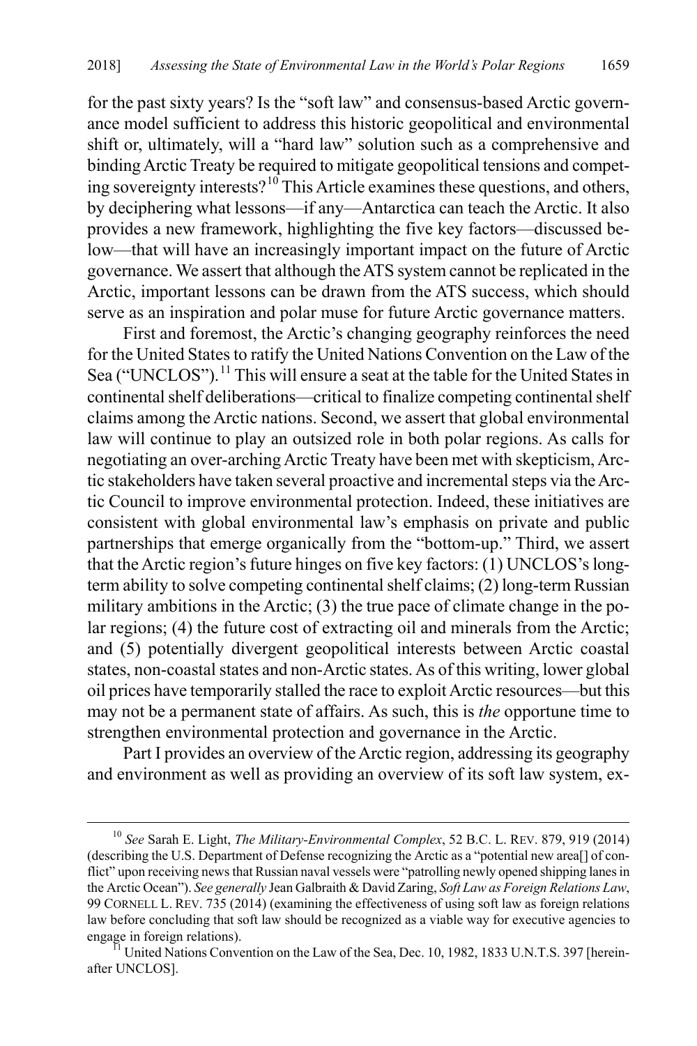for the past sixty years? Is the "soft law" and consensus-based Arctic governance model sufficient to address this historic geopolitical and environmental shift or, ultimately, will a "hard law" solution such as a comprehensive and binding Arctic Treaty be required to mitigate geopolitical tensions and competing sovereignty interests?[10] This Article examines these questions, and others, by deciphering what lessons—if any—Antarctica can teach the Arctic. It also provides a new framework, highlighting the five key factors—discussed below—that will have an increasingly important impact on the future of Arctic governance. We assert that although the ATS system cannot be replicated in the Arctic, important lessons can be drawn from the ATS success, which should serve as an inspiration and polar muse for future Arctic governance matters.

First and foremost, the Arctic's changing geography reinforces the need for the United States to ratify the United Nations Convention on the Law of the Sea ("UNCLOS").[11] This will ensure a seat at the table for the United States in continental shelf deliberations—critical to finalize competing continental shelf claims among the Arctic nations. Second, we assert that global environmental law will continue to play an outsized role in both polar regions. As calls for negotiating an over-arching Arctic Treaty have been met with skepticism, Arctic stakeholders have taken several proactive and incremental steps via the Arctic Council to improve environmental protection. Indeed, these initiatives are consistent with global environmental law's emphasis on private and public partnerships that emerge organically from the "bottom-up." Third, we assert that the Arctic region's future hinges on five key factors: (1) UNCLOS's long-term ability to solve competing continental shelf claims; (2) long-term Russian military ambitions in the Arctic; (3) the true pace of climate change in the polar regions; (4) the future cost of extracting oil and minerals from the Arctic; and (5) potentially divergent geopolitical interests between Arctic coastal states, non-coastal states and non-Arctic states. As of this writing, lower global oil prices have temporarily stalled the race to exploit Arctic resources—but this may not be a permanent state of affairs. As such, this is *the* opportune time to strengthen environmental protection and governance in the Arctic.

Part I provides an overview of the Arctic region, addressing its geography and environment as well as providing an overview of its soft law system, ex-

---

[10] *See* Sarah E. Light, *The Military-Environmental Complex*, 52 B.C. L. REV. 879, 919 (2014) (describing the U.S. Department of Defense recognizing the Arctic as a "potential new area[] of conflict" upon receiving news that Russian naval vessels were "patrolling newly opened shipping lanes in the Arctic Ocean"). *See generally* Jean Galbraith & David Zaring, *Soft Law as Foreign Relations Law*, 99 CORNELL L. REV. 735 (2014) (examining the effectiveness of using soft law as foreign relations law before concluding that soft law should be recognized as a viable way for executive agencies to engage in foreign relations).

[11] United Nations Convention on the Law of the Sea, Dec. 10, 1982, 1833 U.N.T.S. 397 [hereinafter UNCLOS].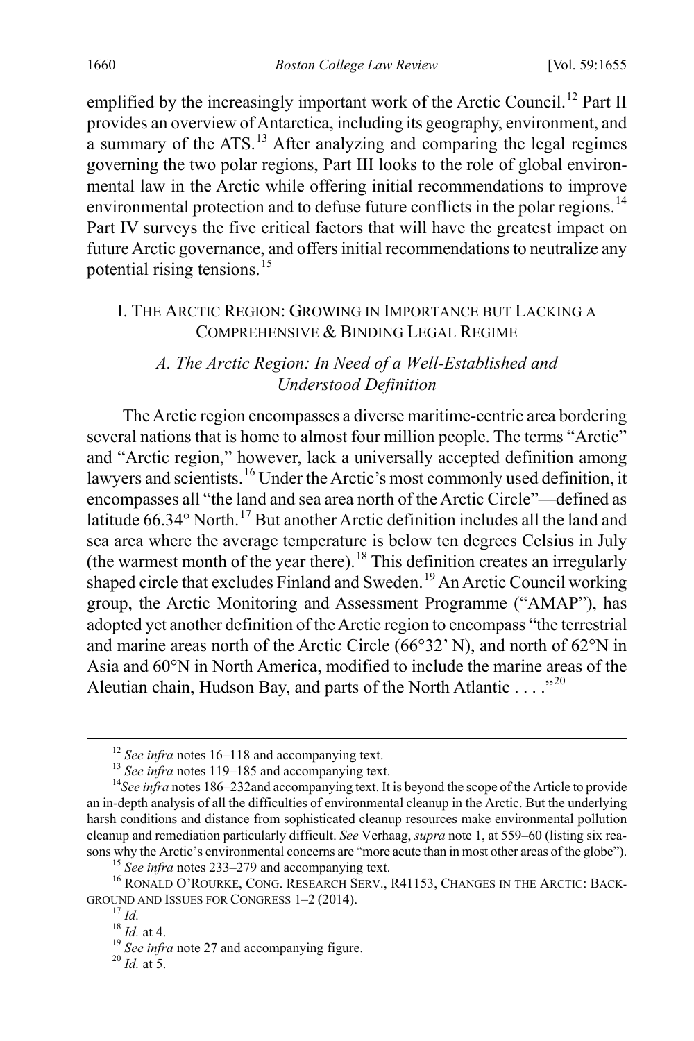emplified by the increasingly important work of the Arctic Council.[12] Part II provides an overview of Antarctica, including its geography, environment, and a summary of the ATS.[13] After analyzing and comparing the legal regimes governing the two polar regions, Part III looks to the role of global environmental law in the Arctic while offering initial recommendations to improve environmental protection and to defuse future conflicts in the polar regions.[14] Part IV surveys the five critical factors that will have the greatest impact on future Arctic governance, and offers initial recommendations to neutralize any potential rising tensions.[15]

## I. THE ARCTIC REGION: GROWING IN IMPORTANCE BUT LACKING A COMPREHENSIVE & BINDING LEGAL REGIME

### *A. The Arctic Region: In Need of a Well-Established and Understood Definition*

The Arctic region encompasses a diverse maritime-centric area bordering several nations that is home to almost four million people. The terms "Arctic" and "Arctic region," however, lack a universally accepted definition among lawyers and scientists.[16] Under the Arctic's most commonly used definition, it encompasses all "the land and sea area north of the Arctic Circle"—defined as latitude 66.34° North.[17] But another Arctic definition includes all the land and sea area where the average temperature is below ten degrees Celsius in July (the warmest month of the year there).[18] This definition creates an irregularly shaped circle that excludes Finland and Sweden.[19] An Arctic Council working group, the Arctic Monitoring and Assessment Programme ("AMAP"), has adopted yet another definition of the Arctic region to encompass "the terrestrial and marine areas north of the Arctic Circle (66°32' N), and north of 62°N in Asia and 60°N in North America, modified to include the marine areas of the Aleutian chain, Hudson Bay, and parts of the North Atlantic . . . ."[20]

---

[12] *See infra* notes 16–118 and accompanying text.

[13] *See infra* notes 119–185 and accompanying text.

[14] *See infra* notes 186–232and accompanying text. It is beyond the scope of the Article to provide an in-depth analysis of all the difficulties of environmental cleanup in the Arctic. But the underlying harsh conditions and distance from sophisticated cleanup resources make environmental pollution cleanup and remediation particularly difficult. *See* Verhaag, *supra* note 1, at 559–60 (listing six reasons why the Arctic's environmental concerns are "more acute than in most other areas of the globe").

[15] *See infra* notes 233–279 and accompanying text.

[16] RONALD O'ROURKE, CONG. RESEARCH SERV., R41153, CHANGES IN THE ARCTIC: BACKGROUND AND ISSUES FOR CONGRESS 1–2 (2014).

[17] *Id.*

[18] *Id.* at 4.

[19] *See infra* note 27 and accompanying figure.

[20] *Id.* at 5.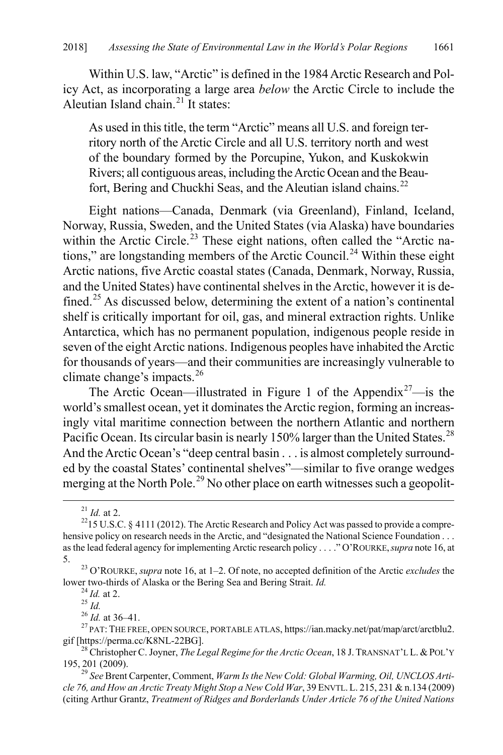Within U.S. law, "Arctic" is defined in the 1984 Arctic Research and Policy Act, as incorporating a large area *below* the Arctic Circle to include the Aleutian Island chain.[21] It states:

> As used in this title, the term "Arctic" means all U.S. and foreign territory north of the Arctic Circle and all U.S. territory north and west of the boundary formed by the Porcupine, Yukon, and Kuskokwin Rivers; all contiguous areas, including the Arctic Ocean and the Beaufort, Bering and Chuckhi Seas, and the Aleutian island chains.[22]

Eight nations—Canada, Denmark (via Greenland), Finland, Iceland, Norway, Russia, Sweden, and the United States (via Alaska) have boundaries within the Arctic Circle.[23] These eight nations, often called the "Arctic nations," are longstanding members of the Arctic Council.[24] Within these eight Arctic nations, five Arctic coastal states (Canada, Denmark, Norway, Russia, and the United States) have continental shelves in the Arctic, however it is defined.[25] As discussed below, determining the extent of a nation's continental shelf is critically important for oil, gas, and mineral extraction rights. Unlike Antarctica, which has no permanent population, indigenous people reside in seven of the eight Arctic nations. Indigenous peoples have inhabited the Arctic for thousands of years—and their communities are increasingly vulnerable to climate change's impacts.[26]

The Arctic Ocean—illustrated in Figure 1 of the Appendix[27]—is the world's smallest ocean, yet it dominates the Arctic region, forming an increasingly vital maritime connection between the northern Atlantic and northern Pacific Ocean. Its circular basin is nearly 150% larger than the United States.[28] And the Arctic Ocean's "deep central basin . . . is almost completely surrounded by the coastal States' continental shelves"—similar to five orange wedges merging at the North Pole.[29] No other place on earth witnesses such a geopolit-

---

[21] *Id.* at 2.

[22] 15 U.S.C. § 4111 (2012). The Arctic Research and Policy Act was passed to provide a comprehensive policy on research needs in the Arctic, and "designated the National Science Foundation . . . as the lead federal agency for implementing Arctic research policy . . . ." O'ROURKE, *supra* note 16, at 5.

[23] O'ROURKE, *supra* note 16, at 1–2. Of note, no accepted definition of the Arctic *excludes* the lower two-thirds of Alaska or the Bering Sea and Bering Strait. *Id.*

[24] *Id.* at 2.

[25] *Id.*

[26] *Id.* at 36–41.

[27] PAT: THE FREE, OPEN SOURCE, PORTABLE ATLAS, https://ian.macky.net/pat/map/arct/arctblu2.gif [https://perma.cc/K8NL-22BG].

[28] Christopher C. Joyner, *The Legal Regime for the Arctic Ocean*, 18 J. TRANSNAT'L L. & POL'Y 195, 201 (2009).

[29] *See* Brent Carpenter, Comment, *Warm Is the New Cold: Global Warming, Oil, UNCLOS Article 76, and How an Arctic Treaty Might Stop a New Cold War*, 39 ENVTL. L. 215, 231 & n.134 (2009) (citing Arthur Grantz, *Treatment of Ridges and Borderlands Under Article 76 of the United Nations*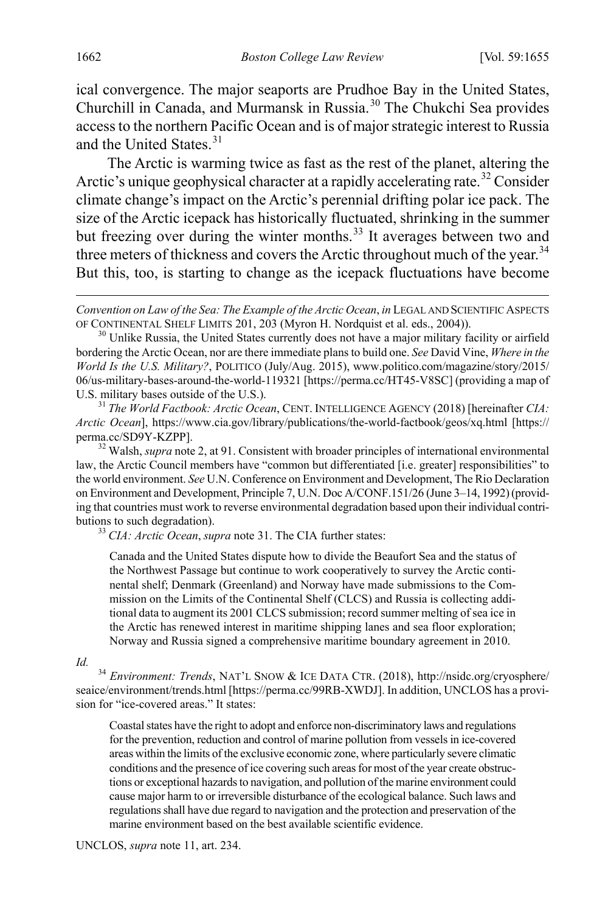ical convergence. The major seaports are Prudhoe Bay in the United States, Churchill in Canada, and Murmansk in Russia.[30] The Chukchi Sea provides access to the northern Pacific Ocean and is of major strategic interest to Russia and the United States.[31]

The Arctic is warming twice as fast as the rest of the planet, altering the Arctic's unique geophysical character at a rapidly accelerating rate.[32] Consider climate change's impact on the Arctic's perennial drifting polar ice pack. The size of the Arctic icepack has historically fluctuated, shrinking in the summer but freezing over during the winter months.[33] It averages between two and three meters of thickness and covers the Arctic throughout much of the year.[34] But this, too, is starting to change as the icepack fluctuations have become

---

*Convention on Law of the Sea: The Example of the Arctic Ocean*, *in* LEGAL AND SCIENTIFIC ASPECTS OF CONTINENTAL SHELF LIMITS 201, 203 (Myron H. Nordquist et al. eds., 2004)).

[30] Unlike Russia, the United States currently does not have a major military facility or airfield bordering the Arctic Ocean, nor are there immediate plans to build one. *See* David Vine, *Where in the World Is the U.S. Military?*, POLITICO (July/Aug. 2015), www.politico.com/magazine/story/2015/06/us-military-bases-around-the-world-119321 [https://perma.cc/HT45-V8SC] (providing a map of U.S. military bases outside of the U.S.).

[31] *The World Factbook: Arctic Ocean*, CENT. INTELLIGENCE AGENCY (2018) [hereinafter *CIA: Arctic Ocean*], https://www.cia.gov/library/publications/the-world-factbook/geos/xq.html [https://perma.cc/SD9Y-KZPP].

[32] Walsh, *supra* note 2, at 91. Consistent with broader principles of international environmental law, the Arctic Council members have "common but differentiated [i.e. greater] responsibilities" to the world environment. *See* U.N. Conference on Environment and Development, The Rio Declaration on Environment and Development, Principle 7, U.N. Doc A/CONF.151/26 (June 3–14, 1992) (providing that countries must work to reverse environmental degradation based upon their individual contributions to such degradation).

[33] *CIA: Arctic Ocean*, *supra* note 31. The CIA further states:

> Canada and the United States dispute how to divide the Beaufort Sea and the status of the Northwest Passage but continue to work cooperatively to survey the Arctic continental shelf; Denmark (Greenland) and Norway have made submissions to the Commission on the Limits of the Continental Shelf (CLCS) and Russia is collecting additional data to augment its 2001 CLCS submission; record summer melting of sea ice in the Arctic has renewed interest in maritime shipping lanes and sea floor exploration; Norway and Russia signed a comprehensive maritime boundary agreement in 2010.

*Id.*

[34] *Environment: Trends*, NAT'L SNOW & ICE DATA CTR. (2018), http://nsidc.org/cryosphere/seaice/environment/trends.html [https://perma.cc/99RB-XWDJ]. In addition, UNCLOS has a provision for "ice-covered areas." It states:

> Coastal states have the right to adopt and enforce non-discriminatory laws and regulations for the prevention, reduction and control of marine pollution from vessels in ice-covered areas within the limits of the exclusive economic zone, where particularly severe climatic conditions and the presence of ice covering such areas for most of the year create obstructions or exceptional hazards to navigation, and pollution of the marine environment could cause major harm to or irreversible disturbance of the ecological balance. Such laws and regulations shall have due regard to navigation and the protection and preservation of the marine environment based on the best available scientific evidence.

UNCLOS, *supra* note 11, art. 234.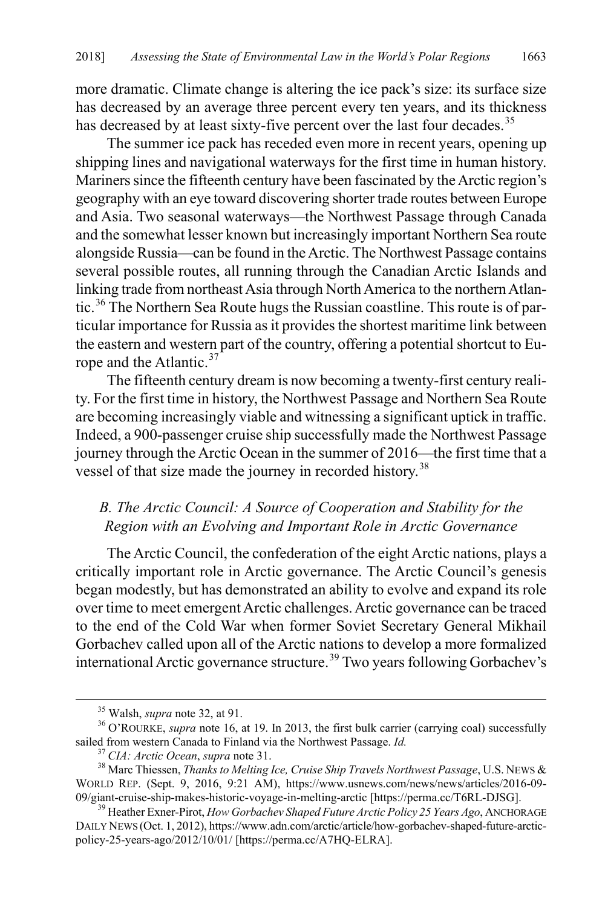more dramatic. Climate change is altering the ice pack's size: its surface size has decreased by an average three percent every ten years, and its thickness has decreased by at least sixty-five percent over the last four decades.[35]

The summer ice pack has receded even more in recent years, opening up shipping lines and navigational waterways for the first time in human history. Mariners since the fifteenth century have been fascinated by the Arctic region's geography with an eye toward discovering shorter trade routes between Europe and Asia. Two seasonal waterways—the Northwest Passage through Canada and the somewhat lesser known but increasingly important Northern Sea route alongside Russia—can be found in the Arctic. The Northwest Passage contains several possible routes, all running through the Canadian Arctic Islands and linking trade from northeast Asia through North America to the northern Atlantic.[36] The Northern Sea Route hugs the Russian coastline. This route is of particular importance for Russia as it provides the shortest maritime link between the eastern and western part of the country, offering a potential shortcut to Europe and the Atlantic.[37]

The fifteenth century dream is now becoming a twenty-first century reality. For the first time in history, the Northwest Passage and Northern Sea Route are becoming increasingly viable and witnessing a significant uptick in traffic. Indeed, a 900-passenger cruise ship successfully made the Northwest Passage journey through the Arctic Ocean in the summer of 2016—the first time that a vessel of that size made the journey in recorded history.[38]

### *B. The Arctic Council: A Source of Cooperation and Stability for the Region with an Evolving and Important Role in Arctic Governance*

The Arctic Council, the confederation of the eight Arctic nations, plays a critically important role in Arctic governance. The Arctic Council's genesis began modestly, but has demonstrated an ability to evolve and expand its role over time to meet emergent Arctic challenges. Arctic governance can be traced to the end of the Cold War when former Soviet Secretary General Mikhail Gorbachev called upon all of the Arctic nations to develop a more formalized international Arctic governance structure.[39] Two years following Gorbachev's

---

[35] Walsh, *supra* note 32, at 91.

[36] O'ROURKE, *supra* note 16, at 19. In 2013, the first bulk carrier (carrying coal) successfully sailed from western Canada to Finland via the Northwest Passage. *Id.*

[37] *CIA: Arctic Ocean*, *supra* note 31.

[38] Marc Thiessen, *Thanks to Melting Ice, Cruise Ship Travels Northwest Passage*, U.S. NEWS & WORLD REP. (Sept. 9, 2016, 9:21 AM), https://www.usnews.com/news/news/articles/2016-09-09/giant-cruise-ship-makes-historic-voyage-in-melting-arctic [https://perma.cc/T6RL-DJSG].

[39] Heather Exner-Pirot, *How Gorbachev Shaped Future Arctic Policy 25 Years Ago*, ANCHORAGE DAILY NEWS (Oct. 1, 2012), https://www.adn.com/arctic/article/how-gorbachev-shaped-future-arctic-policy-25-years-ago/2012/10/01/ [https://perma.cc/A7HQ-ELRA].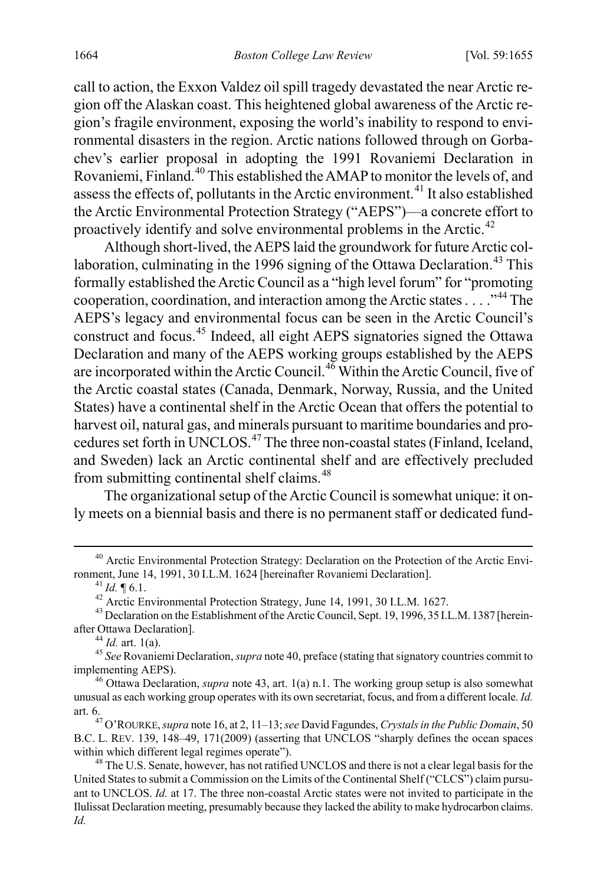call to action, the Exxon Valdez oil spill tragedy devastated the near Arctic region off the Alaskan coast. This heightened global awareness of the Arctic region's fragile environment, exposing the world's inability to respond to environmental disasters in the region. Arctic nations followed through on Gorbachev's earlier proposal in adopting the 1991 Rovaniemi Declaration in Rovaniemi, Finland.[40] This established the AMAP to monitor the levels of, and assess the effects of, pollutants in the Arctic environment.[41] It also established the Arctic Environmental Protection Strategy ("AEPS")—a concrete effort to proactively identify and solve environmental problems in the Arctic.[42]

Although short-lived, the AEPS laid the groundwork for future Arctic collaboration, culminating in the 1996 signing of the Ottawa Declaration.[43] This formally established the Arctic Council as a "high level forum" for "promoting cooperation, coordination, and interaction among the Arctic states . . . ."[44] The AEPS's legacy and environmental focus can be seen in the Arctic Council's construct and focus.[45] Indeed, all eight AEPS signatories signed the Ottawa Declaration and many of the AEPS working groups established by the AEPS are incorporated within the Arctic Council.[46] Within the Arctic Council, five of the Arctic coastal states (Canada, Denmark, Norway, Russia, and the United States) have a continental shelf in the Arctic Ocean that offers the potential to harvest oil, natural gas, and minerals pursuant to maritime boundaries and procedures set forth in UNCLOS.[47] The three non-coastal states (Finland, Iceland, and Sweden) lack an Arctic continental shelf and are effectively precluded from submitting continental shelf claims.[48]

The organizational setup of the Arctic Council is somewhat unique: it only meets on a biennial basis and there is no permanent staff or dedicated fund-

---

[40] Arctic Environmental Protection Strategy: Declaration on the Protection of the Arctic Environment, June 14, 1991, 30 I.L.M. 1624 [hereinafter Rovaniemi Declaration].

[41] *Id.* ¶ 6.1.

[42] Arctic Environmental Protection Strategy, June 14, 1991, 30 I.L.M. 1627.

[43] Declaration on the Establishment of the Arctic Council, Sept. 19, 1996, 35 I.L.M. 1387 [hereinafter Ottawa Declaration].

[44] *Id.* art. 1(a).

[45] *See* Rovaniemi Declaration, *supra* note 40, preface (stating that signatory countries commit to implementing AEPS).

[46] Ottawa Declaration, *supra* note 43, art. 1(a) n.1. The working group setup is also somewhat unusual as each working group operates with its own secretariat, focus, and from a different locale. *Id.* art. 6.

[47] O'ROURKE, *supra* note 16, at 2, 11–13; *see* David Fagundes, *Crystals in the Public Domain*, 50 B.C. L. REV. 139, 148–49, 171(2009) (asserting that UNCLOS "sharply defines the ocean spaces within which different legal regimes operate").

[48] The U.S. Senate, however, has not ratified UNCLOS and there is not a clear legal basis for the United States to submit a Commission on the Limits of the Continental Shelf ("CLCS") claim pursuant to UNCLOS. *Id.* at 17. The three non-coastal Arctic states were not invited to participate in the Ilulissat Declaration meeting, presumably because they lacked the ability to make hydrocarbon claims. *Id.*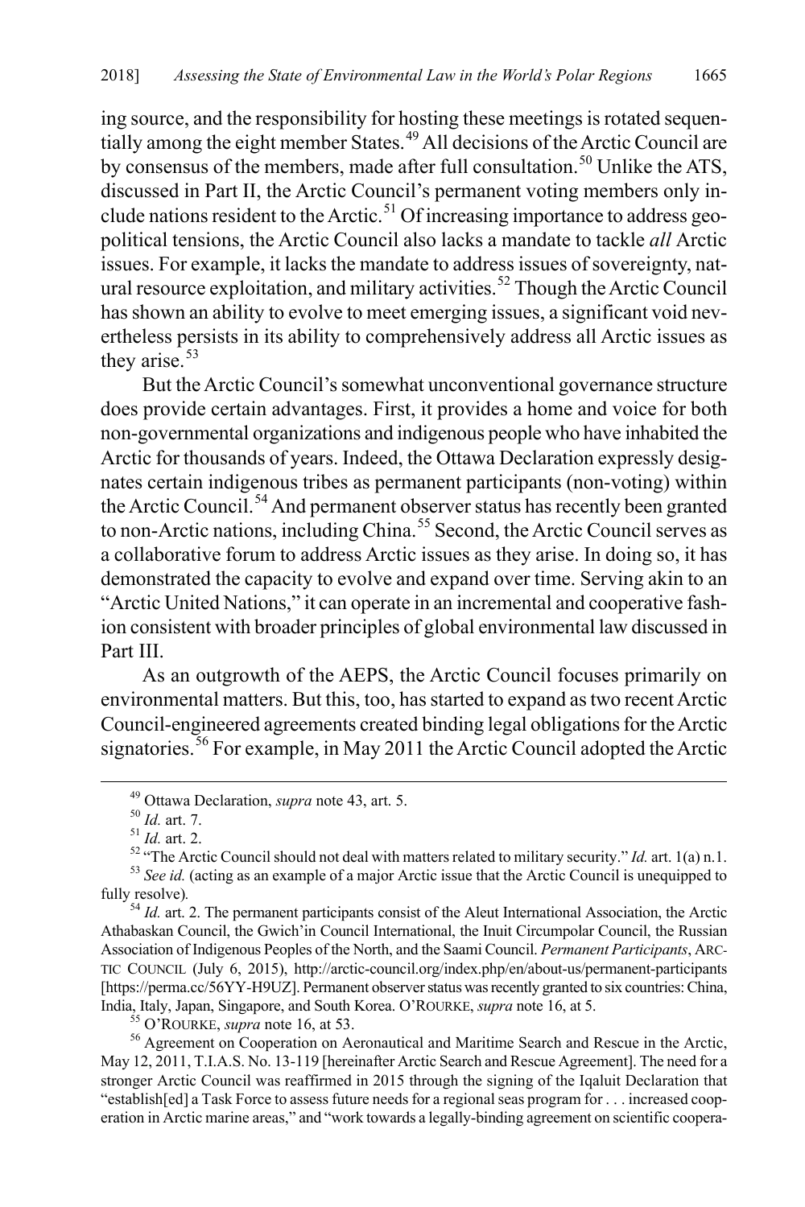ing source, and the responsibility for hosting these meetings is rotated sequentially among the eight member States.[49] All decisions of the Arctic Council are by consensus of the members, made after full consultation.[50] Unlike the ATS, discussed in Part II, the Arctic Council's permanent voting members only include nations resident to the Arctic.[51] Of increasing importance to address geopolitical tensions, the Arctic Council also lacks a mandate to tackle *all* Arctic issues. For example, it lacks the mandate to address issues of sovereignty, natural resource exploitation, and military activities.[52] Though the Arctic Council has shown an ability to evolve to meet emerging issues, a significant void nevertheless persists in its ability to comprehensively address all Arctic issues as they arise.[53]

But the Arctic Council's somewhat unconventional governance structure does provide certain advantages. First, it provides a home and voice for both non-governmental organizations and indigenous people who have inhabited the Arctic for thousands of years. Indeed, the Ottawa Declaration expressly designates certain indigenous tribes as permanent participants (non-voting) within the Arctic Council.[54] And permanent observer status has recently been granted to non-Arctic nations, including China.[55] Second, the Arctic Council serves as a collaborative forum to address Arctic issues as they arise. In doing so, it has demonstrated the capacity to evolve and expand over time. Serving akin to an "Arctic United Nations," it can operate in an incremental and cooperative fashion consistent with broader principles of global environmental law discussed in Part III.

As an outgrowth of the AEPS, the Arctic Council focuses primarily on environmental matters. But this, too, has started to expand as two recent Arctic Council-engineered agreements created binding legal obligations for the Arctic signatories.[56] For example, in May 2011 the Arctic Council adopted the Arctic

---

[49] Ottawa Declaration, *supra* note 43, art. 5.

[50] *Id.* art. 7.

[51] *Id.* art. 2.

[52] "The Arctic Council should not deal with matters related to military security." *Id.* art. 1(a) n.1.

[53] *See id.* (acting as an example of a major Arctic issue that the Arctic Council is unequipped to fully resolve).

[54] *Id.* art. 2. The permanent participants consist of the Aleut International Association, the Arctic Athabaskan Council, the Gwich'in Council International, the Inuit Circumpolar Council, the Russian Association of Indigenous Peoples of the North, and the Saami Council. *Permanent Participants*, ARCTIC COUNCIL (July 6, 2015), http://arctic-council.org/index.php/en/about-us/permanent-participants [https://perma.cc/56YY-H9UZ]. Permanent observer status was recently granted to six countries: China, India, Italy, Japan, Singapore, and South Korea. O'ROURKE, *supra* note 16, at 5.

[55] O'ROURKE, *supra* note 16, at 53.

[56] Agreement on Cooperation on Aeronautical and Maritime Search and Rescue in the Arctic, May 12, 2011, T.I.A.S. No. 13-119 [hereinafter Arctic Search and Rescue Agreement]. The need for a stronger Arctic Council was reaffirmed in 2015 through the signing of the Iqaluit Declaration that "establish[ed] a Task Force to assess future needs for a regional seas program for . . . increased cooperation in Arctic marine areas," and "work towards a legally-binding agreement on scientific coopera-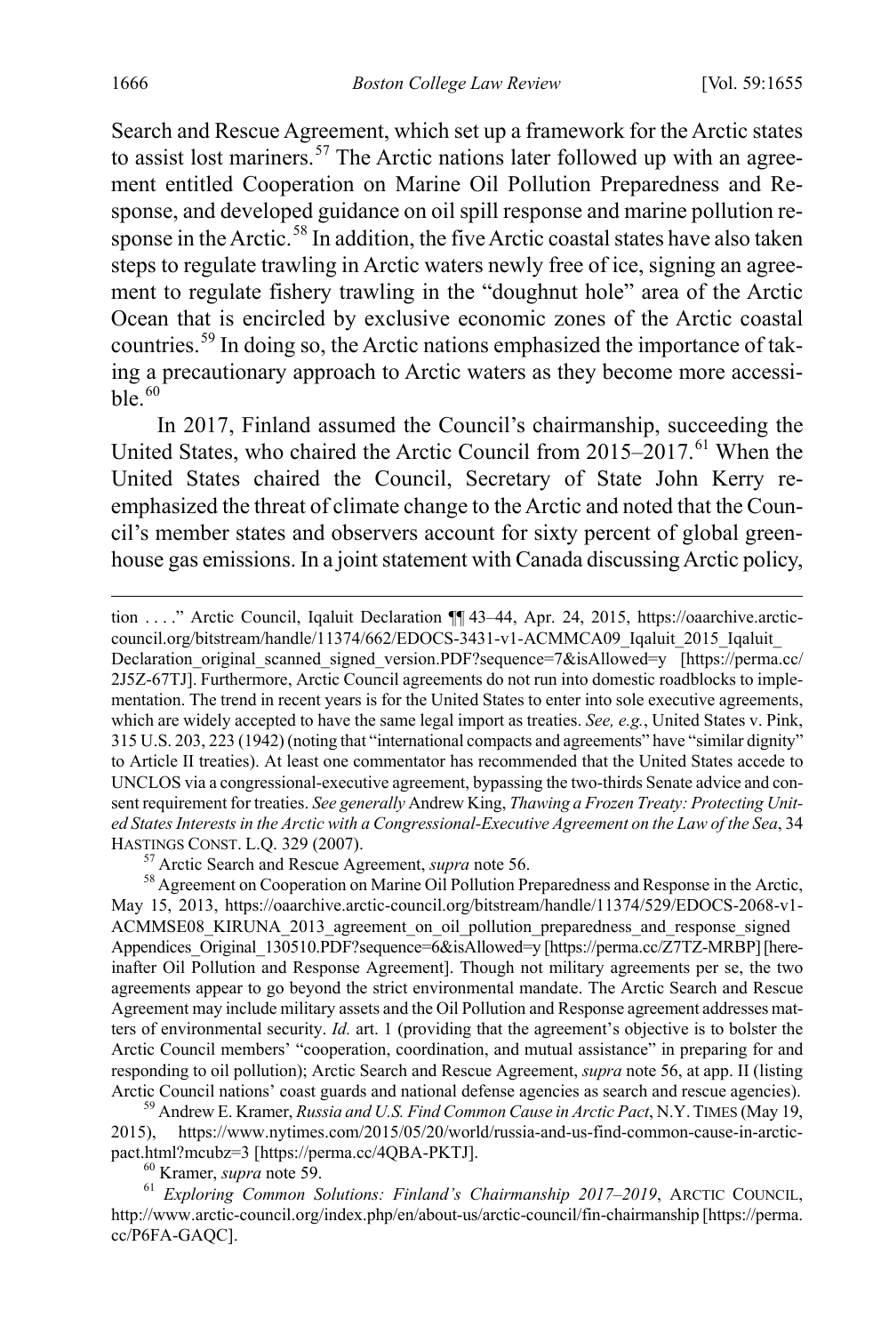Search and Rescue Agreement, which set up a framework for the Arctic states to assist lost mariners.[57] The Arctic nations later followed up with an agreement entitled Cooperation on Marine Oil Pollution Preparedness and Response, and developed guidance on oil spill response and marine pollution response in the Arctic.[58] In addition, the five Arctic coastal states have also taken steps to regulate trawling in Arctic waters newly free of ice, signing an agreement to regulate fishery trawling in the "doughnut hole" area of the Arctic Ocean that is encircled by exclusive economic zones of the Arctic coastal countries.[59] In doing so, the Arctic nations emphasized the importance of taking a precautionary approach to Arctic waters as they become more accessible.[60]

In 2017, Finland assumed the Council's chairmanship, succeeding the United States, who chaired the Arctic Council from 2015–2017.[61] When the United States chaired the Council, Secretary of State John Kerry reemphasized the threat of climate change to the Arctic and noted that the Council's member states and observers account for sixty percent of global greenhouse gas emissions. In a joint statement with Canada discussing Arctic policy,

---

tion . . . ." Arctic Council, Iqaluit Declaration ¶¶ 43–44, Apr. 24, 2015, https://oaarchive.arctic-council.org/bitstream/handle/11374/662/EDOCS-3431-v1-ACMMCA09_Iqaluit_2015_Iqaluit_Declaration_original_scanned_signed_version.PDF?sequence=7&isAllowed=y [https://perma.cc/2J5Z-67TJ]. Furthermore, Arctic Council agreements do not run into domestic roadblocks to implementation. The trend in recent years is for the United States to enter into sole executive agreements, which are widely accepted to have the same legal import as treaties. *See, e.g.*, United States v. Pink, 315 U.S. 203, 223 (1942) (noting that "international compacts and agreements" have "similar dignity" to Article II treaties). At least one commentator has recommended that the United States accede to UNCLOS via a congressional-executive agreement, bypassing the two-thirds Senate advice and consent requirement for treaties. *See generally* Andrew King, *Thawing a Frozen Treaty: Protecting United States Interests in the Arctic with a Congressional-Executive Agreement on the Law of the Sea*, 34 HASTINGS CONST. L.Q. 329 (2007).

[57] Arctic Search and Rescue Agreement, *supra* note 56.

[58] Agreement on Cooperation on Marine Oil Pollution Preparedness and Response in the Arctic, May 15, 2013, https://oaarchive.arctic-council.org/bitstream/handle/11374/529/EDOCS-2068-v1-ACMMSE08_KIRUNA_2013_agreement_on_oil_pollution_preparedness_and_response_signed Appendices_Original_130510.PDF?sequence=6&isAllowed=y [https://perma.cc/Z7TZ-MRBP] [hereinafter Oil Pollution and Response Agreement]. Though not military agreements per se, the two agreements appear to go beyond the strict environmental mandate. The Arctic Search and Rescue Agreement may include military assets and the Oil Pollution and Response agreement addresses matters of environmental security. *Id.* art. 1 (providing that the agreement's objective is to bolster the Arctic Council members' "cooperation, coordination, and mutual assistance" in preparing for and responding to oil pollution); Arctic Search and Rescue Agreement, *supra* note 56, at app. II (listing Arctic Council nations' coast guards and national defense agencies as search and rescue agencies).

[59] Andrew E. Kramer, *Russia and U.S. Find Common Cause in Arctic Pact*, N.Y. TIMES (May 19, 2015), https://www.nytimes.com/2015/05/20/world/russia-and-us-find-common-cause-in-arctic-pact.html?mcubz=3 [https://perma.cc/4QBA-PKTJ].

[60] Kramer, *supra* note 59.

[61] *Exploring Common Solutions: Finland's Chairmanship 2017–2019*, ARCTIC COUNCIL, http://www.arctic-council.org/index.php/en/about-us/arctic-council/fin-chairmanship [https://perma.cc/P6FA-GAQC].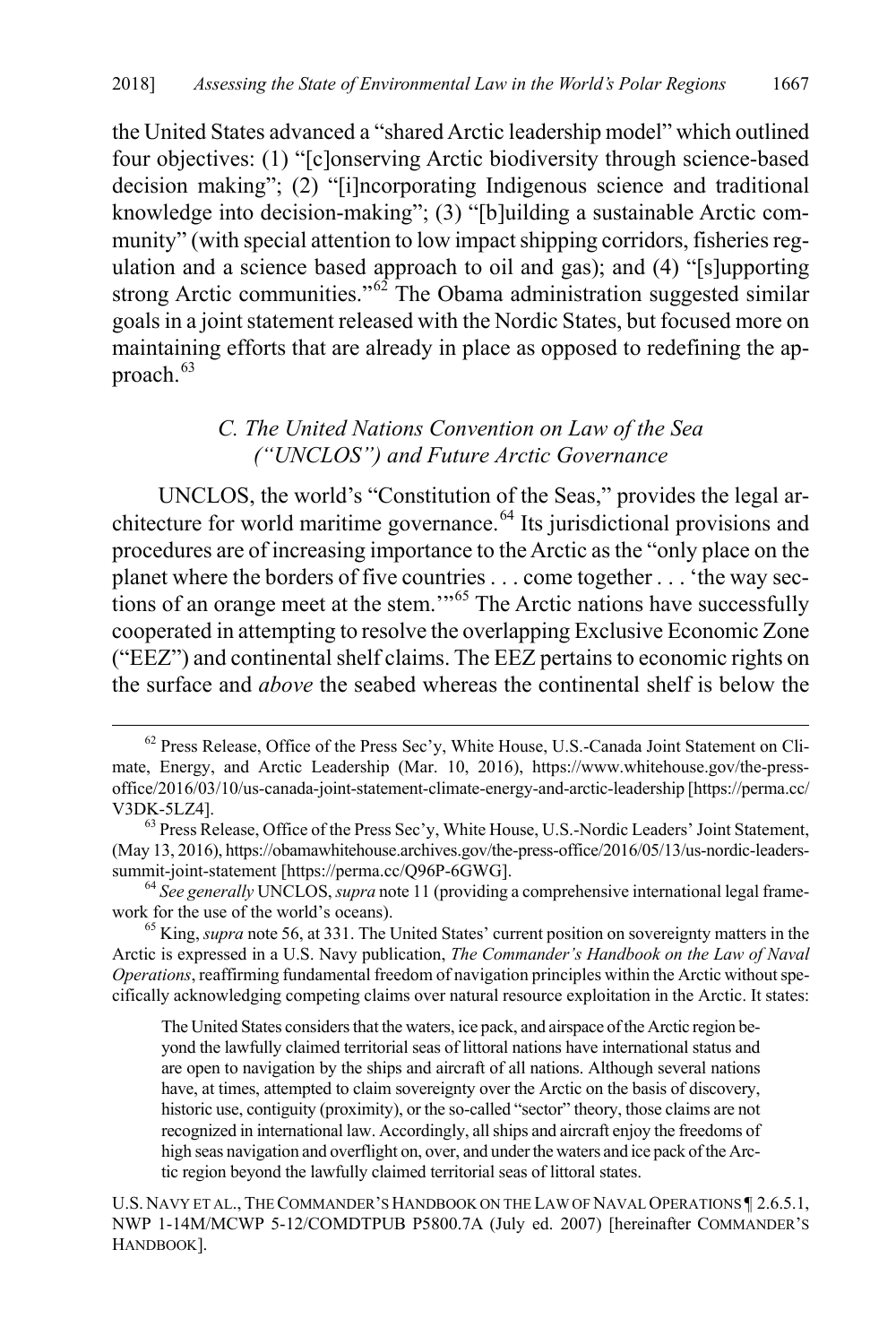the United States advanced a "shared Arctic leadership model" which outlined four objectives: (1) "[c]onserving Arctic biodiversity through science-based decision making"; (2) "[i]ncorporating Indigenous science and traditional knowledge into decision-making"; (3) "[b]uilding a sustainable Arctic community" (with special attention to low impact shipping corridors, fisheries regulation and a science based approach to oil and gas); and (4) "[s]upporting strong Arctic communities."[62] The Obama administration suggested similar goals in a joint statement released with the Nordic States, but focused more on maintaining efforts that are already in place as opposed to redefining the approach.[63]

### *C. The United Nations Convention on Law of the Sea ("UNCLOS") and Future Arctic Governance*

UNCLOS, the world's "Constitution of the Seas," provides the legal architecture for world maritime governance.[64] Its jurisdictional provisions and procedures are of increasing importance to the Arctic as the "only place on the planet where the borders of five countries . . . come together . . . 'the way sections of an orange meet at the stem.'"[65] The Arctic nations have successfully cooperated in attempting to resolve the overlapping Exclusive Economic Zone ("EEZ") and continental shelf claims. The EEZ pertains to economic rights on the surface and *above* the seabed whereas the continental shelf is below the

---

[62] Press Release, Office of the Press Sec'y, White House, U.S.-Canada Joint Statement on Climate, Energy, and Arctic Leadership (Mar. 10, 2016), https://www.whitehouse.gov/the-press-office/2016/03/10/us-canada-joint-statement-climate-energy-and-arctic-leadership [https://perma.cc/V3DK-5LZ4].

[63] Press Release, Office of the Press Sec'y, White House, U.S.-Nordic Leaders' Joint Statement, (May 13, 2016), https://obamawhitehouse.archives.gov/the-press-office/2016/05/13/us-nordic-leaders-summit-joint-statement [https://perma.cc/Q96P-6GWG].

[64] *See generally* UNCLOS, *supra* note 11 (providing a comprehensive international legal framework for the use of the world's oceans).

[65] King, *supra* note 56, at 331. The United States' current position on sovereignty matters in the Arctic is expressed in a U.S. Navy publication, *The Commander's Handbook on the Law of Naval Operations*, reaffirming fundamental freedom of navigation principles within the Arctic without specifically acknowledging competing claims over natural resource exploitation in the Arctic. It states:

> The United States considers that the waters, ice pack, and airspace of the Arctic region beyond the lawfully claimed territorial seas of littoral nations have international status and are open to navigation by the ships and aircraft of all nations. Although several nations have, at times, attempted to claim sovereignty over the Arctic on the basis of discovery, historic use, contiguity (proximity), or the so-called "sector" theory, those claims are not recognized in international law. Accordingly, all ships and aircraft enjoy the freedoms of high seas navigation and overflight on, over, and under the waters and ice pack of the Arctic region beyond the lawfully claimed territorial seas of littoral states.

U.S. NAVY ET AL., THE COMMANDER'S HANDBOOK ON THE LAW OF NAVAL OPERATIONS ¶ 2.6.5.1, NWP 1-14M/MCWP 5-12/COMDTPUB P5800.7A (July ed. 2007) [hereinafter COMMANDER'S HANDBOOK].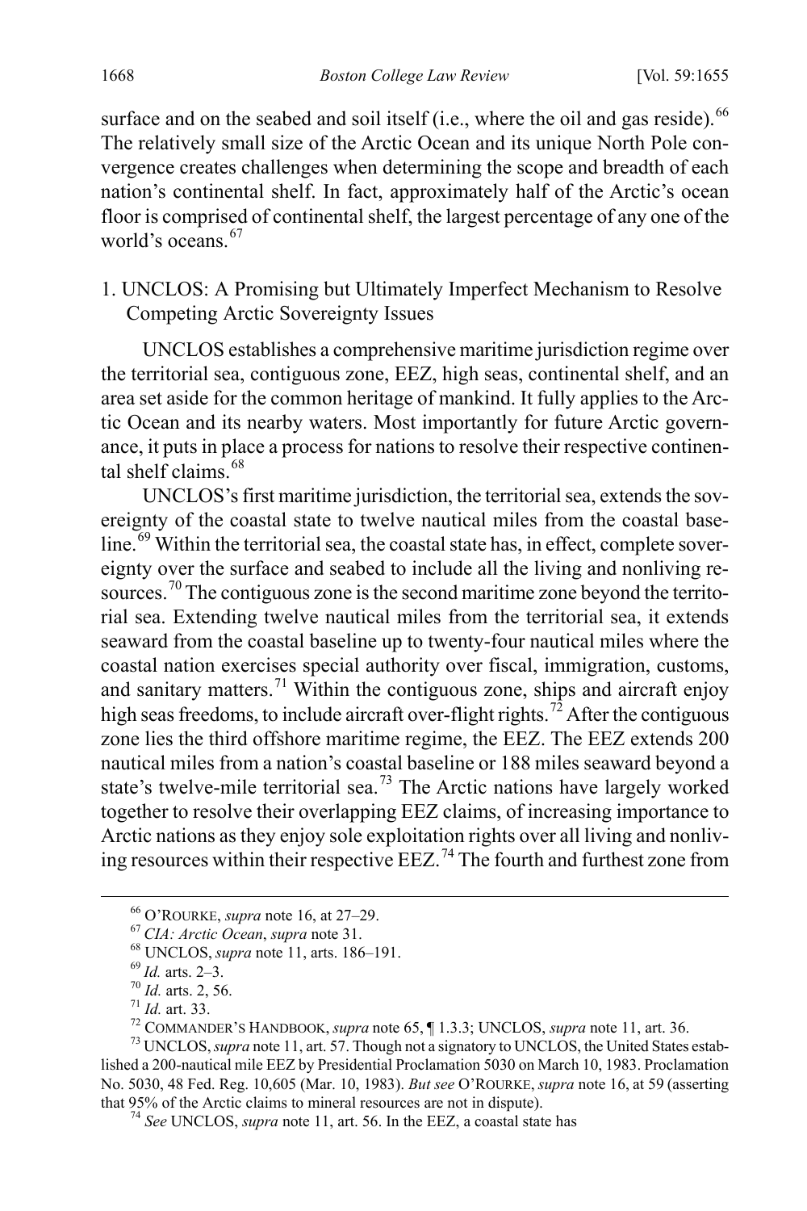surface and on the seabed and soil itself (i.e., where the oil and gas reside).[66] The relatively small size of the Arctic Ocean and its unique North Pole convergence creates challenges when determining the scope and breadth of each nation's continental shelf. In fact, approximately half of the Arctic's ocean floor is comprised of continental shelf, the largest percentage of any one of the world's oceans.[67]

### 1. UNCLOS: A Promising but Ultimately Imperfect Mechanism to Resolve Competing Arctic Sovereignty Issues

UNCLOS establishes a comprehensive maritime jurisdiction regime over the territorial sea, contiguous zone, EEZ, high seas, continental shelf, and an area set aside for the common heritage of mankind. It fully applies to the Arctic Ocean and its nearby waters. Most importantly for future Arctic governance, it puts in place a process for nations to resolve their respective continental shelf claims.[68]

UNCLOS's first maritime jurisdiction, the territorial sea, extends the sovereignty of the coastal state to twelve nautical miles from the coastal baseline.[69] Within the territorial sea, the coastal state has, in effect, complete sovereignty over the surface and seabed to include all the living and nonliving resources.[70] The contiguous zone is the second maritime zone beyond the territorial sea. Extending twelve nautical miles from the territorial sea, it extends seaward from the coastal baseline up to twenty-four nautical miles where the coastal nation exercises special authority over fiscal, immigration, customs, and sanitary matters.[71] Within the contiguous zone, ships and aircraft enjoy high seas freedoms, to include aircraft over-flight rights.[72] After the contiguous zone lies the third offshore maritime regime, the EEZ. The EEZ extends 200 nautical miles from a nation's coastal baseline or 188 miles seaward beyond a state's twelve-mile territorial sea.[73] The Arctic nations have largely worked together to resolve their overlapping EEZ claims, of increasing importance to Arctic nations as they enjoy sole exploitation rights over all living and nonliving resources within their respective EEZ.[74] The fourth and furthest zone from

---

[66] O'ROURKE, *supra* note 16, at 27–29.

[67] *CIA: Arctic Ocean*, *supra* note 31.

[68] UNCLOS, *supra* note 11, arts. 186–191.

[69] *Id.* arts. 2–3.

[70] *Id.* arts. 2, 56.

[71] *Id.* art. 33.

[72] COMMANDER'S HANDBOOK, *supra* note 65, ¶ 1.3.3; UNCLOS, *supra* note 11, art. 36.

[73] UNCLOS, *supra* note 11, art. 57. Though not a signatory to UNCLOS, the United States established a 200-nautical mile EEZ by Presidential Proclamation 5030 on March 10, 1983. Proclamation No. 5030, 48 Fed. Reg. 10,605 (Mar. 10, 1983). *But see* O'ROURKE, *supra* note 16, at 59 (asserting that 95% of the Arctic claims to mineral resources are not in dispute).

[74] *See* UNCLOS, *supra* note 11, art. 56. In the EEZ, a coastal state has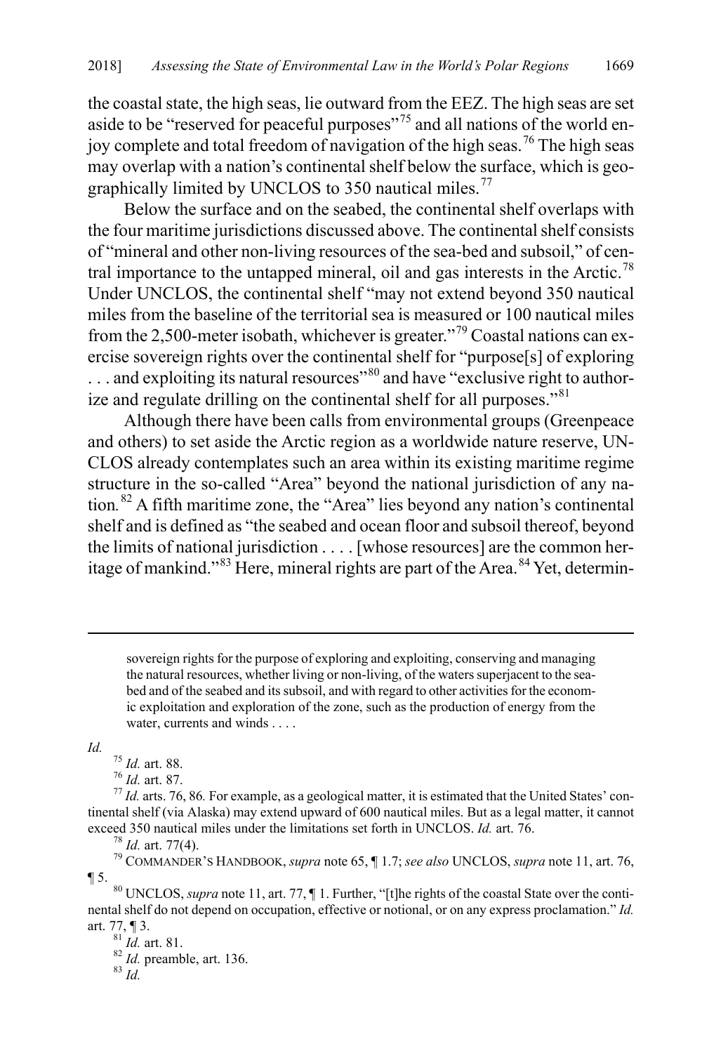the coastal state, the high seas, lie outward from the EEZ. The high seas are set aside to be "reserved for peaceful purposes"[75] and all nations of the world enjoy complete and total freedom of navigation of the high seas.[76] The high seas may overlap with a nation's continental shelf below the surface, which is geographically limited by UNCLOS to 350 nautical miles.[77]

Below the surface and on the seabed, the continental shelf overlaps with the four maritime jurisdictions discussed above. The continental shelf consists of "mineral and other non-living resources of the sea-bed and subsoil," of central importance to the untapped mineral, oil and gas interests in the Arctic.[78] Under UNCLOS, the continental shelf "may not extend beyond 350 nautical miles from the baseline of the territorial sea is measured or 100 nautical miles from the 2,500-meter isobath, whichever is greater."[79] Coastal nations can exercise sovereign rights over the continental shelf for "purpose[s] of exploring . . . and exploiting its natural resources"[80] and have "exclusive right to authorize and regulate drilling on the continental shelf for all purposes."[81]

Although there have been calls from environmental groups (Greenpeace and others) to set aside the Arctic region as a worldwide nature reserve, UNCLOS already contemplates such an area within its existing maritime regime structure in the so-called "Area" beyond the national jurisdiction of any nation.[82] A fifth maritime zone, the "Area" lies beyond any nation's continental shelf and is defined as "the seabed and ocean floor and subsoil thereof, beyond the limits of national jurisdiction . . . . [whose resources] are the common heritage of mankind."[83] Here, mineral rights are part of the Area.[84] Yet, determin-

---

> sovereign rights for the purpose of exploring and exploiting, conserving and managing the natural resources, whether living or non-living, of the waters superjacent to the seabed and of the seabed and its subsoil, and with regard to other activities for the economic exploitation and exploration of the zone, such as the production of energy from the water, currents and winds . . . .

*Id.*

[75] *Id.* art. 88.

[76] *Id.* art. 87.

[77] *Id.* arts. 76, 86. For example, as a geological matter, it is estimated that the United States' continental shelf (via Alaska) may extend upward of 600 nautical miles. But as a legal matter, it cannot exceed 350 nautical miles under the limitations set forth in UNCLOS. *Id.* art. 76.

[78] *Id.* art. 77(4).

[79] COMMANDER'S HANDBOOK, *supra* note 65, ¶ 1.7; *see also* UNCLOS, *supra* note 11, art. 76, ¶ 5.

[80] UNCLOS, *supra* note 11, art. 77, ¶ 1. Further, "[t]he rights of the coastal State over the continental shelf do not depend on occupation, effective or notional, or on any express proclamation." *Id.* art. 77, ¶ 3.

[81] *Id.* art. 81.

[82] *Id.* preamble, art. 136.

[83] *Id.*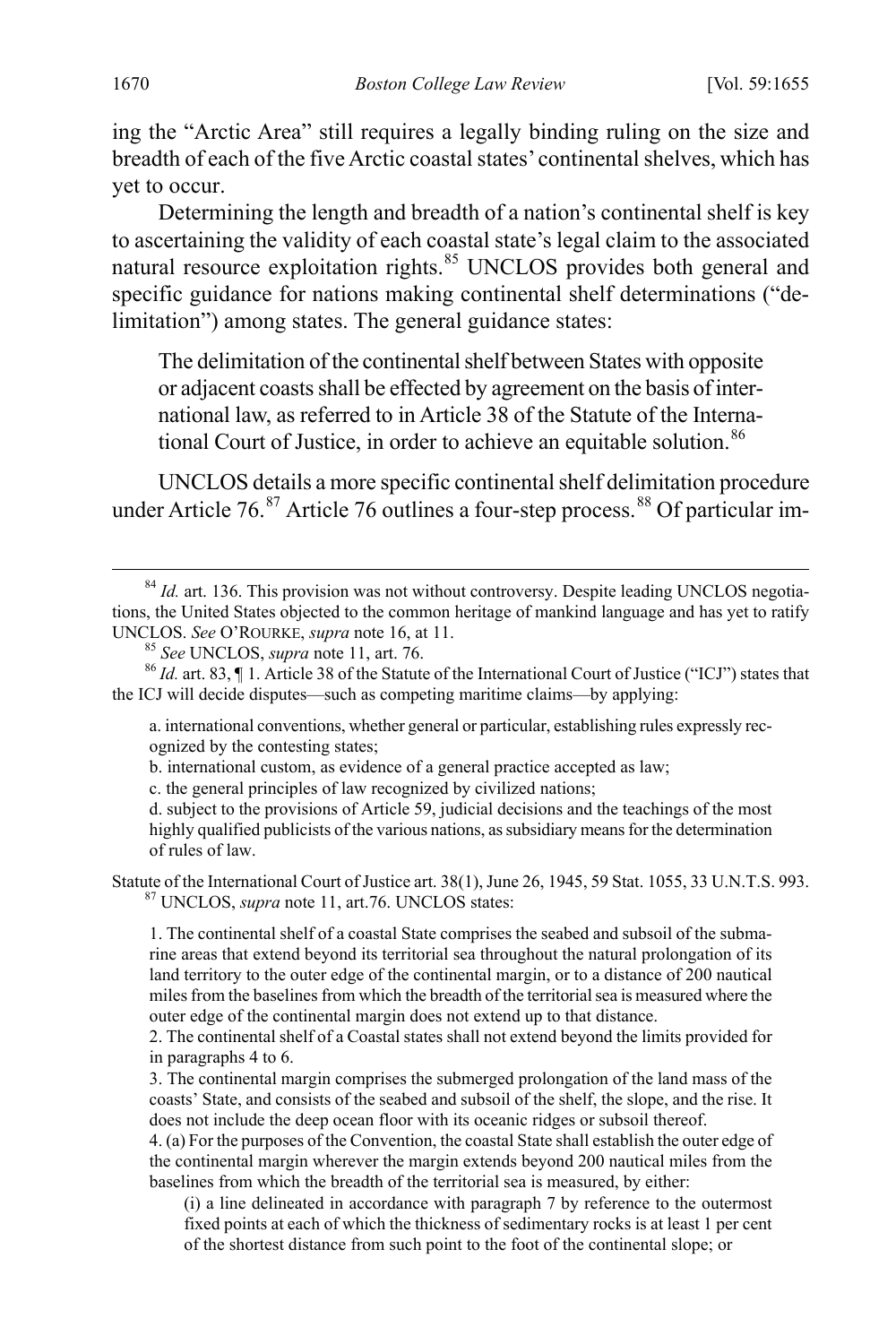ing the "Arctic Area" still requires a legally binding ruling on the size and breadth of each of the five Arctic coastal states' continental shelves, which has yet to occur.

Determining the length and breadth of a nation's continental shelf is key to ascertaining the validity of each coastal state's legal claim to the associated natural resource exploitation rights.[85] UNCLOS provides both general and specific guidance for nations making continental shelf determinations ("delimitation") among states. The general guidance states:

> The delimitation of the continental shelf between States with opposite or adjacent coasts shall be effected by agreement on the basis of international law, as referred to in Article 38 of the Statute of the International Court of Justice, in order to achieve an equitable solution.[86]

UNCLOS details a more specific continental shelf delimitation procedure under Article 76.[87] Article 76 outlines a four-step process.[88] Of particular im-

---

[84] *Id.* art. 136. This provision was not without controversy. Despite leading UNCLOS negotiations, the United States objected to the common heritage of mankind language and has yet to ratify UNCLOS. *See* O'ROURKE, *supra* note 16, at 11.

[85] *See* UNCLOS, *supra* note 11, art. 76.

[86] *Id.* art. 83, ¶ 1. Article 38 of the Statute of the International Court of Justice ("ICJ") states that the ICJ will decide disputes—such as competing maritime claims—by applying:

> a. international conventions, whether general or particular, establishing rules expressly recognized by the contesting states;
>
> b. international custom, as evidence of a general practice accepted as law;
>
> c. the general principles of law recognized by civilized nations;
>
> d. subject to the provisions of Article 59, judicial decisions and the teachings of the most highly qualified publicists of the various nations, as subsidiary means for the determination of rules of law.

Statute of the International Court of Justice art. 38(1), June 26, 1945, 59 Stat. 1055, 33 U.N.T.S. 993.

[87] UNCLOS, *supra* note 11, art.76. UNCLOS states:

> 1. The continental shelf of a coastal State comprises the seabed and subsoil of the submarine areas that extend beyond its territorial sea throughout the natural prolongation of its land territory to the outer edge of the continental margin, or to a distance of 200 nautical miles from the baselines from which the breadth of the territorial sea is measured where the outer edge of the continental margin does not extend up to that distance.
>
> 2. The continental shelf of a Coastal states shall not extend beyond the limits provided for in paragraphs 4 to 6.
>
> 3. The continental margin comprises the submerged prolongation of the land mass of the coasts' State, and consists of the seabed and subsoil of the shelf, the slope, and the rise. It does not include the deep ocean floor with its oceanic ridges or subsoil thereof.
>
> 4. (a) For the purposes of the Convention, the coastal State shall establish the outer edge of the continental margin wherever the margin extends beyond 200 nautical miles from the baselines from which the breadth of the territorial sea is measured, by either:
>
> > (i) a line delineated in accordance with paragraph 7 by reference to the outermost fixed points at each of which the thickness of sedimentary rocks is at least 1 per cent of the shortest distance from such point to the foot of the continental slope; or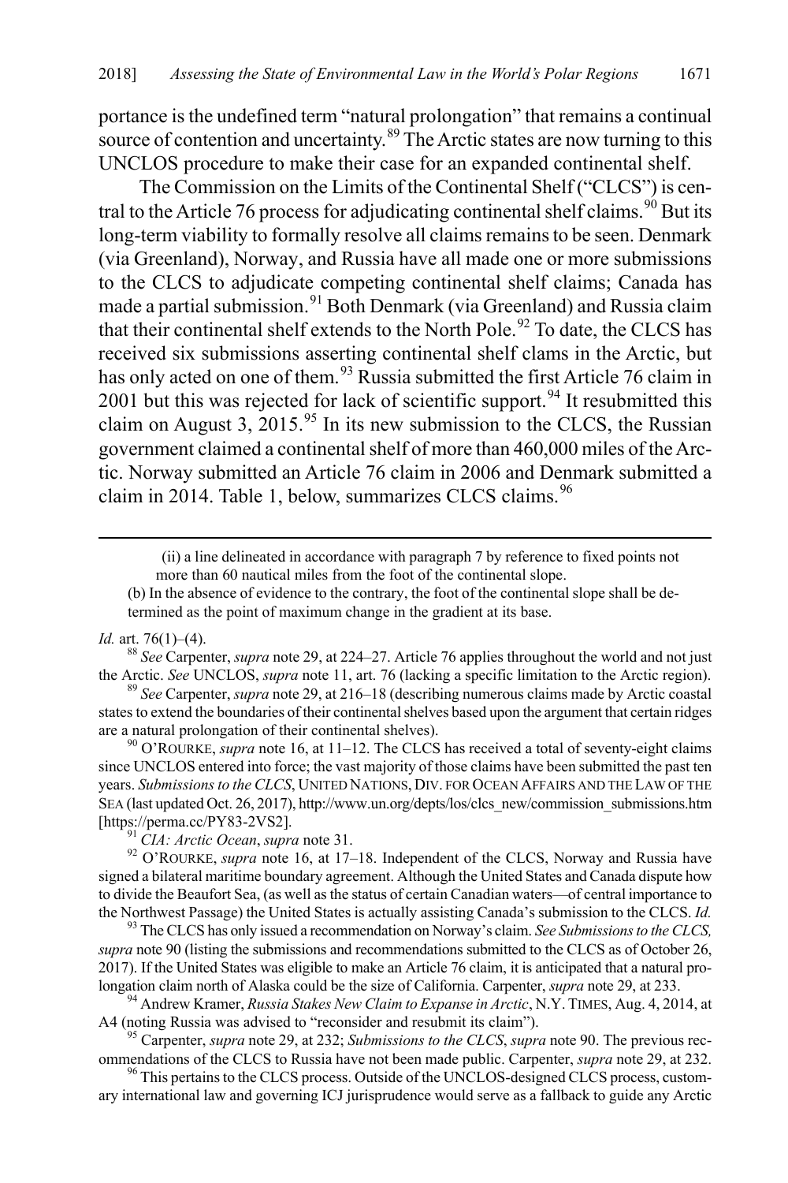portance is the undefined term "natural prolongation" that remains a continual source of contention and uncertainty.[89] The Arctic states are now turning to this UNCLOS procedure to make their case for an expanded continental shelf.

The Commission on the Limits of the Continental Shelf ("CLCS") is central to the Article 76 process for adjudicating continental shelf claims.[90] But its long-term viability to formally resolve all claims remains to be seen. Denmark (via Greenland), Norway, and Russia have all made one or more submissions to the CLCS to adjudicate competing continental shelf claims; Canada has made a partial submission.[91] Both Denmark (via Greenland) and Russia claim that their continental shelf extends to the North Pole.[92] To date, the CLCS has received six submissions asserting continental shelf clams in the Arctic, but has only acted on one of them.[93] Russia submitted the first Article 76 claim in 2001 but this was rejected for lack of scientific support.[94] It resubmitted this claim on August 3, 2015.[95] In its new submission to the CLCS, the Russian government claimed a continental shelf of more than 460,000 miles of the Arctic. Norway submitted an Article 76 claim in 2006 and Denmark submitted a claim in 2014. Table 1, below, summarizes CLCS claims.[96]

---

(ii) a line delineated in accordance with paragraph 7 by reference to fixed points not more than 60 nautical miles from the foot of the continental slope.

(b) In the absence of evidence to the contrary, the foot of the continental slope shall be determined as the point of maximum change in the gradient at its base.

*Id.* art. 76(1)–(4).

[88] *See* Carpenter, *supra* note 29, at 224–27. Article 76 applies throughout the world and not just the Arctic. *See* UNCLOS, *supra* note 11, art. 76 (lacking a specific limitation to the Arctic region).

[89] *See* Carpenter, *supra* note 29, at 216–18 (describing numerous claims made by Arctic coastal states to extend the boundaries of their continental shelves based upon the argument that certain ridges are a natural prolongation of their continental shelves).

[90] O'ROURKE, *supra* note 16, at 11–12. The CLCS has received a total of seventy-eight claims since UNCLOS entered into force; the vast majority of those claims have been submitted the past ten years. *Submissions to the CLCS*, UNITED NATIONS, DIV. FOR OCEAN AFFAIRS AND THE LAW OF THE SEA (last updated Oct. 26, 2017), http://www.un.org/depts/los/clcs_new/commission_submissions.htm [https://perma.cc/PY83-2VS2].

[91] *CIA: Arctic Ocean*, *supra* note 31.

[92] O'ROURKE, *supra* note 16, at 17–18. Independent of the CLCS, Norway and Russia have signed a bilateral maritime boundary agreement. Although the United States and Canada dispute how to divide the Beaufort Sea, (as well as the status of certain Canadian waters—of central importance to the Northwest Passage) the United States is actually assisting Canada's submission to the CLCS. *Id.*

[93] The CLCS has only issued a recommendation on Norway's claim. *See Submissions to the CLCS*, *supra* note 90 (listing the submissions and recommendations submitted to the CLCS as of October 26, 2017). If the United States was eligible to make an Article 76 claim, it is anticipated that a natural prolongation claim north of Alaska could be the size of California. Carpenter, *supra* note 29, at 233.

[94] Andrew Kramer, *Russia Stakes New Claim to Expanse in Arctic*, N.Y. TIMES, Aug. 4, 2014, at A4 (noting Russia was advised to "reconsider and resubmit its claim").

[95] Carpenter, *supra* note 29, at 232; *Submissions to the CLCS*, *supra* note 90. The previous recommendations of the CLCS to Russia have not been made public. Carpenter, *supra* note 29, at 232.

[96] This pertains to the CLCS process. Outside of the UNCLOS-designed CLCS process, customary international law and governing ICJ jurisprudence would serve as a fallback to guide any Arctic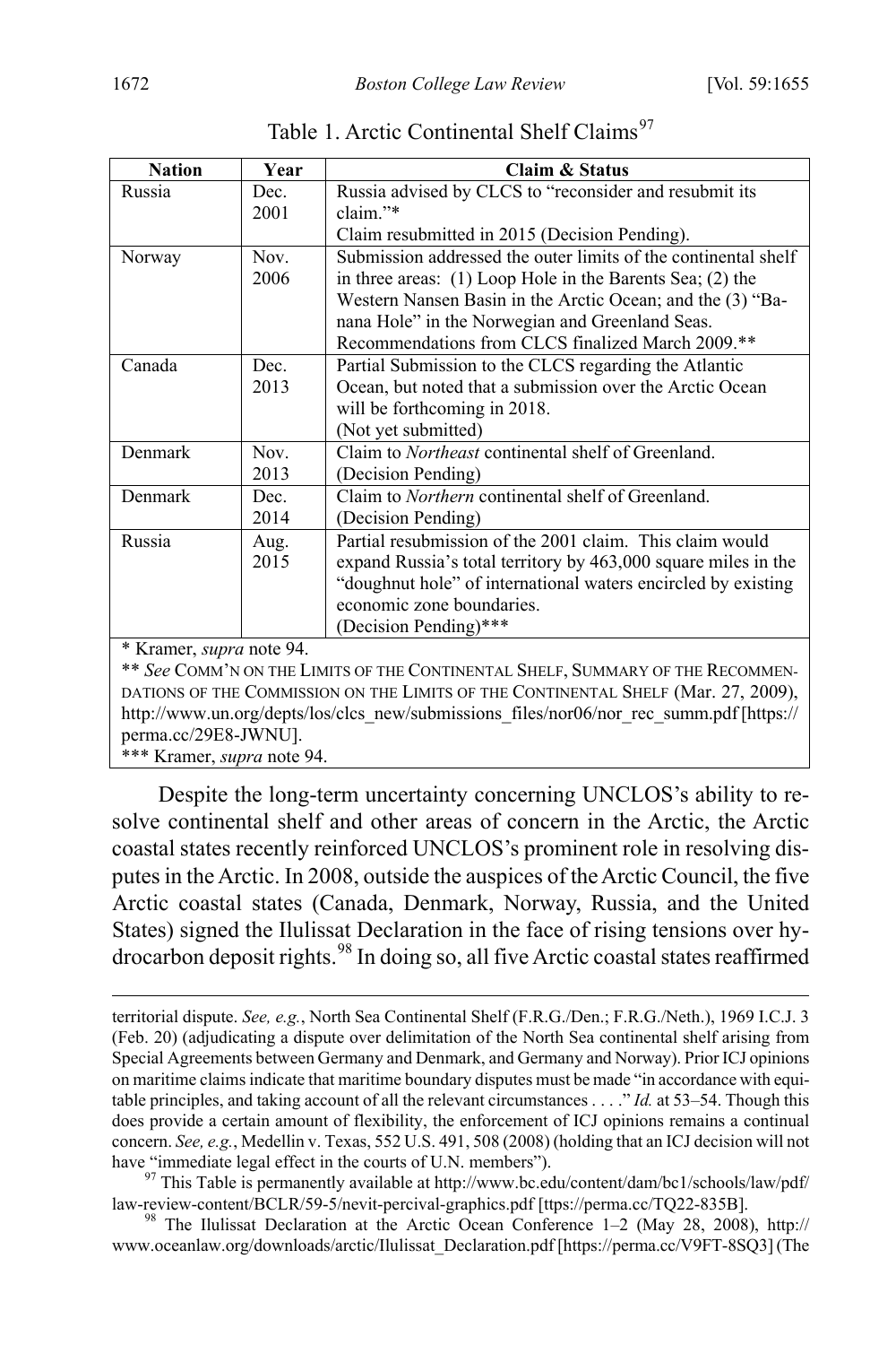Table 1. Arctic Continental Shelf Claims[97]

| Nation | Year | Claim & Status |
|---|---|---|
| Russia | Dec. 2001 | Russia advised by CLCS to "reconsider and resubmit its claim."* Claim resubmitted in 2015 (Decision Pending). |
| Norway | Nov. 2006 | Submission addressed the outer limits of the continental shelf in three areas: (1) Loop Hole in the Barents Sea; (2) the Western Nansen Basin in the Arctic Ocean; and the (3) "Banana Hole" in the Norwegian and Greenland Seas. Recommendations from CLCS finalized March 2009.** |
| Canada | Dec. 2013 | Partial Submission to the CLCS regarding the Atlantic Ocean, but noted that a submission over the Arctic Ocean will be forthcoming in 2018. (Not yet submitted) |
| Denmark | Nov. 2013 | Claim to *Northeast* continental shelf of Greenland. (Decision Pending) |
| Denmark | Dec. 2014 | Claim to *Northern* continental shelf of Greenland. (Decision Pending) |
| Russia | Aug. 2015 | Partial resubmission of the 2001 claim. This claim would expand Russia's total territory by 463,000 square miles in the "doughnut hole" of international waters encircled by existing economic zone boundaries. (Decision Pending)*** |

\* Kramer, *supra* note 94.

** *See* COMM'N ON THE LIMITS OF THE CONTINENTAL SHELF, SUMMARY OF THE RECOMMENDATIONS OF THE COMMISSION ON THE LIMITS OF THE CONTINENTAL SHELF (Mar. 27, 2009), http://www.un.org/depts/los/clcs_new/submissions_files/nor06/nor_rec_summ.pdf [https://perma.cc/29E8-JWNU].

*** Kramer, *supra* note 94.

Despite the long-term uncertainty concerning UNCLOS's ability to resolve continental shelf and other areas of concern in the Arctic, the Arctic coastal states recently reinforced UNCLOS's prominent role in resolving disputes in the Arctic. In 2008, outside the auspices of the Arctic Council, the five Arctic coastal states (Canada, Denmark, Norway, Russia, and the United States) signed the Ilulissat Declaration in the face of rising tensions over hydrocarbon deposit rights.[98] In doing so, all five Arctic coastal states reaffirmed

---

territorial dispute. *See, e.g.*, North Sea Continental Shelf (F.R.G./Den.; F.R.G./Neth.), 1969 I.C.J. 3 (Feb. 20) (adjudicating a dispute over delimitation of the North Sea continental shelf arising from Special Agreements between Germany and Denmark, and Germany and Norway). Prior ICJ opinions on maritime claims indicate that maritime boundary disputes must be made "in accordance with equitable principles, and taking account of all the relevant circumstances . . . ." *Id.* at 53–54. Though this does provide a certain amount of flexibility, the enforcement of ICJ opinions remains a continual concern. *See, e.g.*, Medellin v. Texas, 552 U.S. 491, 508 (2008) (holding that an ICJ decision will not have "immediate legal effect in the courts of U.N. members").

[97] This Table is permanently available at http://www.bc.edu/content/dam/bc1/schools/law/pdf/law-review-content/BCLR/59-5/nevit-percival-graphics.pdf [ttps://perma.cc/TQ22-835B].

[98] The Ilulissat Declaration at the Arctic Ocean Conference 1–2 (May 28, 2008), http://www.oceanlaw.org/downloads/arctic/Ilulissat_Declaration.pdf [https://perma.cc/V9FT-8SQ3] (The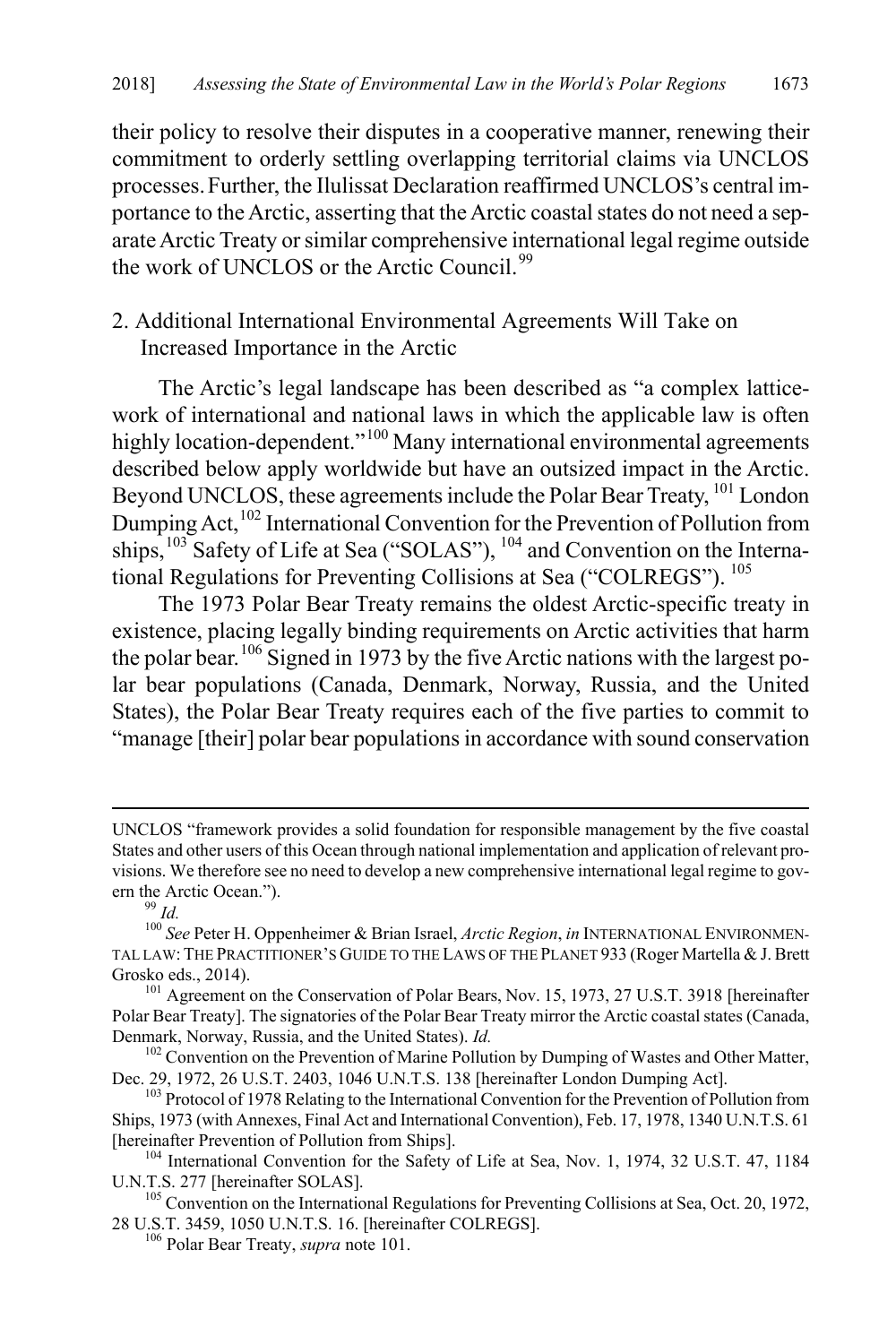their policy to resolve their disputes in a cooperative manner, renewing their commitment to orderly settling overlapping territorial claims via UNCLOS processes. Further, the Ilulissat Declaration reaffirmed UNCLOS's central importance to the Arctic, asserting that the Arctic coastal states do not need a separate Arctic Treaty or similar comprehensive international legal regime outside the work of UNCLOS or the Arctic Council.[99]

### 2. Additional International Environmental Agreements Will Take on Increased Importance in the Arctic

The Arctic's legal landscape has been described as "a complex latticework of international and national laws in which the applicable law is often highly location-dependent."[100] Many international environmental agreements described below apply worldwide but have an outsized impact in the Arctic. Beyond UNCLOS, these agreements include the Polar Bear Treaty,[101] London Dumping Act,[102] International Convention for the Prevention of Pollution from ships,[103] Safety of Life at Sea ("SOLAS"),[104] and Convention on the International Regulations for Preventing Collisions at Sea ("COLREGS").[105]

The 1973 Polar Bear Treaty remains the oldest Arctic-specific treaty in existence, placing legally binding requirements on Arctic activities that harm the polar bear.[106] Signed in 1973 by the five Arctic nations with the largest polar bear populations (Canada, Denmark, Norway, Russia, and the United States), the Polar Bear Treaty requires each of the five parties to commit to "manage [their] polar bear populations in accordance with sound conservation

---

UNCLOS "framework provides a solid foundation for responsible management by the five coastal States and other users of this Ocean through national implementation and application of relevant provisions. We therefore see no need to develop a new comprehensive international legal regime to govern the Arctic Ocean.").

[99] *Id.*

[100] *See* Peter H. Oppenheimer & Brian Israel, *Arctic Region*, *in* INTERNATIONAL ENVIRONMENTAL LAW: THE PRACTITIONER'S GUIDE TO THE LAWS OF THE PLANET 933 (Roger Martella & J. Brett Grosko eds., 2014).

[101] Agreement on the Conservation of Polar Bears, Nov. 15, 1973, 27 U.S.T. 3918 [hereinafter Polar Bear Treaty]. The signatories of the Polar Bear Treaty mirror the Arctic coastal states (Canada, Denmark, Norway, Russia, and the United States). *Id.*

[102] Convention on the Prevention of Marine Pollution by Dumping of Wastes and Other Matter, Dec. 29, 1972, 26 U.S.T. 2403, 1046 U.N.T.S. 138 [hereinafter London Dumping Act].

[103] Protocol of 1978 Relating to the International Convention for the Prevention of Pollution from Ships, 1973 (with Annexes, Final Act and International Convention), Feb. 17, 1978, 1340 U.N.T.S. 61 [hereinafter Prevention of Pollution from Ships].

[104] International Convention for the Safety of Life at Sea, Nov. 1, 1974, 32 U.S.T. 47, 1184 U.N.T.S. 277 [hereinafter SOLAS].

[105] Convention on the International Regulations for Preventing Collisions at Sea, Oct. 20, 1972, 28 U.S.T. 3459, 1050 U.N.T.S. 16. [hereinafter COLREGS].

[106] Polar Bear Treaty, *supra* note 101.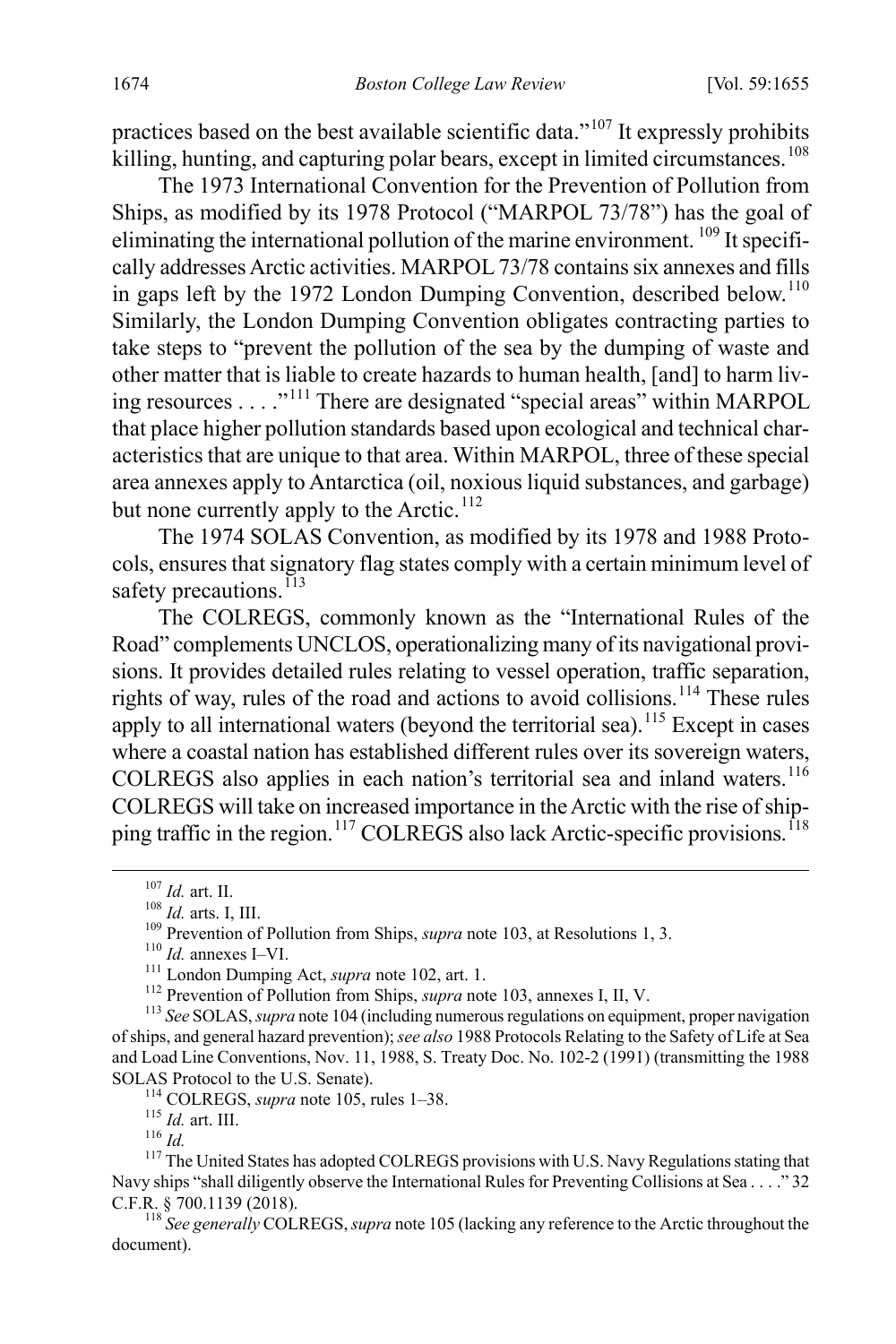practices based on the best available scientific data."[107] It expressly prohibits killing, hunting, and capturing polar bears, except in limited circumstances.[108]

The 1973 International Convention for the Prevention of Pollution from Ships, as modified by its 1978 Protocol ("MARPOL 73/78") has the goal of eliminating the international pollution of the marine environment. [109] It specifically addresses Arctic activities. MARPOL 73/78 contains six annexes and fills in gaps left by the 1972 London Dumping Convention, described below.[110] Similarly, the London Dumping Convention obligates contracting parties to take steps to "prevent the pollution of the sea by the dumping of waste and other matter that is liable to create hazards to human health, [and] to harm living resources . . . ."[111] There are designated "special areas" within MARPOL that place higher pollution standards based upon ecological and technical characteristics that are unique to that area. Within MARPOL, three of these special area annexes apply to Antarctica (oil, noxious liquid substances, and garbage) but none currently apply to the Arctic.[112]

The 1974 SOLAS Convention, as modified by its 1978 and 1988 Protocols, ensures that signatory flag states comply with a certain minimum level of safety precautions.[113]

The COLREGS, commonly known as the "International Rules of the Road" complements UNCLOS, operationalizing many of its navigational provisions. It provides detailed rules relating to vessel operation, traffic separation, rights of way, rules of the road and actions to avoid collisions.[114] These rules apply to all international waters (beyond the territorial sea).[115] Except in cases where a coastal nation has established different rules over its sovereign waters, COLREGS also applies in each nation's territorial sea and inland waters.[116] COLREGS will take on increased importance in the Arctic with the rise of shipping traffic in the region.[117] COLREGS also lack Arctic-specific provisions.[118]

---

[107] *Id.* art. II.

[108] *Id.* arts. I, III.

[109] Prevention of Pollution from Ships, *supra* note 103, at Resolutions 1, 3.

[110] *Id.* annexes I–VI.

[111] London Dumping Act, *supra* note 102, art. 1.

[112] Prevention of Pollution from Ships, *supra* note 103, annexes I, II, V.

[113] *See* SOLAS, *supra* note 104 (including numerous regulations on equipment, proper navigation of ships, and general hazard prevention); *see also* 1988 Protocols Relating to the Safety of Life at Sea and Load Line Conventions, Nov. 11, 1988, S. Treaty Doc. No. 102-2 (1991) (transmitting the 1988 SOLAS Protocol to the U.S. Senate).

[114] COLREGS, *supra* note 105, rules 1–38.

[115] *Id.* art. III.

[116] *Id.*

[117] The United States has adopted COLREGS provisions with U.S. Navy Regulations stating that Navy ships "shall diligently observe the International Rules for Preventing Collisions at Sea . . . ." 32 C.F.R. § 700.1139 (2018).

[118] *See generally* COLREGS, *supra* note 105 (lacking any reference to the Arctic throughout the document).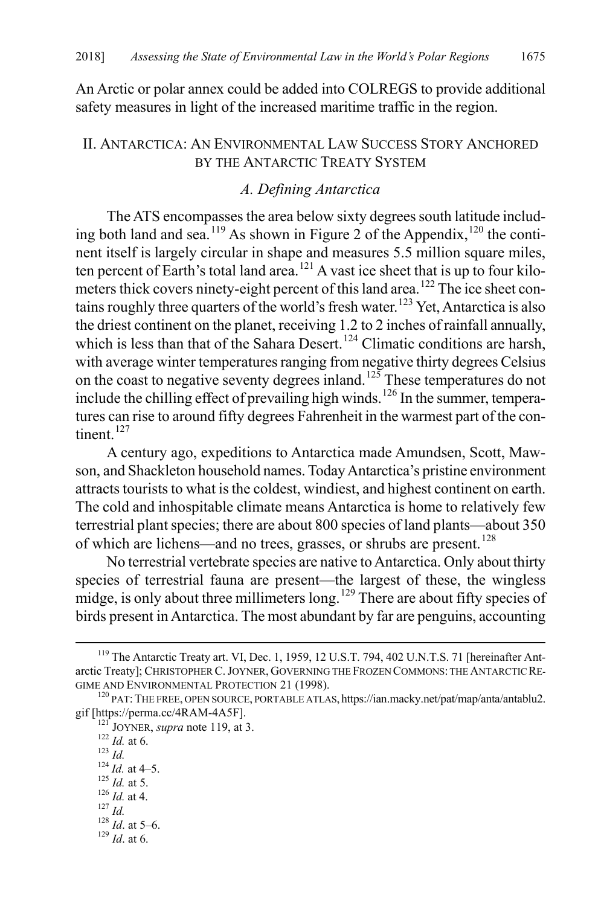An Arctic or polar annex could be added into COLREGS to provide additional safety measures in light of the increased maritime traffic in the region.

## II. Antarctica: An Environmental Law Success Story Anchored by the Antarctic Treaty System

### *A. Defining Antarctica*

The ATS encompasses the area below sixty degrees south latitude including both land and sea.[119] As shown in Figure 2 of the Appendix,[120] the continent itself is largely circular in shape and measures 5.5 million square miles, ten percent of Earth's total land area.[121] A vast ice sheet that is up to four kilometers thick covers ninety-eight percent of this land area.[122] The ice sheet contains roughly three quarters of the world's fresh water.[123] Yet, Antarctica is also the driest continent on the planet, receiving 1.2 to 2 inches of rainfall annually, which is less than that of the Sahara Desert.[124] Climatic conditions are harsh, with average winter temperatures ranging from negative thirty degrees Celsius on the coast to negative seventy degrees inland.[125] These temperatures do not include the chilling effect of prevailing high winds.[126] In the summer, temperatures can rise to around fifty degrees Fahrenheit in the warmest part of the continent.[127]

A century ago, expeditions to Antarctica made Amundsen, Scott, Mawson, and Shackleton household names. Today Antarctica's pristine environment attracts tourists to what is the coldest, windiest, and highest continent on earth. The cold and inhospitable climate means Antarctica is home to relatively few terrestrial plant species; there are about 800 species of land plants—about 350 of which are lichens—and no trees, grasses, or shrubs are present.[128]

No terrestrial vertebrate species are native to Antarctica. Only about thirty species of terrestrial fauna are present—the largest of these, the wingless midge, is only about three millimeters long.[129] There are about fifty species of birds present in Antarctica. The most abundant by far are penguins, accounting

---

[119] The Antarctic Treaty art. VI, Dec. 1, 1959, 12 U.S.T. 794, 402 U.N.T.S. 71 [hereinafter Antarctic Treaty]; Christopher C. Joyner, Governing the Frozen Commons: The Antarctic Regime and Environmental Protection 21 (1998).

[120] PAT: The Free, Open Source, Portable Atlas, https://ian.macky.net/pat/map/anta/antablu2.gif [https://perma.cc/4RAM-4A5F].

[121] Joyner, *supra* note 119, at 3.

[122] *Id.* at 6.

[123] *Id.*

[124] *Id.* at 4–5.

[125] *Id.* at 5.

[126] *Id.* at 4.

[127] *Id.*

[128] *Id*. at 5–6.

[129] *Id*. at 6.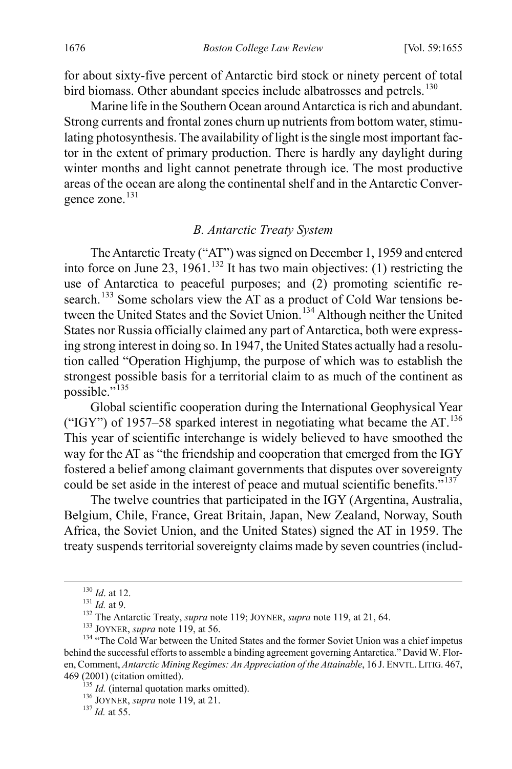for about sixty-five percent of Antarctic bird stock or ninety percent of total bird biomass. Other abundant species include albatrosses and petrels.[130]

Marine life in the Southern Ocean around Antarctica is rich and abundant. Strong currents and frontal zones churn up nutrients from bottom water, stimulating photosynthesis. The availability of light is the single most important factor in the extent of primary production. There is hardly any daylight during winter months and light cannot penetrate through ice. The most productive areas of the ocean are along the continental shelf and in the Antarctic Convergence zone.[131]

### *B. Antarctic Treaty System*

The Antarctic Treaty ("AT") was signed on December 1, 1959 and entered into force on June 23, 1961.[132] It has two main objectives: (1) restricting the use of Antarctica to peaceful purposes; and (2) promoting scientific research.[133] Some scholars view the AT as a product of Cold War tensions between the United States and the Soviet Union.[134] Although neither the United States nor Russia officially claimed any part of Antarctica, both were expressing strong interest in doing so. In 1947, the United States actually had a resolution called "Operation Highjump, the purpose of which was to establish the strongest possible basis for a territorial claim to as much of the continent as possible."[135]

Global scientific cooperation during the International Geophysical Year ("IGY") of 1957–58 sparked interest in negotiating what became the AT.[136] This year of scientific interchange is widely believed to have smoothed the way for the AT as "the friendship and cooperation that emerged from the IGY fostered a belief among claimant governments that disputes over sovereignty could be set aside in the interest of peace and mutual scientific benefits."[137]

The twelve countries that participated in the IGY (Argentina, Australia, Belgium, Chile, France, Great Britain, Japan, New Zealand, Norway, South Africa, the Soviet Union, and the United States) signed the AT in 1959. The treaty suspends territorial sovereignty claims made by seven countries (includ-

---

[130] *Id*. at 12.

[131] *Id.* at 9.

[132] The Antarctic Treaty, *supra* note 119; JOYNER, *supra* note 119, at 21, 64.

[133] JOYNER, *supra* note 119, at 56.

[134] "The Cold War between the United States and the former Soviet Union was a chief impetus behind the successful efforts to assemble a binding agreement governing Antarctica." David W. Floren, Comment, *Antarctic Mining Regimes: An Appreciation of the Attainable*, 16 J. ENVTL. LITIG. 467, 469 (2001) (citation omitted).

[135] *Id.* (internal quotation marks omitted).

[136] JOYNER, *supra* note 119, at 21.

[137] *Id.* at 55.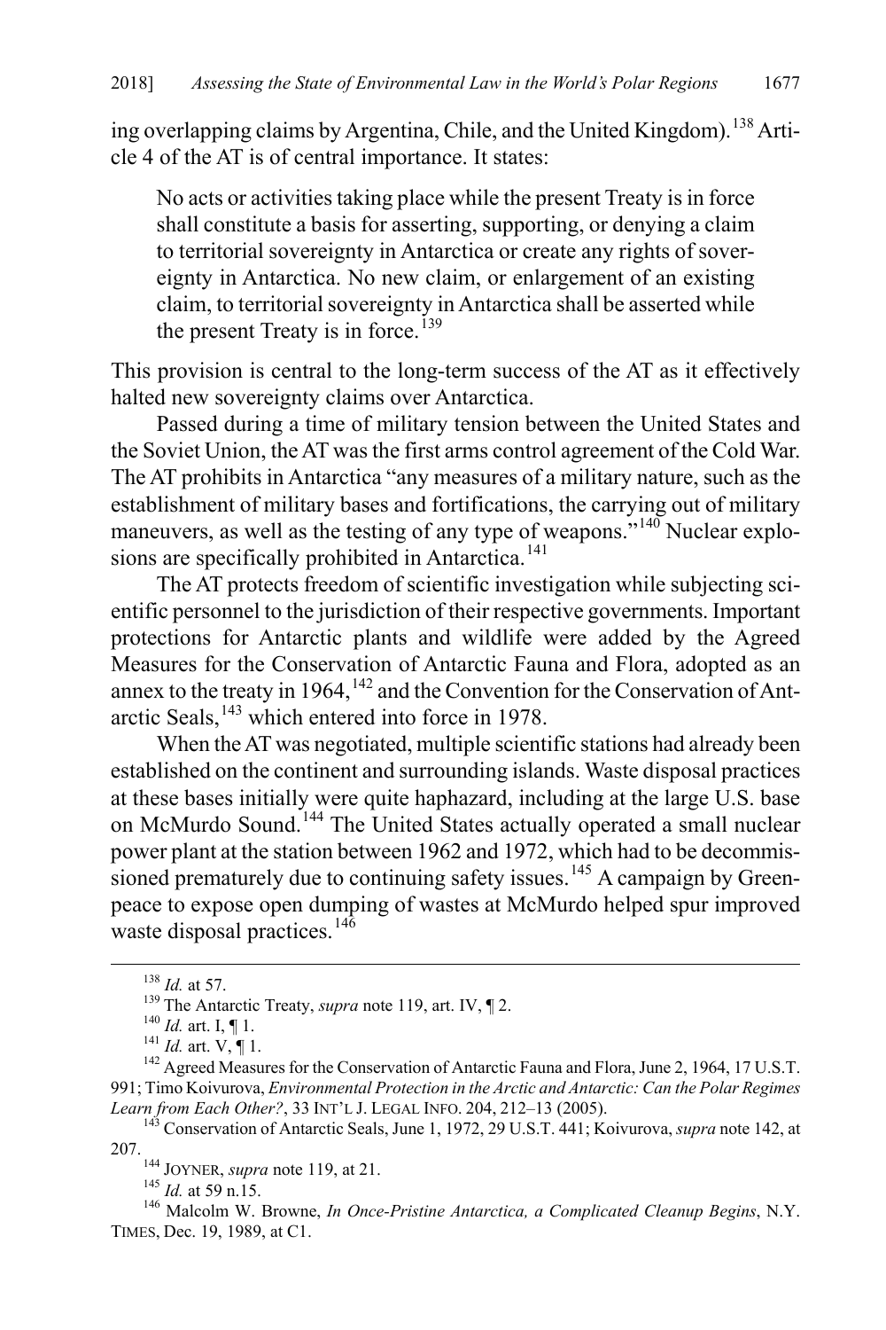ing overlapping claims by Argentina, Chile, and the United Kingdom).[138] Article 4 of the AT is of central importance. It states:

> No acts or activities taking place while the present Treaty is in force shall constitute a basis for asserting, supporting, or denying a claim to territorial sovereignty in Antarctica or create any rights of sovereignty in Antarctica. No new claim, or enlargement of an existing claim, to territorial sovereignty in Antarctica shall be asserted while the present Treaty is in force.[139]

This provision is central to the long-term success of the AT as it effectively halted new sovereignty claims over Antarctica.

Passed during a time of military tension between the United States and the Soviet Union, the AT was the first arms control agreement of the Cold War. The AT prohibits in Antarctica "any measures of a military nature, such as the establishment of military bases and fortifications, the carrying out of military maneuvers, as well as the testing of any type of weapons."[140] Nuclear explosions are specifically prohibited in Antarctica.[141]

The AT protects freedom of scientific investigation while subjecting scientific personnel to the jurisdiction of their respective governments. Important protections for Antarctic plants and wildlife were added by the Agreed Measures for the Conservation of Antarctic Fauna and Flora, adopted as an annex to the treaty in 1964,[142] and the Convention for the Conservation of Antarctic Seals,[143] which entered into force in 1978.

When the AT was negotiated, multiple scientific stations had already been established on the continent and surrounding islands. Waste disposal practices at these bases initially were quite haphazard, including at the large U.S. base on McMurdo Sound.[144] The United States actually operated a small nuclear power plant at the station between 1962 and 1972, which had to be decommissioned prematurely due to continuing safety issues.[145] A campaign by Greenpeace to expose open dumping of wastes at McMurdo helped spur improved waste disposal practices.[146]

---

[138] *Id.* at 57.

[139] The Antarctic Treaty, *supra* note 119, art. IV, ¶ 2.

[140] *Id.* art. I, ¶ 1.

[141] *Id.* art. V, ¶ 1.

[142] Agreed Measures for the Conservation of Antarctic Fauna and Flora, June 2, 1964, 17 U.S.T. 991; Timo Koivurova, *Environmental Protection in the Arctic and Antarctic: Can the Polar Regimes Learn from Each Other?*, 33 INT'L J. LEGAL INFO. 204, 212–13 (2005).

[143] Conservation of Antarctic Seals, June 1, 1972, 29 U.S.T. 441; Koivurova, *supra* note 142, at 207.

[144] JOYNER, *supra* note 119, at 21.

[145] *Id.* at 59 n.15.

[146] Malcolm W. Browne, *In Once-Pristine Antarctica, a Complicated Cleanup Begins*, N.Y. TIMES, Dec. 19, 1989, at C1.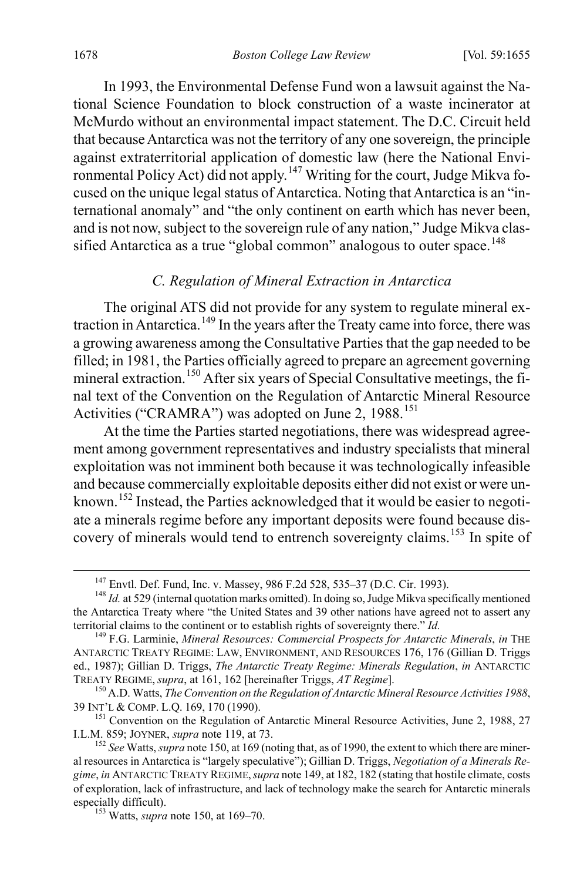In 1993, the Environmental Defense Fund won a lawsuit against the National Science Foundation to block construction of a waste incinerator at McMurdo without an environmental impact statement. The D.C. Circuit held that because Antarctica was not the territory of any one sovereign, the principle against extraterritorial application of domestic law (here the National Environmental Policy Act) did not apply.[147] Writing for the court, Judge Mikva focused on the unique legal status of Antarctica. Noting that Antarctica is an "international anomaly" and "the only continent on earth which has never been, and is not now, subject to the sovereign rule of any nation," Judge Mikva classified Antarctica as a true "global common" analogous to outer space.[148]

### *C. Regulation of Mineral Extraction in Antarctica*

The original ATS did not provide for any system to regulate mineral extraction in Antarctica.[149] In the years after the Treaty came into force, there was a growing awareness among the Consultative Parties that the gap needed to be filled; in 1981, the Parties officially agreed to prepare an agreement governing mineral extraction.[150] After six years of Special Consultative meetings, the final text of the Convention on the Regulation of Antarctic Mineral Resource Activities ("CRAMRA") was adopted on June 2, 1988.[151]

At the time the Parties started negotiations, there was widespread agreement among government representatives and industry specialists that mineral exploitation was not imminent both because it was technologically infeasible and because commercially exploitable deposits either did not exist or were unknown.[152] Instead, the Parties acknowledged that it would be easier to negotiate a minerals regime before any important deposits were found because discovery of minerals would tend to entrench sovereignty claims.[153] In spite of

---

[147] Envtl. Def. Fund, Inc. v. Massey, 986 F.2d 528, 535–37 (D.C. Cir. 1993).

[148] *Id.* at 529 (internal quotation marks omitted). In doing so, Judge Mikva specifically mentioned the Antarctica Treaty where "the United States and 39 other nations have agreed not to assert any territorial claims to the continent or to establish rights of sovereignty there." *Id.*

[149] F.G. Larminie, *Mineral Resources: Commercial Prospects for Antarctic Minerals*, *in* THE ANTARCTIC TREATY REGIME: LAW, ENVIRONMENT, AND RESOURCES 176, 176 (Gillian D. Triggs ed., 1987); Gillian D. Triggs, *The Antarctic Treaty Regime: Minerals Regulation*, *in* ANTARCTIC TREATY REGIME, *supra*, at 161, 162 [hereinafter Triggs, *AT Regime*].

[150] A.D. Watts, *The Convention on the Regulation of Antarctic Mineral Resource Activities 1988*, 39 INT'L & COMP. L.Q. 169, 170 (1990).

[151] Convention on the Regulation of Antarctic Mineral Resource Activities, June 2, 1988, 27 I.L.M. 859; JOYNER, *supra* note 119, at 73.

[152] *See* Watts, *supra* note 150, at 169 (noting that, as of 1990, the extent to which there are mineral resources in Antarctica is "largely speculative"); Gillian D. Triggs, *Negotiation of a Minerals Regime*, *in* ANTARCTIC TREATY REGIME, *supra* note 149, at 182, 182 (stating that hostile climate, costs of exploration, lack of infrastructure, and lack of technology make the search for Antarctic minerals especially difficult).

[153] Watts, *supra* note 150, at 169–70.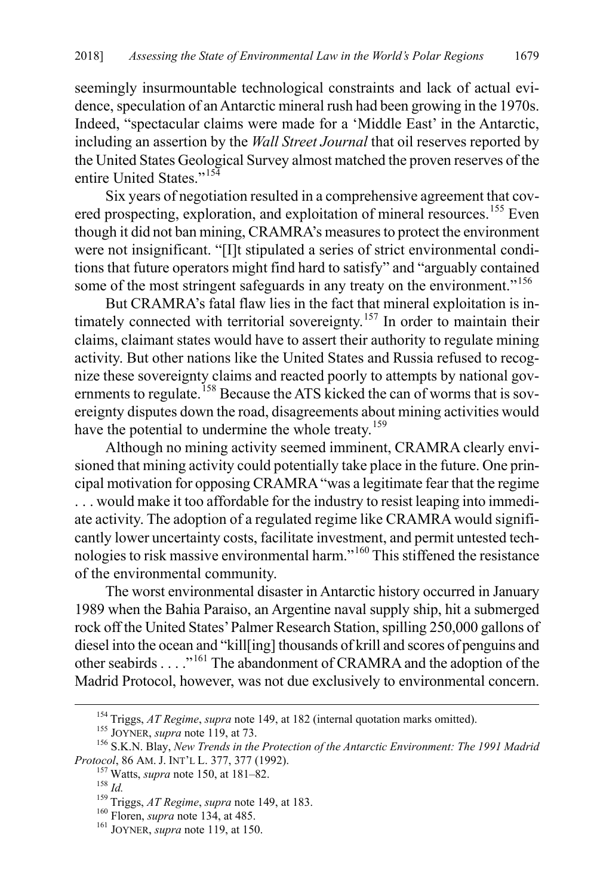seemingly insurmountable technological constraints and lack of actual evidence, speculation of an Antarctic mineral rush had been growing in the 1970s. Indeed, "spectacular claims were made for a 'Middle East' in the Antarctic, including an assertion by the *Wall Street Journal* that oil reserves reported by the United States Geological Survey almost matched the proven reserves of the entire United States."[154]

Six years of negotiation resulted in a comprehensive agreement that covered prospecting, exploration, and exploitation of mineral resources.[155] Even though it did not ban mining, CRAMRA's measures to protect the environment were not insignificant. "[I]t stipulated a series of strict environmental conditions that future operators might find hard to satisfy" and "arguably contained some of the most stringent safeguards in any treaty on the environment."[156]

But CRAMRA's fatal flaw lies in the fact that mineral exploitation is intimately connected with territorial sovereignty.[157] In order to maintain their claims, claimant states would have to assert their authority to regulate mining activity. But other nations like the United States and Russia refused to recognize these sovereignty claims and reacted poorly to attempts by national governments to regulate.[158] Because the ATS kicked the can of worms that is sovereignty disputes down the road, disagreements about mining activities would have the potential to undermine the whole treaty.[159]

Although no mining activity seemed imminent, CRAMRA clearly envisioned that mining activity could potentially take place in the future. One principal motivation for opposing CRAMRA "was a legitimate fear that the regime . . . would make it too affordable for the industry to resist leaping into immediate activity. The adoption of a regulated regime like CRAMRA would significantly lower uncertainty costs, facilitate investment, and permit untested technologies to risk massive environmental harm."[160] This stiffened the resistance of the environmental community.

The worst environmental disaster in Antarctic history occurred in January 1989 when the Bahia Paraiso, an Argentine naval supply ship, hit a submerged rock off the United States' Palmer Research Station, spilling 250,000 gallons of diesel into the ocean and "kill[ing] thousands of krill and scores of penguins and other seabirds . . . ."[161] The abandonment of CRAMRA and the adoption of the Madrid Protocol, however, was not due exclusively to environmental concern.

---

[154] Triggs, *AT Regime*, *supra* note 149, at 182 (internal quotation marks omitted).

[155] JOYNER, *supra* note 119, at 73.

[156] S.K.N. Blay, *New Trends in the Protection of the Antarctic Environment: The 1991 Madrid Protocol*, 86 AM. J. INT'L L. 377, 377 (1992).

[157] Watts, *supra* note 150, at 181–82.

[158] *Id.*

[159] Triggs, *AT Regime*, *supra* note 149, at 183.

[160] Floren, *supra* note 134, at 485.

[161] JOYNER, *supra* note 119, at 150.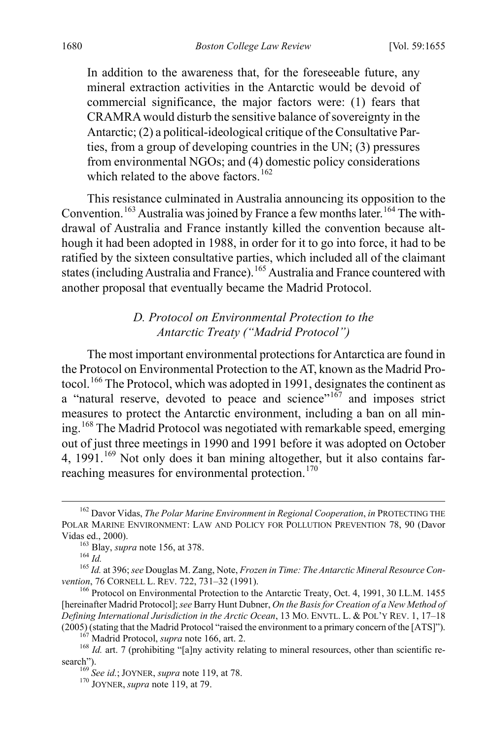> In addition to the awareness that, for the foreseeable future, any mineral extraction activities in the Antarctic would be devoid of commercial significance, the major factors were: (1) fears that CRAMRA would disturb the sensitive balance of sovereignty in the Antarctic; (2) a political-ideological critique of the Consultative Parties, from a group of developing countries in the UN; (3) pressures from environmental NGOs; and (4) domestic policy considerations which related to the above factors.[162]

This resistance culminated in Australia announcing its opposition to the Convention.[163] Australia was joined by France a few months later.[164] The withdrawal of Australia and France instantly killed the convention because although it had been adopted in 1988, in order for it to go into force, it had to be ratified by the sixteen consultative parties, which included all of the claimant states (including Australia and France).[165] Australia and France countered with another proposal that eventually became the Madrid Protocol.

### *D. Protocol on Environmental Protection to the Antarctic Treaty ("Madrid Protocol")*

The most important environmental protections for Antarctica are found in the Protocol on Environmental Protection to the AT, known as the Madrid Protocol.[166] The Protocol, which was adopted in 1991, designates the continent as a "natural reserve, devoted to peace and science"[167] and imposes strict measures to protect the Antarctic environment, including a ban on all mining.[168] The Madrid Protocol was negotiated with remarkable speed, emerging out of just three meetings in 1990 and 1991 before it was adopted on October 4, 1991.[169] Not only does it ban mining altogether, but it also contains far-reaching measures for environmental protection.[170]

---

[162] Davor Vidas, *The Polar Marine Environment in Regional Cooperation*, *in* PROTECTING THE POLAR MARINE ENVIRONMENT: LAW AND POLICY FOR POLLUTION PREVENTION 78, 90 (Davor Vidas ed., 2000).

[163] Blay, *supra* note 156, at 378.

[164] *Id.*

[165] *Id.* at 396; *see* Douglas M. Zang, Note, *Frozen in Time: The Antarctic Mineral Resource Convention*, 76 CORNELL L. REV. 722, 731–32 (1991).

[166] Protocol on Environmental Protection to the Antarctic Treaty, Oct. 4, 1991, 30 I.L.M. 1455 [hereinafter Madrid Protocol]; *see* Barry Hunt Dubner, *On the Basis for Creation of a New Method of Defining International Jurisdiction in the Arctic Ocean*, 13 MO. ENVTL. L. & POL'Y REV. 1, 17–18 (2005) (stating that the Madrid Protocol "raised the environment to a primary concern of the [ATS]").

[167] Madrid Protocol, *supra* note 166, art. 2.

[168] *Id.* art. 7 (prohibiting "[a]ny activity relating to mineral resources, other than scientific research").

[169] *See id.*; JOYNER, *supra* note 119, at 78.

[170] JOYNER, *supra* note 119, at 79.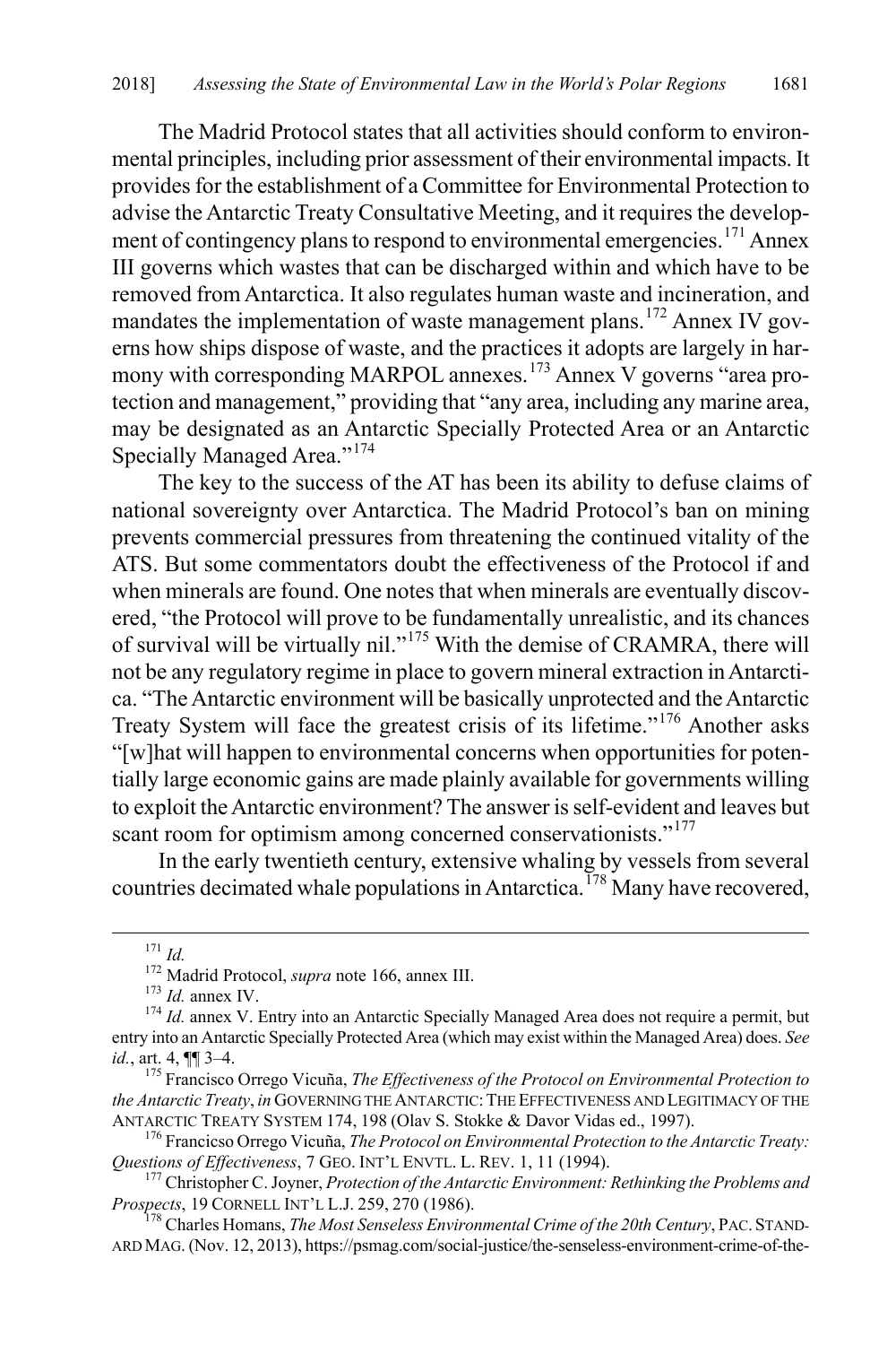The Madrid Protocol states that all activities should conform to environmental principles, including prior assessment of their environmental impacts. It provides for the establishment of a Committee for Environmental Protection to advise the Antarctic Treaty Consultative Meeting, and it requires the development of contingency plans to respond to environmental emergencies.[171] Annex III governs which wastes that can be discharged within and which have to be removed from Antarctica. It also regulates human waste and incineration, and mandates the implementation of waste management plans.[172] Annex IV governs how ships dispose of waste, and the practices it adopts are largely in harmony with corresponding MARPOL annexes.[173] Annex V governs "area protection and management," providing that "any area, including any marine area, may be designated as an Antarctic Specially Protected Area or an Antarctic Specially Managed Area."[174]

The key to the success of the AT has been its ability to defuse claims of national sovereignty over Antarctica. The Madrid Protocol's ban on mining prevents commercial pressures from threatening the continued vitality of the ATS. But some commentators doubt the effectiveness of the Protocol if and when minerals are found. One notes that when minerals are eventually discovered, "the Protocol will prove to be fundamentally unrealistic, and its chances of survival will be virtually nil."[175] With the demise of CRAMRA, there will not be any regulatory regime in place to govern mineral extraction in Antarctica. "The Antarctic environment will be basically unprotected and the Antarctic Treaty System will face the greatest crisis of its lifetime."[176] Another asks "[w]hat will happen to environmental concerns when opportunities for potentially large economic gains are made plainly available for governments willing to exploit the Antarctic environment? The answer is self-evident and leaves but scant room for optimism among concerned conservationists."[177]

In the early twentieth century, extensive whaling by vessels from several countries decimated whale populations in Antarctica.[178] Many have recovered,

---

[171] *Id.*

[172] Madrid Protocol, *supra* note 166, annex III.

[173] *Id.* annex IV.

[174] *Id.* annex V. Entry into an Antarctic Specially Managed Area does not require a permit, but entry into an Antarctic Specially Protected Area (which may exist within the Managed Area) does. *See id.*, art. 4, ¶¶ 3–4.

[175] Francisco Orrego Vicuña, *The Effectiveness of the Protocol on Environmental Protection to the Antarctic Treaty*, *in* GOVERNING THE ANTARCTIC: THE EFFECTIVENESS AND LEGITIMACY OF THE ANTARCTIC TREATY SYSTEM 174, 198 (Olav S. Stokke & Davor Vidas eds., 1997).

[176] Francicso Orrego Vicuña, *The Protocol on Environmental Protection to the Antarctic Treaty: Questions of Effectiveness*, 7 GEO. INT'L ENVTL. L. REV. 1, 11 (1994).

[177] Christopher C. Joyner, *Protection of the Antarctic Environment: Rethinking the Problems and Prospects*, 19 CORNELL INT'L L.J. 259, 270 (1986).

[178] Charles Homans, *The Most Senseless Environmental Crime of the 20th Century*, PAC. STANDARD MAG. (Nov. 12, 2013), https://psmag.com/social-justice/the-senseless-environment-crime-of-the-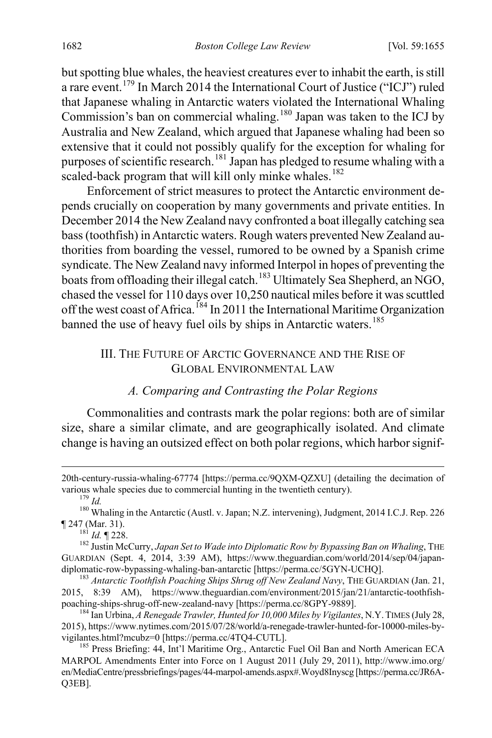but spotting blue whales, the heaviest creatures ever to inhabit the earth, is still a rare event.[179] In March 2014 the International Court of Justice ("ICJ") ruled that Japanese whaling in Antarctic waters violated the International Whaling Commission's ban on commercial whaling.[180] Japan was taken to the ICJ by Australia and New Zealand, which argued that Japanese whaling had been so extensive that it could not possibly qualify for the exception for whaling for purposes of scientific research.[181] Japan has pledged to resume whaling with a scaled-back program that will kill only minke whales.[182]

Enforcement of strict measures to protect the Antarctic environment depends crucially on cooperation by many governments and private entities. In December 2014 the New Zealand navy confronted a boat illegally catching sea bass (toothfish) in Antarctic waters. Rough waters prevented New Zealand authorities from boarding the vessel, rumored to be owned by a Spanish crime syndicate. The New Zealand navy informed Interpol in hopes of preventing the boats from offloading their illegal catch.[183] Ultimately Sea Shepherd, an NGO, chased the vessel for 110 days over 10,250 nautical miles before it was scuttled off the west coast of Africa.[184] In 2011 the International Maritime Organization banned the use of heavy fuel oils by ships in Antarctic waters.[185]

## III. THE FUTURE OF ARCTIC GOVERNANCE AND THE RISE OF GLOBAL ENVIRONMENTAL LAW

### *A. Comparing and Contrasting the Polar Regions*

Commonalities and contrasts mark the polar regions: both are of similar size, share a similar climate, and are geographically isolated. And climate change is having an outsized effect on both polar regions, which harbor signif-

---

20th-century-russia-whaling-67774 [https://perma.cc/9QXM-QZXU] (detailing the decimation of various whale species due to commercial hunting in the twentieth century).

[179] *Id.*

[180] Whaling in the Antarctic (Austl. v. Japan; N.Z. intervening), Judgment, 2014 I.C.J. Rep. 226 ¶ 247 (Mar. 31).

[181] *Id.* ¶ 228.

[182] Justin McCurry, *Japan Set to Wade into Diplomatic Row by Bypassing Ban on Whaling*, THE GUARDIAN (Sept. 4, 2014, 3:39 AM), https://www.theguardian.com/world/2014/sep/04/japan-diplomatic-row-bypassing-whaling-ban-antarctic [https://perma.cc/5GYN-UCHQ].

[183] *Antarctic Toothfish Poaching Ships Shrug off New Zealand Navy*, THE GUARDIAN (Jan. 21, 2015, 8:39 AM), https://www.theguardian.com/environment/2015/jan/21/antarctic-toothfish-poaching-ships-shrug-off-new-zealand-navy [https://perma.cc/8GPY-9889].

[184] Ian Urbina, *A Renegade Trawler, Hunted for 10,000 Miles by Vigilantes*, N.Y. TIMES (July 28, 2015), https://www.nytimes.com/2015/07/28/world/a-renegade-trawler-hunted-for-10000-miles-by-vigilantes.html?mcubz=0 [https://perma.cc/4TQ4-CUTL].

[185] Press Briefing: 44, Int'l Maritime Org., Antarctic Fuel Oil Ban and North American ECA MARPOL Amendments Enter into Force on 1 August 2011 (July 29, 2011), http://www.imo.org/en/MediaCentre/pressbriefings/pages/44-marpol-amends.aspx#.Woyd8Inyscg [https://perma.cc/JR6A-Q3EB].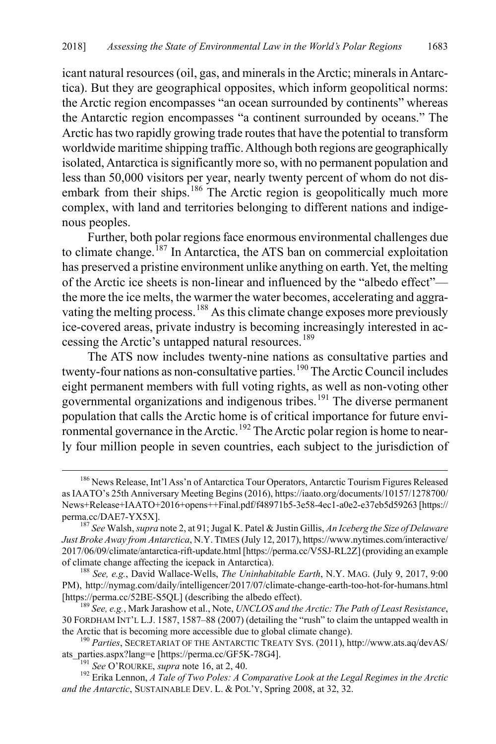icant natural resources (oil, gas, and minerals in the Arctic; minerals in Antarctica). But they are geographical opposites, which inform geopolitical norms: the Arctic region encompasses "an ocean surrounded by continents" whereas the Antarctic region encompasses "a continent surrounded by oceans." The Arctic has two rapidly growing trade routes that have the potential to transform worldwide maritime shipping traffic. Although both regions are geographically isolated, Antarctica is significantly more so, with no permanent population and less than 50,000 visitors per year, nearly twenty percent of whom do not disembark from their ships.[186] The Arctic region is geopolitically much more complex, with land and territories belonging to different nations and indigenous peoples.

Further, both polar regions face enormous environmental challenges due to climate change.[187] In Antarctica, the ATS ban on commercial exploitation has preserved a pristine environment unlike anything on earth. Yet, the melting of the Arctic ice sheets is non-linear and influenced by the "albedo effect"—the more the ice melts, the warmer the water becomes, accelerating and aggravating the melting process.[188] As this climate change exposes more previously ice-covered areas, private industry is becoming increasingly interested in accessing the Arctic's untapped natural resources.[189]

The ATS now includes twenty-nine nations as consultative parties and twenty-four nations as non-consultative parties.[190] The Arctic Council includes eight permanent members with full voting rights, as well as non-voting other governmental organizations and indigenous tribes.[191] The diverse permanent population that calls the Arctic home is of critical importance for future environmental governance in the Arctic.[192] The Arctic polar region is home to nearly four million people in seven countries, each subject to the jurisdiction of

---

[186] News Release, Int'l Ass'n of Antarctica Tour Operators, Antarctic Tourism Figures Released as IAATO's 25th Anniversary Meeting Begins (2016), https://iaato.org/documents/10157/1278700/News+Release+IAATO+2016+opens++Final.pdf/f48971b5-3e58-4ec1-a0e2-e37eb5d59263 [https://perma.cc/DAE7-YX5X].

[187] *See* Walsh, *supra* note 2, at 91; Jugal K. Patel & Justin Gillis, *An Iceberg the Size of Delaware Just Broke Away from Antarctica*, N.Y. TIMES (July 12, 2017), https://www.nytimes.com/interactive/2017/06/09/climate/antarctica-rift-update.html [https://perma.cc/V5SJ-RL2Z] (providing an example of climate change affecting the icepack in Antarctica).

[188] *See, e.g.*, David Wallace-Wells, *The Uninhabitable Earth*, N.Y. MAG. (July 9, 2017, 9:00 PM), http://nymag.com/daily/intelligencer/2017/07/climate-change-earth-too-hot-for-humans.html [https://perma.cc/52BE-S5QL] (describing the albedo effect).

[189] *See, e.g.*, Mark Jarashow et al., Note, *UNCLOS and the Arctic: The Path of Least Resistance*, 30 FORDHAM INT'L L.J. 1587, 1587–88 (2007) (detailing the "rush" to claim the untapped wealth in the Arctic that is becoming more accessible due to global climate change).

[190] *Parties*, SECRETARIAT OF THE ANTARCTIC TREATY SYS. (2011), http://www.ats.aq/devAS/ats_parties.aspx?lang=e [https://perma.cc/GF5K-78G4].

[191] *See* O'ROURKE, *supra* note 16, at 2, 40.

[192] Erika Lennon, *A Tale of Two Poles: A Comparative Look at the Legal Regimes in the Arctic and the Antarctic*, SUSTAINABLE DEV. L. & POL'Y, Spring 2008, at 32, 32.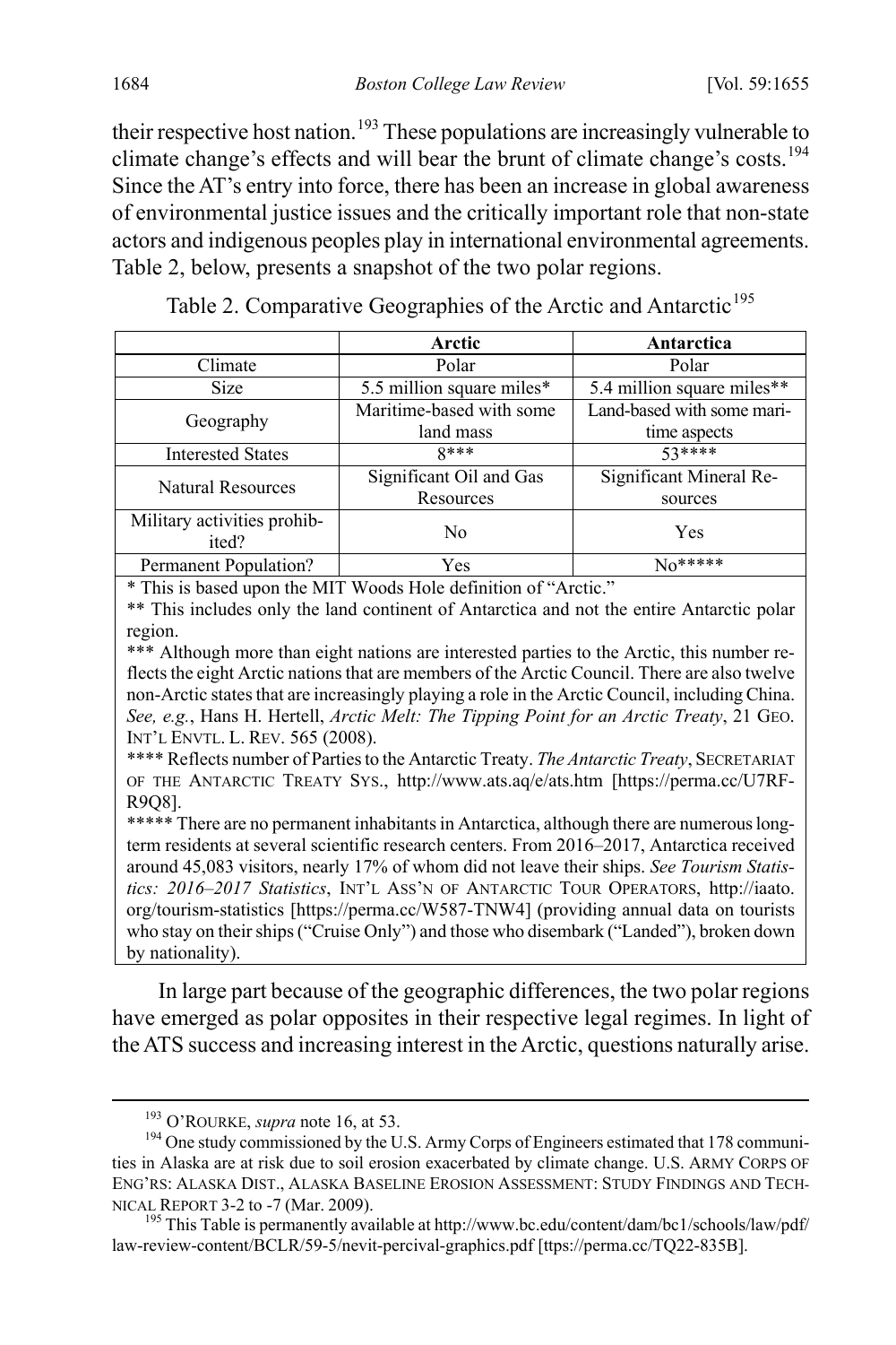their respective host nation.[193] These populations are increasingly vulnerable to climate change's effects and will bear the brunt of climate change's costs.[194] Since the AT's entry into force, there has been an increase in global awareness of environmental justice issues and the critically important role that non-state actors and indigenous peoples play in international environmental agreements. Table 2, below, presents a snapshot of the two polar regions.

Table 2. Comparative Geographies of the Arctic and Antarctic[195]

| | Arctic | Antarctica |
|---|---|---|
| Climate | Polar | Polar |
| Size | 5.5 million square miles* | 5.4 million square miles** |
| Geography | Maritime-based with some land mass | Land-based with some maritime aspects |
| Interested States | 8*** | 53**** |
| Natural Resources | Significant Oil and Gas Resources | Significant Mineral Resources |
| Military activities prohibited? | No | Yes |
| Permanent Population? | Yes | No***** |

\* This is based upon the MIT Woods Hole definition of "Arctic."

** This includes only the land continent of Antarctica and not the entire Antarctic polar region.

*** Although more than eight nations are interested parties to the Arctic, this number reflects the eight Arctic nations that are members of the Arctic Council. There are also twelve non-Arctic states that are increasingly playing a role in the Arctic Council, including China. *See, e.g.*, Hans H. Hertell, *Arctic Melt: The Tipping Point for an Arctic Treaty*, 21 GEO. INT'L ENVTL. L. REV. 565 (2008).

**** Reflects number of Parties to the Antarctic Treaty. *The Antarctic Treaty*, SECRETARIAT OF THE ANTARCTIC TREATY SYS., http://www.ats.aq/e/ats.htm [https://perma.cc/U7RF-R9Q8].

***** There are no permanent inhabitants in Antarctica, although there are numerous long-term residents at several scientific research centers. From 2016–2017, Antarctica received around 45,083 visitors, nearly 17% of whom did not leave their ships. *See Tourism Statistics: 2016–2017 Statistics*, INT'L ASS'N OF ANTARCTIC TOUR OPERATORS, http://iaato.org/tourism-statistics [https://perma.cc/W587-TNW4] (providing annual data on tourists who stay on their ships ("Cruise Only") and those who disembark ("Landed"), broken down by nationality).

In large part because of the geographic differences, the two polar regions have emerged as polar opposites in their respective legal regimes. In light of the ATS success and increasing interest in the Arctic, questions naturally arise.

---

[193] O'ROURKE, *supra* note 16, at 53.

[194] One study commissioned by the U.S. Army Corps of Engineers estimated that 178 communities in Alaska are at risk due to soil erosion exacerbated by climate change. U.S. ARMY CORPS OF ENG'RS: ALASKA DIST., ALASKA BASELINE EROSION ASSESSMENT: STUDY FINDINGS AND TECHNICAL REPORT 3-2 to -7 (Mar. 2009).

[195] This Table is permanently available at http://www.bc.edu/content/dam/bc1/schools/law/pdf/law-review-content/BCLR/59-5/nevit-percival-graphics.pdf [ttps://perma.cc/TQ22-835B].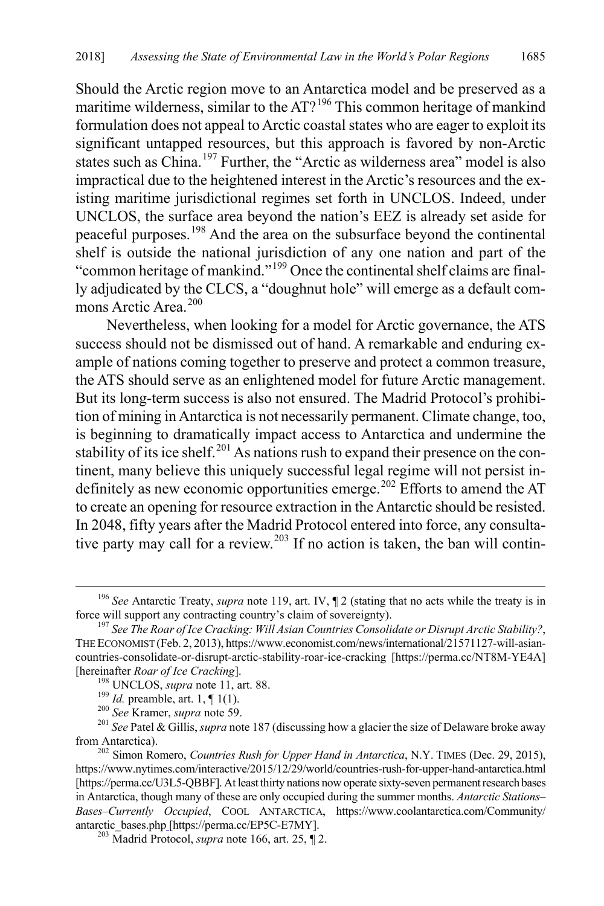Should the Arctic region move to an Antarctica model and be preserved as a maritime wilderness, similar to the AT?[196] This common heritage of mankind formulation does not appeal to Arctic coastal states who are eager to exploit its significant untapped resources, but this approach is favored by non-Arctic states such as China.[197] Further, the "Arctic as wilderness area" model is also impractical due to the heightened interest in the Arctic's resources and the existing maritime jurisdictional regimes set forth in UNCLOS. Indeed, under UNCLOS, the surface area beyond the nation's EEZ is already set aside for peaceful purposes.[198] And the area on the subsurface beyond the continental shelf is outside the national jurisdiction of any one nation and part of the "common heritage of mankind."[199] Once the continental shelf claims are finally adjudicated by the CLCS, a "doughnut hole" will emerge as a default commons Arctic Area.[200]

Nevertheless, when looking for a model for Arctic governance, the ATS success should not be dismissed out of hand. A remarkable and enduring example of nations coming together to preserve and protect a common treasure, the ATS should serve as an enlightened model for future Arctic management. But its long-term success is also not ensured. The Madrid Protocol's prohibition of mining in Antarctica is not necessarily permanent. Climate change, too, is beginning to dramatically impact access to Antarctica and undermine the stability of its ice shelf.[201] As nations rush to expand their presence on the continent, many believe this uniquely successful legal regime will not persist indefinitely as new economic opportunities emerge.[202] Efforts to amend the AT to create an opening for resource extraction in the Antarctic should be resisted. In 2048, fifty years after the Madrid Protocol entered into force, any consultative party may call for a review.[203] If no action is taken, the ban will contin-

---

[196] *See* Antarctic Treaty, *supra* note 119, art. IV, ¶ 2 (stating that no acts while the treaty is in force will support any contracting country's claim of sovereignty).

[197] *See The Roar of Ice Cracking: Will Asian Countries Consolidate or Disrupt Arctic Stability?*, THE ECONOMIST (Feb. 2, 2013), https://www.economist.com/news/international/21571127-will-asian-countries-consolidate-or-disrupt-arctic-stability-roar-ice-cracking [https://perma.cc/NT8M-YE4A] [hereinafter *Roar of Ice Cracking*].

[198] UNCLOS, *supra* note 11, art. 88.

[199] *Id.* preamble, art. 1, ¶ 1(1).

[200] *See* Kramer, *supra* note 59.

[201] *See* Patel & Gillis, *supra* note 187 (discussing how a glacier the size of Delaware broke away from Antarctica).

[202] Simon Romero, *Countries Rush for Upper Hand in Antarctica*, N.Y. TIMES (Dec. 29, 2015), https://www.nytimes.com/interactive/2015/12/29/world/countries-rush-for-upper-hand-antarctica.html [https://perma.cc/U3L5-QBBF]. At least thirty nations now operate sixty-seven permanent research bases in Antarctica, though many of these are only occupied during the summer months. *Antarctic Stations–Bases–Currently Occupied*, COOL ANTARCTICA, https://www.coolantarctica.com/Community/antarctic_bases.php [https://perma.cc/EP5C-E7MY].

[203] Madrid Protocol, *supra* note 166, art. 25, ¶ 2.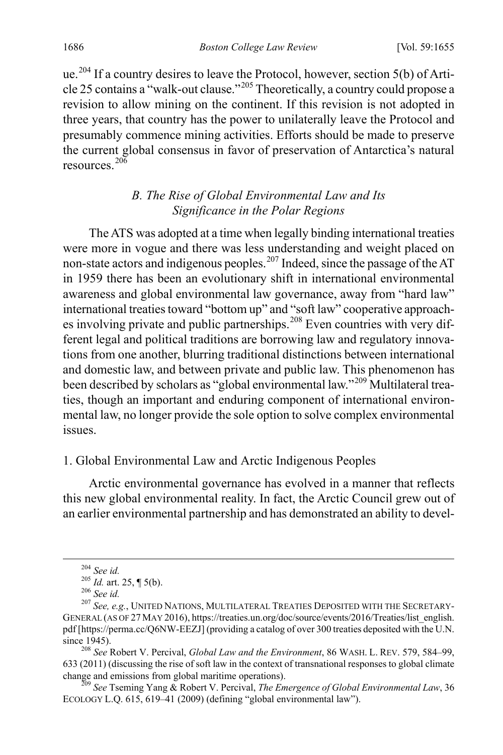ue.[204] If a country desires to leave the Protocol, however, section 5(b) of Article 25 contains a "walk-out clause."[205] Theoretically, a country could propose a revision to allow mining on the continent. If this revision is not adopted in three years, that country has the power to unilaterally leave the Protocol and presumably commence mining activities. Efforts should be made to preserve the current global consensus in favor of preservation of Antarctica's natural resources.[206]

### *B. The Rise of Global Environmental Law and Its Significance in the Polar Regions*

The ATS was adopted at a time when legally binding international treaties were more in vogue and there was less understanding and weight placed on non-state actors and indigenous peoples.[207] Indeed, since the passage of the AT in 1959 there has been an evolutionary shift in international environmental awareness and global environmental law governance, away from "hard law" international treaties toward "bottom up" and "soft law" cooperative approaches involving private and public partnerships.[208] Even countries with very different legal and political traditions are borrowing law and regulatory innovations from one another, blurring traditional distinctions between international and domestic law, and between private and public law. This phenomenon has been described by scholars as "global environmental law."[209] Multilateral treaties, though an important and enduring component of international environmental law, no longer provide the sole option to solve complex environmental issues.

#### 1. Global Environmental Law and Arctic Indigenous Peoples

Arctic environmental governance has evolved in a manner that reflects this new global environmental reality. In fact, the Arctic Council grew out of an earlier environmental partnership and has demonstrated an ability to devel-

---

[204] *See id.*

[205] *Id.* art. 25, ¶ 5(b).

[206] *See id.*

[207] *See, e.g.*, UNITED NATIONS, MULTILATERAL TREATIES DEPOSITED WITH THE SECRETARY-GENERAL (AS OF 27 MAY 2016), https://treaties.un.org/doc/source/events/2016/Treaties/list_english.pdf [https://perma.cc/Q6NW-EEZJ] (providing a catalog of over 300 treaties deposited with the U.N. since 1945).

[208] *See* Robert V. Percival, *Global Law and the Environment*, 86 WASH. L. REV. 579, 584–99, 633 (2011) (discussing the rise of soft law in the context of transnational responses to global climate change and emissions from global maritime operations).

[209] *See* Tseming Yang & Robert V. Percival, *The Emergence of Global Environmental Law*, 36 ECOLOGY L.Q. 615, 619–41 (2009) (defining "global environmental law").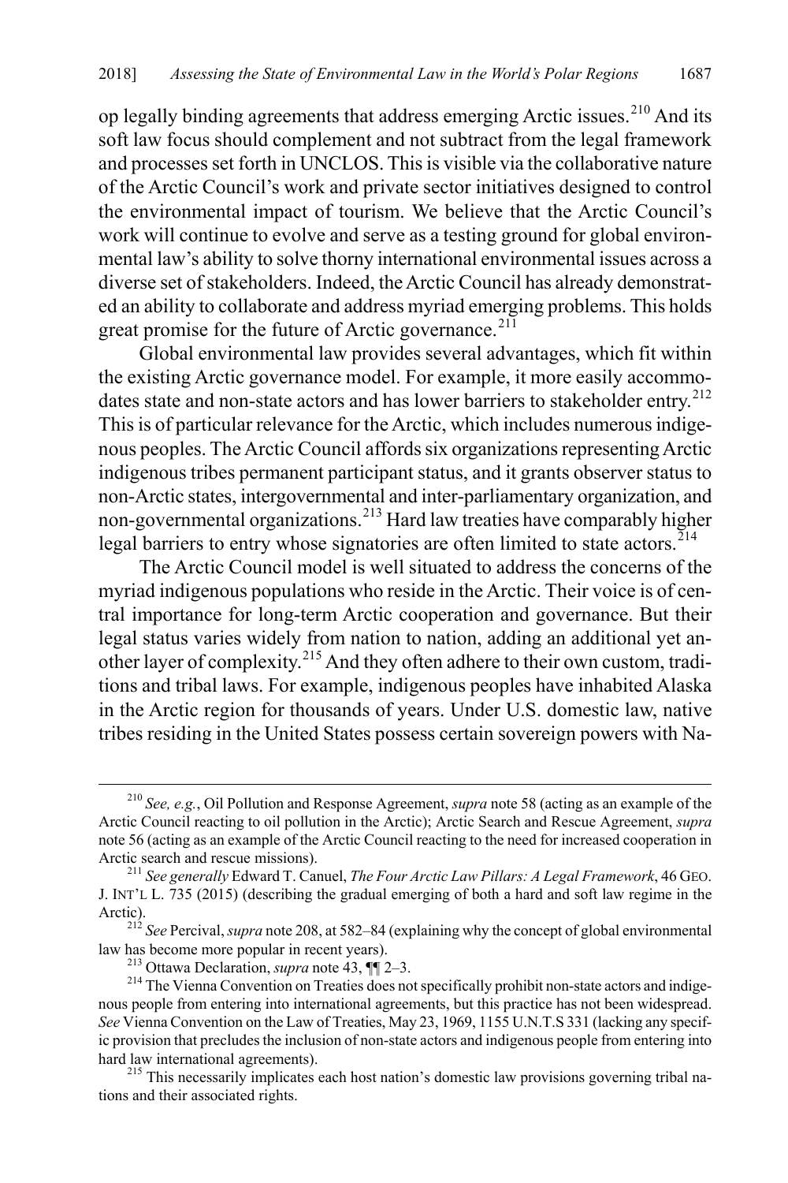op legally binding agreements that address emerging Arctic issues.[210] And its soft law focus should complement and not subtract from the legal framework and processes set forth in UNCLOS. This is visible via the collaborative nature of the Arctic Council's work and private sector initiatives designed to control the environmental impact of tourism. We believe that the Arctic Council's work will continue to evolve and serve as a testing ground for global environmental law's ability to solve thorny international environmental issues across a diverse set of stakeholders. Indeed, the Arctic Council has already demonstrated an ability to collaborate and address myriad emerging problems. This holds great promise for the future of Arctic governance.[211]

Global environmental law provides several advantages, which fit within the existing Arctic governance model. For example, it more easily accommodates state and non-state actors and has lower barriers to stakeholder entry.[212] This is of particular relevance for the Arctic, which includes numerous indigenous peoples. The Arctic Council affords six organizations representing Arctic indigenous tribes permanent participant status, and it grants observer status to non-Arctic states, intergovernmental and inter-parliamentary organization, and non-governmental organizations.[213] Hard law treaties have comparably higher legal barriers to entry whose signatories are often limited to state actors.[214]

The Arctic Council model is well situated to address the concerns of the myriad indigenous populations who reside in the Arctic. Their voice is of central importance for long-term Arctic cooperation and governance. But their legal status varies widely from nation to nation, adding an additional yet another layer of complexity.[215] And they often adhere to their own custom, traditions and tribal laws. For example, indigenous peoples have inhabited Alaska in the Arctic region for thousands of years. Under U.S. domestic law, native tribes residing in the United States possess certain sovereign powers with Na-

---

[210] *See, e.g.*, Oil Pollution and Response Agreement, *supra* note 58 (acting as an example of the Arctic Council reacting to oil pollution in the Arctic); Arctic Search and Rescue Agreement, *supra* note 56 (acting as an example of the Arctic Council reacting to the need for increased cooperation in Arctic search and rescue missions).

[211] *See generally* Edward T. Canuel, *The Four Arctic Law Pillars: A Legal Framework*, 46 GEO. J. INT'L L. 735 (2015) (describing the gradual emerging of both a hard and soft law regime in the Arctic).

[212] *See* Percival, *supra* note 208, at 582–84 (explaining why the concept of global environmental law has become more popular in recent years).

[213] Ottawa Declaration, *supra* note 43, ¶¶ 2–3.

[214] The Vienna Convention on Treaties does not specifically prohibit non-state actors and indigenous people from entering into international agreements, but this practice has not been widespread. *See* Vienna Convention on the Law of Treaties, May 23, 1969, 1155 U.N.T.S 331 (lacking any specific provision that precludes the inclusion of non-state actors and indigenous people from entering into hard law international agreements).

[215] This necessarily implicates each host nation's domestic law provisions governing tribal nations and their associated rights.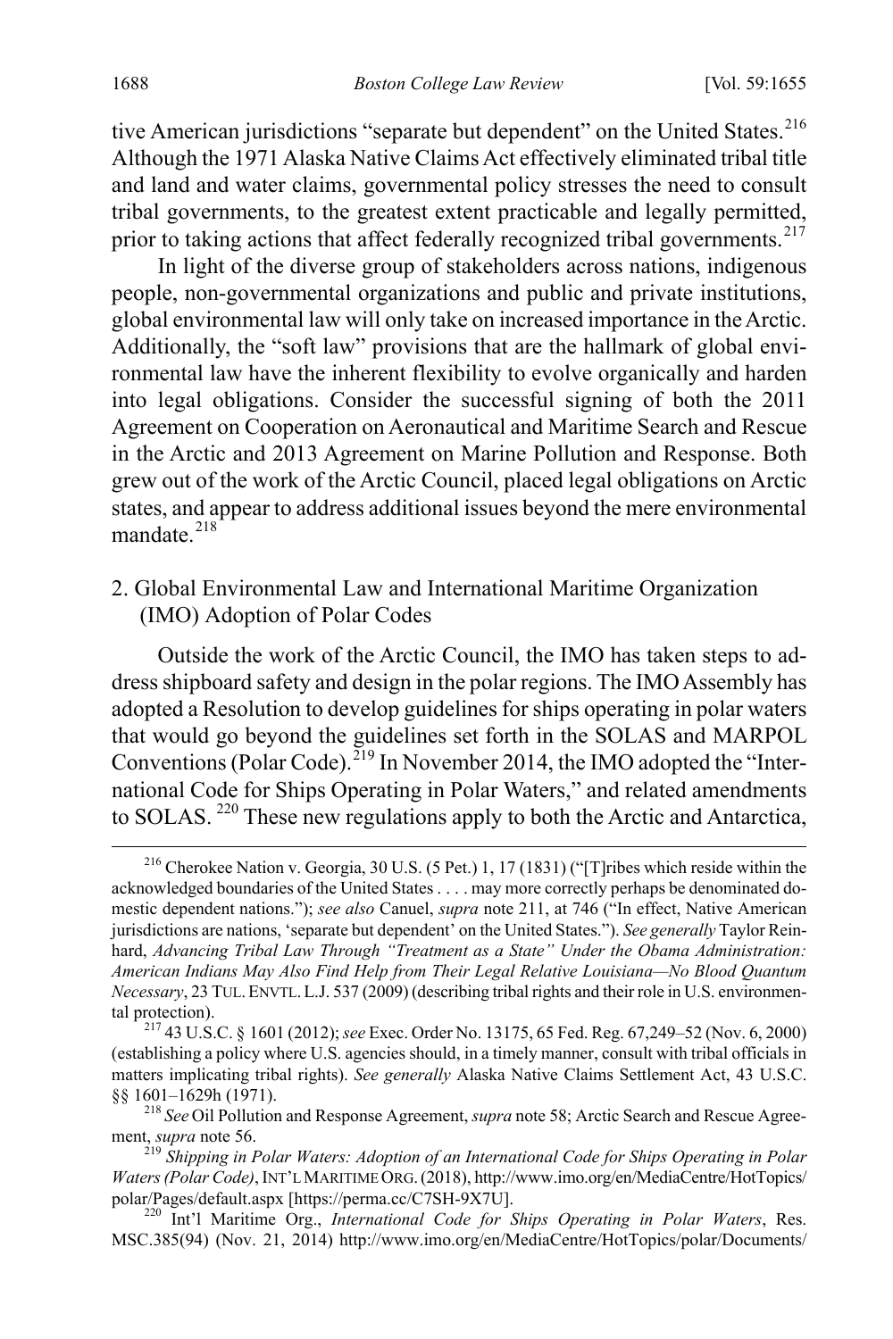tive American jurisdictions "separate but dependent" on the United States.[216] Although the 1971 Alaska Native Claims Act effectively eliminated tribal title and land and water claims, governmental policy stresses the need to consult tribal governments, to the greatest extent practicable and legally permitted, prior to taking actions that affect federally recognized tribal governments.[217]

In light of the diverse group of stakeholders across nations, indigenous people, non-governmental organizations and public and private institutions, global environmental law will only take on increased importance in the Arctic. Additionally, the "soft law" provisions that are the hallmark of global environmental law have the inherent flexibility to evolve organically and harden into legal obligations. Consider the successful signing of both the 2011 Agreement on Cooperation on Aeronautical and Maritime Search and Rescue in the Arctic and 2013 Agreement on Marine Pollution and Response. Both grew out of the work of the Arctic Council, placed legal obligations on Arctic states, and appear to address additional issues beyond the mere environmental mandate.[218]

### 2. Global Environmental Law and International Maritime Organization (IMO) Adoption of Polar Codes

Outside the work of the Arctic Council, the IMO has taken steps to address shipboard safety and design in the polar regions. The IMO Assembly has adopted a Resolution to develop guidelines for ships operating in polar waters that would go beyond the guidelines set forth in the SOLAS and MARPOL Conventions (Polar Code).[219] In November 2014, the IMO adopted the "International Code for Ships Operating in Polar Waters," and related amendments to SOLAS.[220] These new regulations apply to both the Arctic and Antarctica,

---

[216] Cherokee Nation v. Georgia, 30 U.S. (5 Pet.) 1, 17 (1831) ("[T]ribes which reside within the acknowledged boundaries of the United States . . . . may more correctly perhaps be denominated domestic dependent nations."); *see also* Canuel, *supra* note 211, at 746 ("In effect, Native American jurisdictions are nations, 'separate but dependent' on the United States."). *See generally* Taylor Reinhard, *Advancing Tribal Law Through "Treatment as a State" Under the Obama Administration: American Indians May Also Find Help from Their Legal Relative Louisiana—No Blood Quantum Necessary*, 23 TUL. ENVTL. L.J. 537 (2009) (describing tribal rights and their role in U.S. environmental protection).

[217] 43 U.S.C. § 1601 (2012); *see* Exec. Order No. 13175, 65 Fed. Reg. 67,249–52 (Nov. 6, 2000) (establishing a policy where U.S. agencies should, in a timely manner, consult with tribal officials in matters implicating tribal rights). *See generally* Alaska Native Claims Settlement Act, 43 U.S.C. §§ 1601–1629h (1971).

[218] *See* Oil Pollution and Response Agreement, *supra* note 58; Arctic Search and Rescue Agreement, *supra* note 56.

[219] *Shipping in Polar Waters: Adoption of an International Code for Ships Operating in Polar Waters (Polar Code)*, INT'L MARITIME ORG. (2018), http://www.imo.org/en/MediaCentre/HotTopics/polar/Pages/default.aspx [https://perma.cc/C7SH-9X7U].

[220] Int'l Maritime Org., *International Code for Ships Operating in Polar Waters*, Res. MSC.385(94) (Nov. 21, 2014) http://www.imo.org/en/MediaCentre/HotTopics/polar/Documents/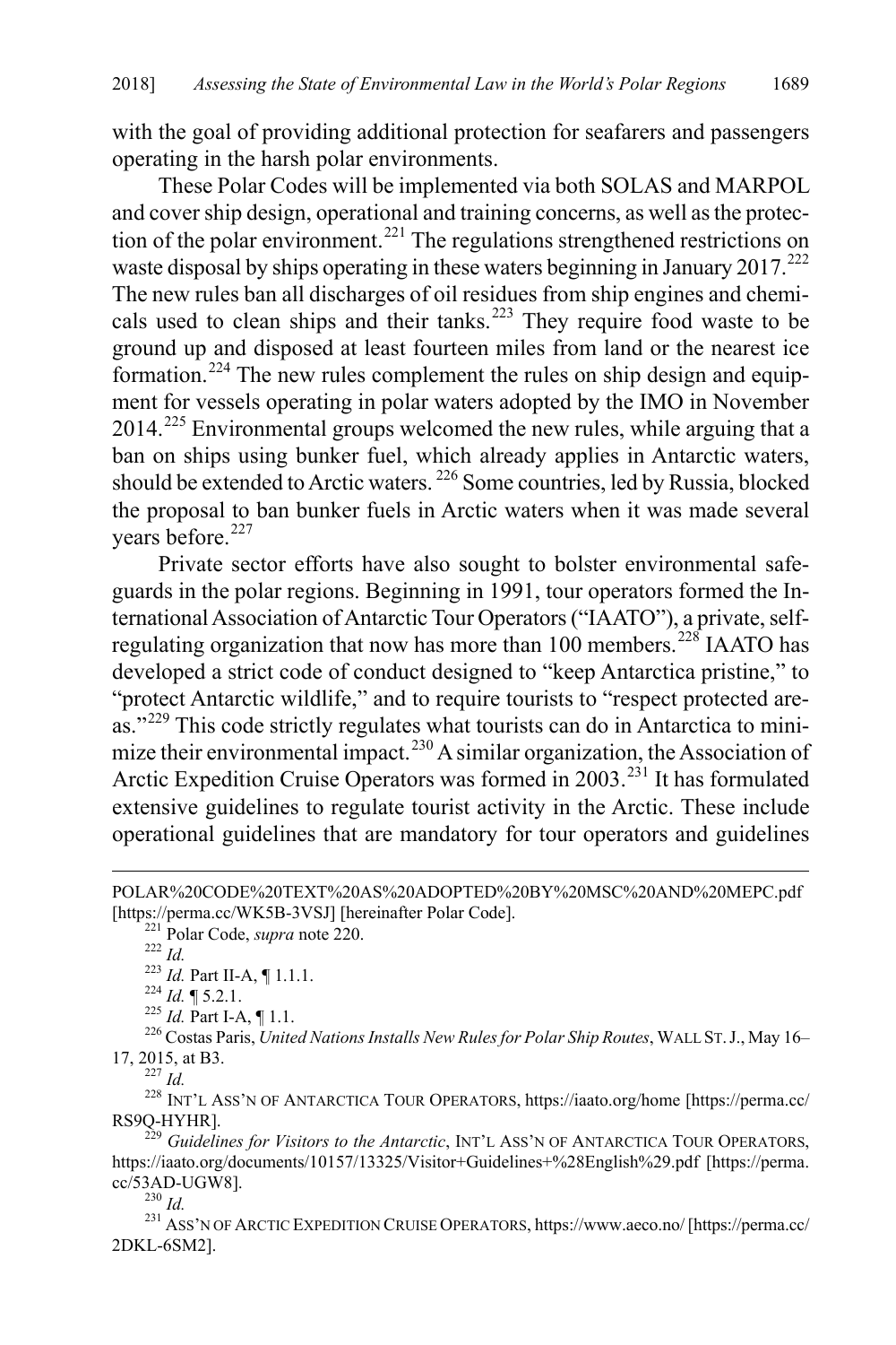with the goal of providing additional protection for seafarers and passengers operating in the harsh polar environments.

These Polar Codes will be implemented via both SOLAS and MARPOL and cover ship design, operational and training concerns, as well as the protection of the polar environment.[221] The regulations strengthened restrictions on waste disposal by ships operating in these waters beginning in January 2017.[222] The new rules ban all discharges of oil residues from ship engines and chemicals used to clean ships and their tanks.[223] They require food waste to be ground up and disposed at least fourteen miles from land or the nearest ice formation.[224] The new rules complement the rules on ship design and equipment for vessels operating in polar waters adopted by the IMO in November 2014.[225] Environmental groups welcomed the new rules, while arguing that a ban on ships using bunker fuel, which already applies in Antarctic waters, should be extended to Arctic waters.[226] Some countries, led by Russia, blocked the proposal to ban bunker fuels in Arctic waters when it was made several years before.[227]

Private sector efforts have also sought to bolster environmental safeguards in the polar regions. Beginning in 1991, tour operators formed the International Association of Antarctic Tour Operators ("IAATO"), a private, self-regulating organization that now has more than 100 members.[228] IAATO has developed a strict code of conduct designed to "keep Antarctica pristine," to "protect Antarctic wildlife," and to require tourists to "respect protected areas."[229] This code strictly regulates what tourists can do in Antarctica to minimize their environmental impact.[230] A similar organization, the Association of Arctic Expedition Cruise Operators was formed in 2003.[231] It has formulated extensive guidelines to regulate tourist activity in the Arctic. These include operational guidelines that are mandatory for tour operators and guidelines

---

POLAR%20CODE%20TEXT%20AS%20ADOPTED%20BY%20MSC%20AND%20MEPC.pdf [https://perma.cc/WK5B-3VSJ] [hereinafter Polar Code].

[221] Polar Code, *supra* note 220.

[222] *Id.*

[223] *Id.* Part II-A, ¶ 1.1.1.

[224] *Id.* ¶ 5.2.1.

[225] *Id.* Part I-A, ¶ 1.1.

[226] Costas Paris, *United Nations Installs New Rules for Polar Ship Routes*, WALL ST. J., May 16–17, 2015, at B3.

[227] *Id.*

[228] INT'L ASS'N OF ANTARCTICA TOUR OPERATORS, https://iaato.org/home [https://perma.cc/RS9Q-HYHR].

[229] *Guidelines for Visitors to the Antarctic*, INT'L ASS'N OF ANTARCTICA TOUR OPERATORS, https://iaato.org/documents/10157/13325/Visitor+Guidelines+%28English%29.pdf [https://perma.cc/53AD-UGW8].

[230] *Id.*

[231] ASS'N OF ARCTIC EXPEDITION CRUISE OPERATORS, https://www.aeco.no/ [https://perma.cc/2DKL-6SM2].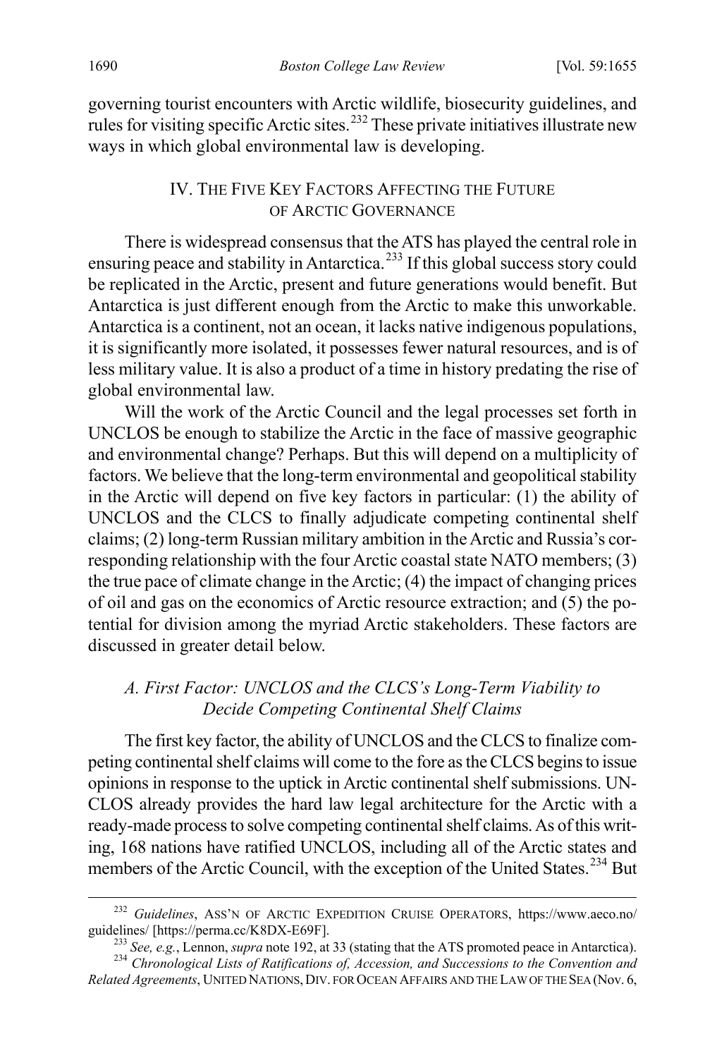governing tourist encounters with Arctic wildlife, biosecurity guidelines, and rules for visiting specific Arctic sites.[232] These private initiatives illustrate new ways in which global environmental law is developing.

## IV. The Five Key Factors Affecting the Future of Arctic Governance

There is widespread consensus that the ATS has played the central role in ensuring peace and stability in Antarctica.[233] If this global success story could be replicated in the Arctic, present and future generations would benefit. But Antarctica is just different enough from the Arctic to make this unworkable. Antarctica is a continent, not an ocean, it lacks native indigenous populations, it is significantly more isolated, it possesses fewer natural resources, and is of less military value. It is also a product of a time in history predating the rise of global environmental law.

Will the work of the Arctic Council and the legal processes set forth in UNCLOS be enough to stabilize the Arctic in the face of massive geographic and environmental change? Perhaps. But this will depend on a multiplicity of factors. We believe that the long-term environmental and geopolitical stability in the Arctic will depend on five key factors in particular: (1) the ability of UNCLOS and the CLCS to finally adjudicate competing continental shelf claims; (2) long-term Russian military ambition in the Arctic and Russia's corresponding relationship with the four Arctic coastal state NATO members; (3) the true pace of climate change in the Arctic; (4) the impact of changing prices of oil and gas on the economics of Arctic resource extraction; and (5) the potential for division among the myriad Arctic stakeholders. These factors are discussed in greater detail below.

### *A. First Factor: UNCLOS and the CLCS's Long-Term Viability to Decide Competing Continental Shelf Claims*

The first key factor, the ability of UNCLOS and the CLCS to finalize competing continental shelf claims will come to the fore as the CLCS begins to issue opinions in response to the uptick in Arctic continental shelf submissions. UNCLOS already provides the hard law legal architecture for the Arctic with a ready-made process to solve competing continental shelf claims. As of this writing, 168 nations have ratified UNCLOS, including all of the Arctic states and members of the Arctic Council, with the exception of the United States.[234] But

---

[232] *Guidelines*, Ass'n of Arctic Expedition Cruise Operators, https://www.aeco.no/guidelines/ [https://perma.cc/K8DX-E69F].

[233] *See, e.g.*, Lennon, *supra* note 192, at 33 (stating that the ATS promoted peace in Antarctica).

[234] *Chronological Lists of Ratifications of, Accession, and Successions to the Convention and Related Agreements*, United Nations, Div. for Ocean Affairs and the Law of the Sea (Nov. 6,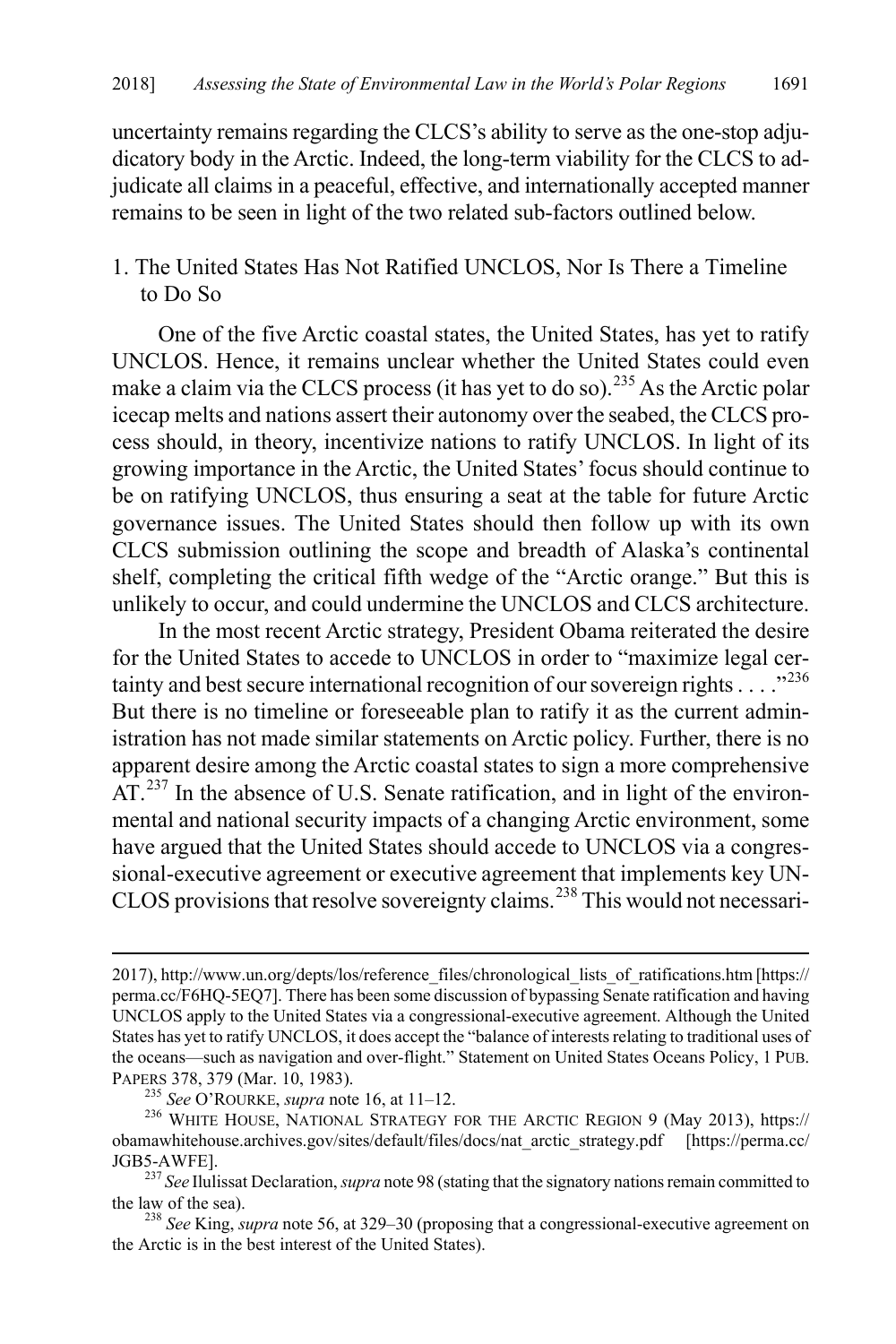uncertainty remains regarding the CLCS's ability to serve as the one-stop adjudicatory body in the Arctic. Indeed, the long-term viability for the CLCS to adjudicate all claims in a peaceful, effective, and internationally accepted manner remains to be seen in light of the two related sub-factors outlined below.

### 1. The United States Has Not Ratified UNCLOS, Nor Is There a Timeline to Do So

One of the five Arctic coastal states, the United States, has yet to ratify UNCLOS. Hence, it remains unclear whether the United States could even make a claim via the CLCS process (it has yet to do so).[235] As the Arctic polar icecap melts and nations assert their autonomy over the seabed, the CLCS process should, in theory, incentivize nations to ratify UNCLOS. In light of its growing importance in the Arctic, the United States' focus should continue to be on ratifying UNCLOS, thus ensuring a seat at the table for future Arctic governance issues. The United States should then follow up with its own CLCS submission outlining the scope and breadth of Alaska's continental shelf, completing the critical fifth wedge of the "Arctic orange." But this is unlikely to occur, and could undermine the UNCLOS and CLCS architecture.

In the most recent Arctic strategy, President Obama reiterated the desire for the United States to accede to UNCLOS in order to "maximize legal certainty and best secure international recognition of our sovereign rights . . . ."[236] But there is no timeline or foreseeable plan to ratify it as the current administration has not made similar statements on Arctic policy. Further, there is no apparent desire among the Arctic coastal states to sign a more comprehensive AT.[237] In the absence of U.S. Senate ratification, and in light of the environmental and national security impacts of a changing Arctic environment, some have argued that the United States should accede to UNCLOS via a congressional-executive agreement or executive agreement that implements key UNCLOS provisions that resolve sovereignty claims.[238] This would not necessari-

---

2017), http://www.un.org/depts/los/reference_files/chronological_lists_of_ratifications.htm [https://perma.cc/F6HQ-5EQ7]. There has been some discussion of bypassing Senate ratification and having UNCLOS apply to the United States via a congressional-executive agreement. Although the United States has yet to ratify UNCLOS, it does accept the "balance of interests relating to traditional uses of the oceans—such as navigation and over-flight." Statement on United States Oceans Policy, 1 PUB. PAPERS 378, 379 (Mar. 10, 1983).

[235] *See* O'ROURKE, *supra* note 16, at 11–12.

[236] WHITE HOUSE, NATIONAL STRATEGY FOR THE ARCTIC REGION 9 (May 2013), https://obamawhitehouse.archives.gov/sites/default/files/docs/nat_arctic_strategy.pdf [https://perma.cc/JGB5-AWFE].

[237] *See* Ilulissat Declaration, *supra* note 98 (stating that the signatory nations remain committed to the law of the sea).

[238] *See* King, *supra* note 56, at 329–30 (proposing that a congressional-executive agreement on the Arctic is in the best interest of the United States).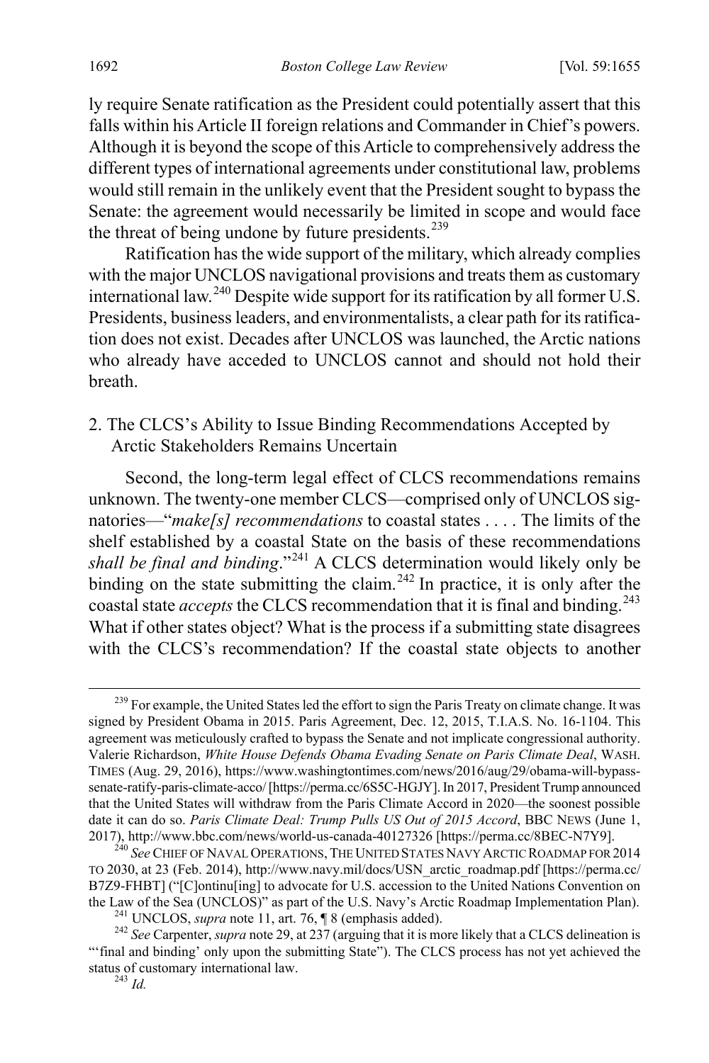ly require Senate ratification as the President could potentially assert that this falls within his Article II foreign relations and Commander in Chief's powers. Although it is beyond the scope of this Article to comprehensively address the different types of international agreements under constitutional law, problems would still remain in the unlikely event that the President sought to bypass the Senate: the agreement would necessarily be limited in scope and would face the threat of being undone by future presidents.[239]

Ratification has the wide support of the military, which already complies with the major UNCLOS navigational provisions and treats them as customary international law.[240] Despite wide support for its ratification by all former U.S. Presidents, business leaders, and environmentalists, a clear path for its ratification does not exist. Decades after UNCLOS was launched, the Arctic nations who already have acceded to UNCLOS cannot and should not hold their breath.

### 2. The CLCS's Ability to Issue Binding Recommendations Accepted by Arctic Stakeholders Remains Uncertain

Second, the long-term legal effect of CLCS recommendations remains unknown. The twenty-one member CLCS—comprised only of UNCLOS signatories—"*make[s] recommendations* to coastal states . . . . The limits of the shelf established by a coastal State on the basis of these recommendations *shall be final and binding*."[241] A CLCS determination would likely only be binding on the state submitting the claim.[242] In practice, it is only after the coastal state *accepts* the CLCS recommendation that it is final and binding.[243] What if other states object? What is the process if a submitting state disagrees with the CLCS's recommendation? If the coastal state objects to another

---

[239] For example, the United States led the effort to sign the Paris Treaty on climate change. It was signed by President Obama in 2015. Paris Agreement, Dec. 12, 2015, T.I.A.S. No. 16-1104. This agreement was meticulously crafted to bypass the Senate and not implicate congressional authority. Valerie Richardson, *White House Defends Obama Evading Senate on Paris Climate Deal*, WASH. TIMES (Aug. 29, 2016), https://www.washingtontimes.com/news/2016/aug/29/obama-will-bypass-senate-ratify-paris-climate-acco/ [https://perma.cc/6S5C-HGJY]. In 2017, President Trump announced that the United States will withdraw from the Paris Climate Accord in 2020—the soonest possible date it can do so. *Paris Climate Deal: Trump Pulls US Out of 2015 Accord*, BBC NEWS (June 1, 2017), http://www.bbc.com/news/world-us-canada-40127326 [https://perma.cc/8BEC-N7Y9].

[240] *See* CHIEF OF NAVAL OPERATIONS, THE UNITED STATES NAVY ARCTIC ROADMAP FOR 2014 TO 2030, at 23 (Feb. 2014), http://www.navy.mil/docs/USN_arctic_roadmap.pdf [https://perma.cc/B7Z9-FHBT] ("[C]ontinu[ing] to advocate for U.S. accession to the United Nations Convention on the Law of the Sea (UNCLOS)" as part of the U.S. Navy's Arctic Roadmap Implementation Plan).

[241] UNCLOS, *supra* note 11, art. 76, ¶ 8 (emphasis added).

[242] *See* Carpenter, *supra* note 29, at 237 (arguing that it is more likely that a CLCS delineation is "'final and binding' only upon the submitting State"). The CLCS process has not yet achieved the status of customary international law.

[243] *Id.*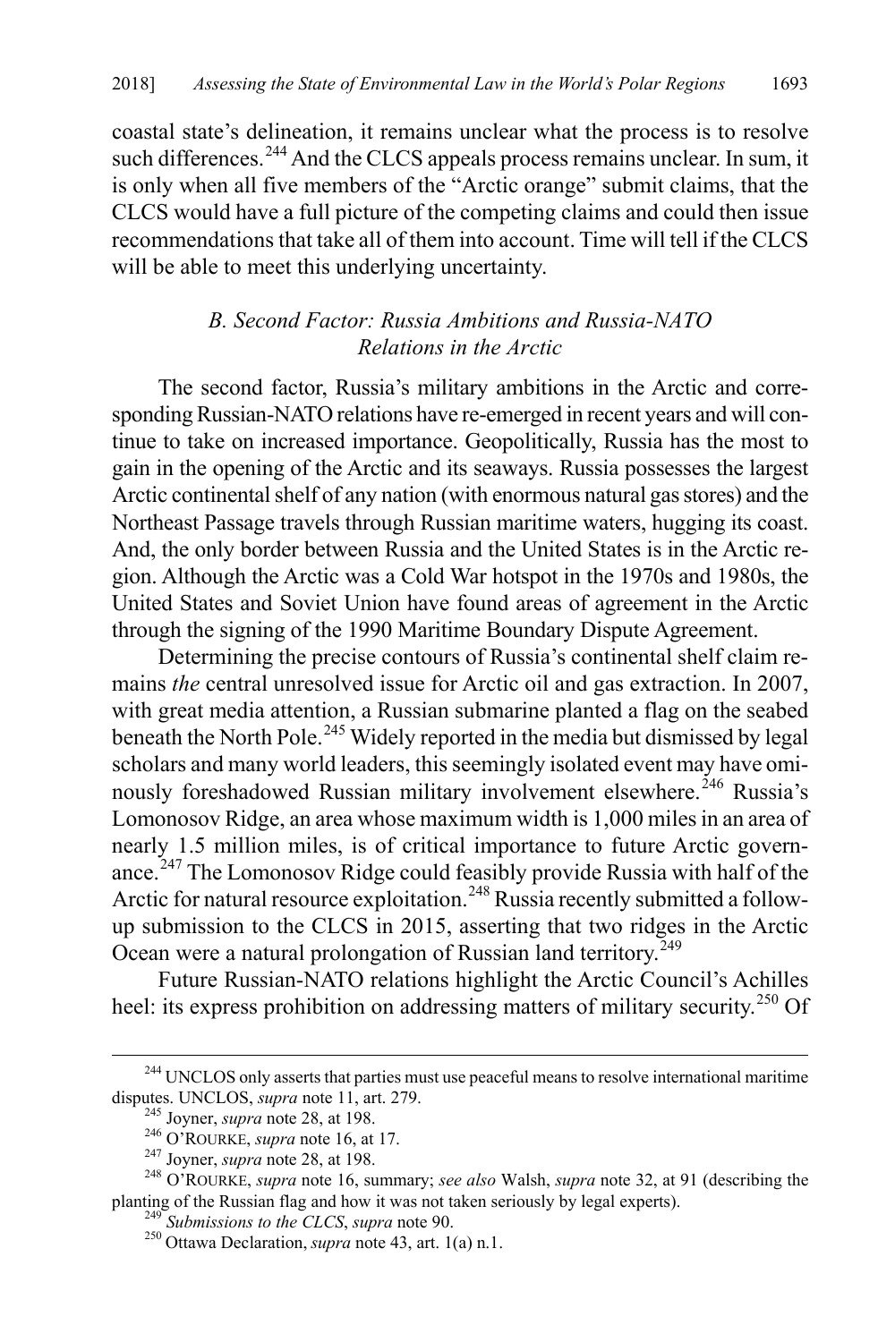coastal state's delineation, it remains unclear what the process is to resolve such differences.[244] And the CLCS appeals process remains unclear. In sum, it is only when all five members of the "Arctic orange" submit claims, that the CLCS would have a full picture of the competing claims and could then issue recommendations that take all of them into account. Time will tell if the CLCS will be able to meet this underlying uncertainty.

### *B. Second Factor: Russia Ambitions and Russia-NATO Relations in the Arctic*

The second factor, Russia's military ambitions in the Arctic and corresponding Russian-NATO relations have re-emerged in recent years and will continue to take on increased importance. Geopolitically, Russia has the most to gain in the opening of the Arctic and its seaways. Russia possesses the largest Arctic continental shelf of any nation (with enormous natural gas stores) and the Northeast Passage travels through Russian maritime waters, hugging its coast. And, the only border between Russia and the United States is in the Arctic region. Although the Arctic was a Cold War hotspot in the 1970s and 1980s, the United States and Soviet Union have found areas of agreement in the Arctic through the signing of the 1990 Maritime Boundary Dispute Agreement.

Determining the precise contours of Russia's continental shelf claim remains *the* central unresolved issue for Arctic oil and gas extraction. In 2007, with great media attention, a Russian submarine planted a flag on the seabed beneath the North Pole.[245] Widely reported in the media but dismissed by legal scholars and many world leaders, this seemingly isolated event may have ominously foreshadowed Russian military involvement elsewhere.[246] Russia's Lomonosov Ridge, an area whose maximum width is 1,000 miles in an area of nearly 1.5 million miles, is of critical importance to future Arctic governance.[247] The Lomonosov Ridge could feasibly provide Russia with half of the Arctic for natural resource exploitation.[248] Russia recently submitted a follow-up submission to the CLCS in 2015, asserting that two ridges in the Arctic Ocean were a natural prolongation of Russian land territory.[249]

Future Russian-NATO relations highlight the Arctic Council's Achilles heel: its express prohibition on addressing matters of military security.[250] Of

---

[244] UNCLOS only asserts that parties must use peaceful means to resolve international maritime disputes. UNCLOS, *supra* note 11, art. 279.

[245] Joyner, *supra* note 28, at 198.

[246] O'ROURKE, *supra* note 16, at 17.

[247] Joyner, *supra* note 28, at 198.

[248] O'ROURKE, *supra* note 16, summary; *see also* Walsh, *supra* note 32, at 91 (describing the planting of the Russian flag and how it was not taken seriously by legal experts).

[249] *Submissions to the CLCS*, *supra* note 90.

[250] Ottawa Declaration, *supra* note 43, art. 1(a) n.1.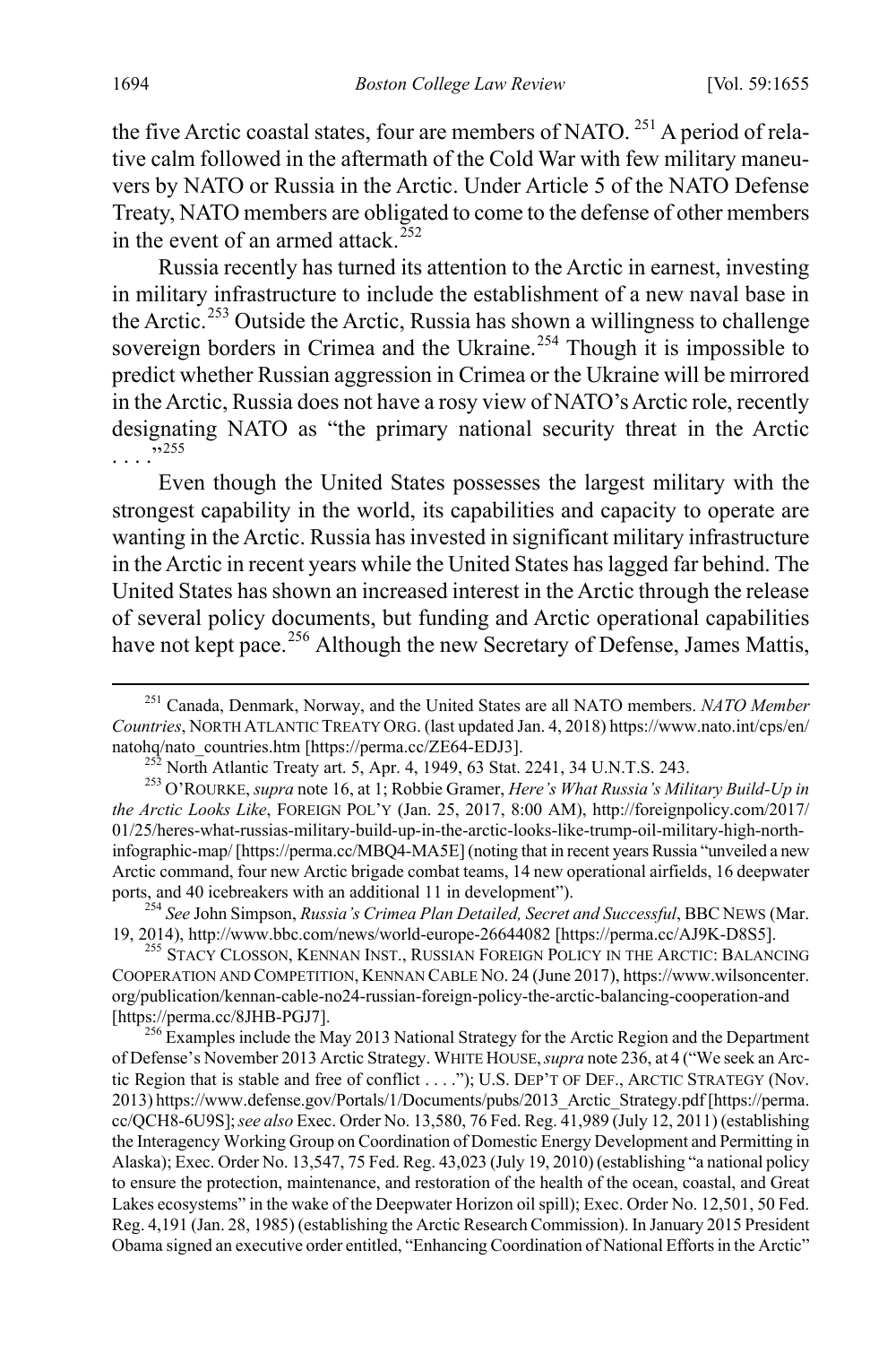the five Arctic coastal states, four are members of NATO.[251] A period of relative calm followed in the aftermath of the Cold War with few military maneuvers by NATO or Russia in the Arctic. Under Article 5 of the NATO Defense Treaty, NATO members are obligated to come to the defense of other members in the event of an armed attack.[252]

Russia recently has turned its attention to the Arctic in earnest, investing in military infrastructure to include the establishment of a new naval base in the Arctic.[253] Outside the Arctic, Russia has shown a willingness to challenge sovereign borders in Crimea and the Ukraine.[254] Though it is impossible to predict whether Russian aggression in Crimea or the Ukraine will be mirrored in the Arctic, Russia does not have a rosy view of NATO's Arctic role, recently designating NATO as "the primary national security threat in the Arctic . . . ."[255]

Even though the United States possesses the largest military with the strongest capability in the world, its capabilities and capacity to operate are wanting in the Arctic. Russia has invested in significant military infrastructure in the Arctic in recent years while the United States has lagged far behind. The United States has shown an increased interest in the Arctic through the release of several policy documents, but funding and Arctic operational capabilities have not kept pace.[256] Although the new Secretary of Defense, James Mattis,

---

[251] Canada, Denmark, Norway, and the United States are all NATO members. *NATO Member Countries*, NORTH ATLANTIC TREATY ORG. (last updated Jan. 4, 2018) https://www.nato.int/cps/en/natohq/nato_countries.htm [https://perma.cc/ZE64-EDJ3].

[252] North Atlantic Treaty art. 5, Apr. 4, 1949, 63 Stat. 2241, 34 U.N.T.S. 243.

[253] O'ROURKE, *supra* note 16, at 1; Robbie Gramer, *Here's What Russia's Military Build-Up in the Arctic Looks Like*, FOREIGN POL'Y (Jan. 25, 2017, 8:00 AM), http://foreignpolicy.com/2017/01/25/heres-what-russias-military-build-up-in-the-arctic-looks-like-trump-oil-military-high-north-infographic-map/ [https://perma.cc/MBQ4-MA5E] (noting that in recent years Russia "unveiled a new Arctic command, four new Arctic brigade combat teams, 14 new operational airfields, 16 deepwater ports, and 40 icebreakers with an additional 11 in development").

[254] *See* John Simpson, *Russia's Crimea Plan Detailed, Secret and Successful*, BBC NEWS (Mar. 19, 2014), http://www.bbc.com/news/world-europe-26644082 [https://perma.cc/AJ9K-D8S5].

[255] STACY CLOSSON, KENNAN INST., RUSSIAN FOREIGN POLICY IN THE ARCTIC: BALANCING COOPERATION AND COMPETITION, KENNAN CABLE NO. 24 (June 2017), https://www.wilsoncenter.org/publication/kennan-cable-no24-russian-foreign-policy-the-arctic-balancing-cooperation-and [https://perma.cc/8JHB-PGJ7].

[256] Examples include the May 2013 National Strategy for the Arctic Region and the Department of Defense's November 2013 Arctic Strategy. WHITE HOUSE, *supra* note 236, at 4 ("We seek an Arctic Region that is stable and free of conflict . . . ."); U.S. DEP'T OF DEF., ARCTIC STRATEGY (Nov. 2013) https://www.defense.gov/Portals/1/Documents/pubs/2013_Arctic_Strategy.pdf [https://perma.cc/QCH8-6U9S]; *see also* Exec. Order No. 13,580, 76 Fed. Reg. 41,989 (July 12, 2011) (establishing the Interagency Working Group on Coordination of Domestic Energy Development and Permitting in Alaska); Exec. Order No. 13,547, 75 Fed. Reg. 43,023 (July 19, 2010) (establishing "a national policy to ensure the protection, maintenance, and restoration of the health of the ocean, coastal, and Great Lakes ecosystems" in the wake of the Deepwater Horizon oil spill); Exec. Order No. 12,501, 50 Fed. Reg. 4,191 (Jan. 28, 1985) (establishing the Arctic Research Commission). In January 2015 President Obama signed an executive order entitled, "Enhancing Coordination of National Efforts in the Arctic"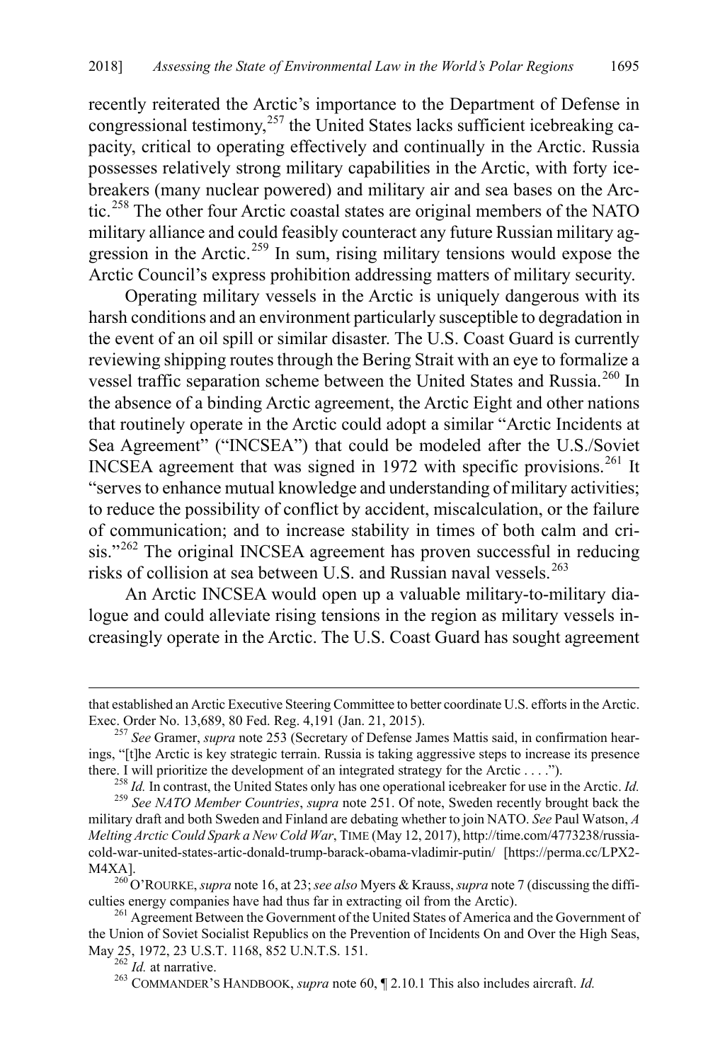recently reiterated the Arctic's importance to the Department of Defense in congressional testimony,[257] the United States lacks sufficient icebreaking capacity, critical to operating effectively and continually in the Arctic. Russia possesses relatively strong military capabilities in the Arctic, with forty icebreakers (many nuclear powered) and military air and sea bases on the Arctic.[258] The other four Arctic coastal states are original members of the NATO military alliance and could feasibly counteract any future Russian military aggression in the Arctic.[259] In sum, rising military tensions would expose the Arctic Council's express prohibition addressing matters of military security.

Operating military vessels in the Arctic is uniquely dangerous with its harsh conditions and an environment particularly susceptible to degradation in the event of an oil spill or similar disaster. The U.S. Coast Guard is currently reviewing shipping routes through the Bering Strait with an eye to formalize a vessel traffic separation scheme between the United States and Russia.[260] In the absence of a binding Arctic agreement, the Arctic Eight and other nations that routinely operate in the Arctic could adopt a similar "Arctic Incidents at Sea Agreement" ("INCSEA") that could be modeled after the U.S./Soviet INCSEA agreement that was signed in 1972 with specific provisions.[261] It "serves to enhance mutual knowledge and understanding of military activities; to reduce the possibility of conflict by accident, miscalculation, or the failure of communication; and to increase stability in times of both calm and crisis."[262] The original INCSEA agreement has proven successful in reducing risks of collision at sea between U.S. and Russian naval vessels.[263]

An Arctic INCSEA would open up a valuable military-to-military dialogue and could alleviate rising tensions in the region as military vessels increasingly operate in the Arctic. The U.S. Coast Guard has sought agreement

---

that established an Arctic Executive Steering Committee to better coordinate U.S. efforts in the Arctic. Exec. Order No. 13,689, 80 Fed. Reg. 4,191 (Jan. 21, 2015).

[257] *See* Gramer, *supra* note 253 (Secretary of Defense James Mattis said, in confirmation hearings, "[t]he Arctic is key strategic terrain. Russia is taking aggressive steps to increase its presence there. I will prioritize the development of an integrated strategy for the Arctic . . . .").

[258] *Id.* In contrast, the United States only has one operational icebreaker for use in the Arctic. *Id.*

[259] *See NATO Member Countries*, *supra* note 251. Of note, Sweden recently brought back the military draft and both Sweden and Finland are debating whether to join NATO. *See* Paul Watson, *A Melting Arctic Could Spark a New Cold War*, TIME (May 12, 2017), http://time.com/4773238/russia-cold-war-united-states-artic-donald-trump-barack-obama-vladimir-putin/ [https://perma.cc/LPX2-M4XA].

[260] O'ROURKE, *supra* note 16, at 23; *see also* Myers & Krauss, *supra* note 7 (discussing the difficulties energy companies have had thus far in extracting oil from the Arctic).

[261] Agreement Between the Government of the United States of America and the Government of the Union of Soviet Socialist Republics on the Prevention of Incidents On and Over the High Seas, May 25, 1972, 23 U.S.T. 1168, 852 U.N.T.S. 151.

[262] *Id.* at narrative.

[263] COMMANDER'S HANDBOOK, *supra* note 60, ¶ 2.10.1 This also includes aircraft. *Id.*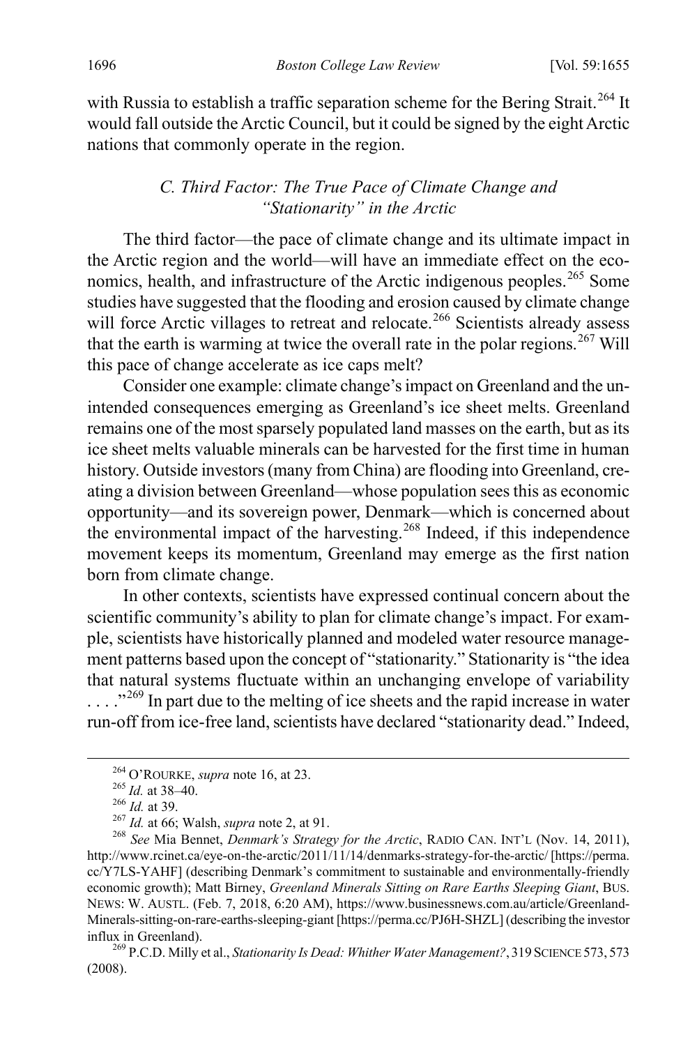with Russia to establish a traffic separation scheme for the Bering Strait.[264] It would fall outside the Arctic Council, but it could be signed by the eight Arctic nations that commonly operate in the region.

### *C. Third Factor: The True Pace of Climate Change and "Stationarity" in the Arctic*

The third factor—the pace of climate change and its ultimate impact in the Arctic region and the world—will have an immediate effect on the economics, health, and infrastructure of the Arctic indigenous peoples.[265] Some studies have suggested that the flooding and erosion caused by climate change will force Arctic villages to retreat and relocate.[266] Scientists already assess that the earth is warming at twice the overall rate in the polar regions.[267] Will this pace of change accelerate as ice caps melt?

Consider one example: climate change's impact on Greenland and the unintended consequences emerging as Greenland's ice sheet melts. Greenland remains one of the most sparsely populated land masses on the earth, but as its ice sheet melts valuable minerals can be harvested for the first time in human history. Outside investors (many from China) are flooding into Greenland, creating a division between Greenland—whose population sees this as economic opportunity—and its sovereign power, Denmark—which is concerned about the environmental impact of the harvesting.[268] Indeed, if this independence movement keeps its momentum, Greenland may emerge as the first nation born from climate change.

In other contexts, scientists have expressed continual concern about the scientific community's ability to plan for climate change's impact. For example, scientists have historically planned and modeled water resource management patterns based upon the concept of "stationarity." Stationarity is "the idea that natural systems fluctuate within an unchanging envelope of variability . . . ."[269] In part due to the melting of ice sheets and the rapid increase in water run-off from ice-free land, scientists have declared "stationarity dead." Indeed,

---

[264] O'ROURKE, *supra* note 16, at 23.

[265] *Id.* at 38–40.

[266] *Id.* at 39.

[267] *Id.* at 66; Walsh, *supra* note 2, at 91.

[268] *See* Mia Bennet, *Denmark's Strategy for the Arctic*, RADIO CAN. INT'L (Nov. 14, 2011), http://www.rcinet.ca/eye-on-the-arctic/2011/11/14/denmarks-strategy-for-the-arctic/ [https://perma.cc/Y7LS-YAHF] (describing Denmark's commitment to sustainable and environmentally-friendly economic growth); Matt Birney, *Greenland Minerals Sitting on Rare Earths Sleeping Giant*, BUS. NEWS: W. AUSTL. (Feb. 7, 2018, 6:20 AM), https://www.businessnews.com.au/article/Greenland-Minerals-sitting-on-rare-earths-sleeping-giant [https://perma.cc/PJ6H-SHZL] (describing the investor influx in Greenland).

[269] P.C.D. Milly et al., *Stationarity Is Dead: Whither Water Management?*, 319 SCIENCE 573, 573 (2008).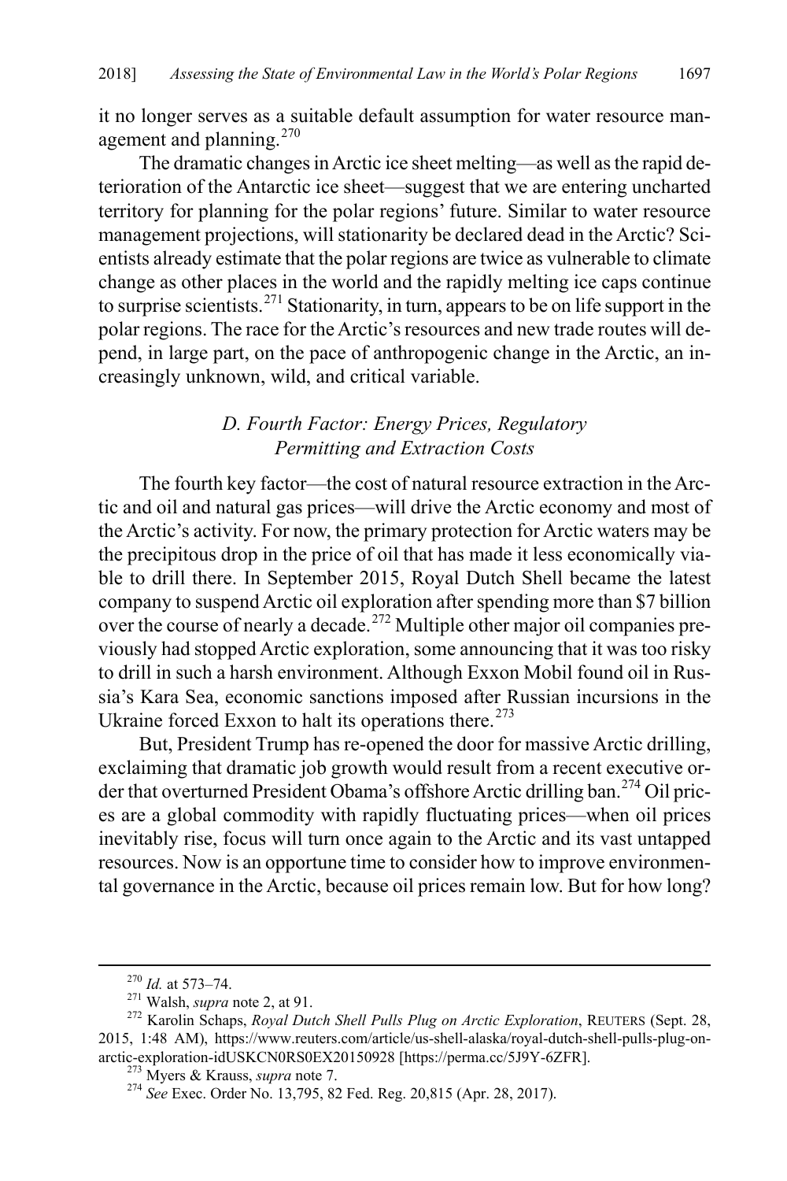it no longer serves as a suitable default assumption for water resource management and planning.[270]

The dramatic changes in Arctic ice sheet melting—as well as the rapid deterioration of the Antarctic ice sheet—suggest that we are entering uncharted territory for planning for the polar regions' future. Similar to water resource management projections, will stationarity be declared dead in the Arctic? Scientists already estimate that the polar regions are twice as vulnerable to climate change as other places in the world and the rapidly melting ice caps continue to surprise scientists.[271] Stationarity, in turn, appears to be on life support in the polar regions. The race for the Arctic's resources and new trade routes will depend, in large part, on the pace of anthropogenic change in the Arctic, an increasingly unknown, wild, and critical variable.

### *D. Fourth Factor: Energy Prices, Regulatory Permitting and Extraction Costs*

The fourth key factor—the cost of natural resource extraction in the Arctic and oil and natural gas prices—will drive the Arctic economy and most of the Arctic's activity. For now, the primary protection for Arctic waters may be the precipitous drop in the price of oil that has made it less economically viable to drill there. In September 2015, Royal Dutch Shell became the latest company to suspend Arctic oil exploration after spending more than $7 billion over the course of nearly a decade.[272] Multiple other major oil companies previously had stopped Arctic exploration, some announcing that it was too risky to drill in such a harsh environment. Although Exxon Mobil found oil in Russia's Kara Sea, economic sanctions imposed after Russian incursions in the Ukraine forced Exxon to halt its operations there.[273]

But, President Trump has re-opened the door for massive Arctic drilling, exclaiming that dramatic job growth would result from a recent executive order that overturned President Obama's offshore Arctic drilling ban.[274] Oil prices are a global commodity with rapidly fluctuating prices—when oil prices inevitably rise, focus will turn once again to the Arctic and its vast untapped resources. Now is an opportune time to consider how to improve environmental governance in the Arctic, because oil prices remain low. But for how long?

---

[270] *Id.* at 573–74.

[271] Walsh, *supra* note 2, at 91.

[272] Karolin Schaps, *Royal Dutch Shell Pulls Plug on Arctic Exploration*, REUTERS (Sept. 28, 2015, 1:48 AM), https://www.reuters.com/article/us-shell-alaska/royal-dutch-shell-pulls-plug-on-arctic-exploration-idUSKCN0RS0EX20150928 [https://perma.cc/5J9Y-6ZFR].

[273] Myers & Krauss, *supra* note 7.

[274] *See* Exec. Order No. 13,795, 82 Fed. Reg. 20,815 (Apr. 28, 2017).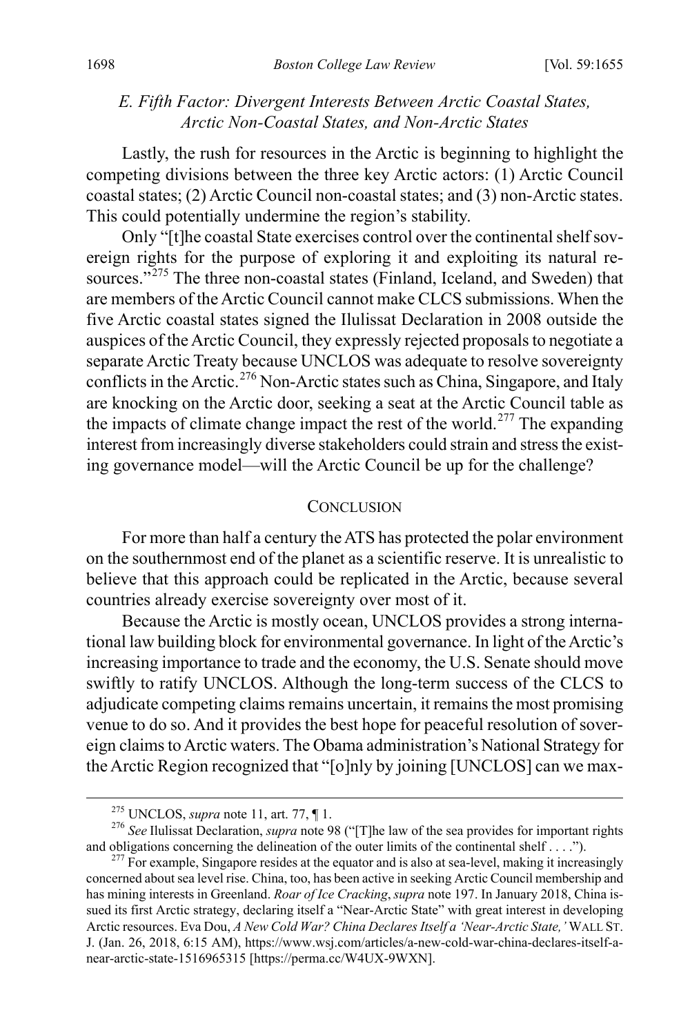### *E. Fifth Factor: Divergent Interests Between Arctic Coastal States, Arctic Non-Coastal States, and Non-Arctic States*

Lastly, the rush for resources in the Arctic is beginning to highlight the competing divisions between the three key Arctic actors: (1) Arctic Council coastal states; (2) Arctic Council non-coastal states; and (3) non-Arctic states. This could potentially undermine the region's stability.

Only "[t]he coastal State exercises control over the continental shelf sovereign rights for the purpose of exploring it and exploiting its natural resources."[275] The three non-coastal states (Finland, Iceland, and Sweden) that are members of the Arctic Council cannot make CLCS submissions. When the five Arctic coastal states signed the Ilulissat Declaration in 2008 outside the auspices of the Arctic Council, they expressly rejected proposals to negotiate a separate Arctic Treaty because UNCLOS was adequate to resolve sovereignty conflicts in the Arctic.[276] Non-Arctic states such as China, Singapore, and Italy are knocking on the Arctic door, seeking a seat at the Arctic Council table as the impacts of climate change impact the rest of the world.[277] The expanding interest from increasingly diverse stakeholders could strain and stress the existing governance model—will the Arctic Council be up for the challenge?

## CONCLUSION

For more than half a century the ATS has protected the polar environment on the southernmost end of the planet as a scientific reserve. It is unrealistic to believe that this approach could be replicated in the Arctic, because several countries already exercise sovereignty over most of it.

Because the Arctic is mostly ocean, UNCLOS provides a strong international law building block for environmental governance. In light of the Arctic's increasing importance to trade and the economy, the U.S. Senate should move swiftly to ratify UNCLOS. Although the long-term success of the CLCS to adjudicate competing claims remains uncertain, it remains the most promising venue to do so. And it provides the best hope for peaceful resolution of sovereign claims to Arctic waters. The Obama administration's National Strategy for the Arctic Region recognized that "[o]nly by joining [UNCLOS] can we max-

---

[275] UNCLOS, *supra* note 11, art. 77, ¶ 1.

[276] *See* Ilulissat Declaration, *supra* note 98 ("[T]he law of the sea provides for important rights and obligations concerning the delineation of the outer limits of the continental shelf . . . .").

[277] For example, Singapore resides at the equator and is also at sea-level, making it increasingly concerned about sea level rise. China, too, has been active in seeking Arctic Council membership and has mining interests in Greenland. *Roar of Ice Cracking*, *supra* note 197. In January 2018, China issued its first Arctic strategy, declaring itself a "Near-Arctic State" with great interest in developing Arctic resources. Eva Dou, *A New Cold War? China Declares Itself a 'Near-Arctic State,'* WALL ST. J. (Jan. 26, 2018, 6:15 AM), https://www.wsj.com/articles/a-new-cold-war-china-declares-itself-a-near-arctic-state-1516965315 [https://perma.cc/W4UX-9WXN].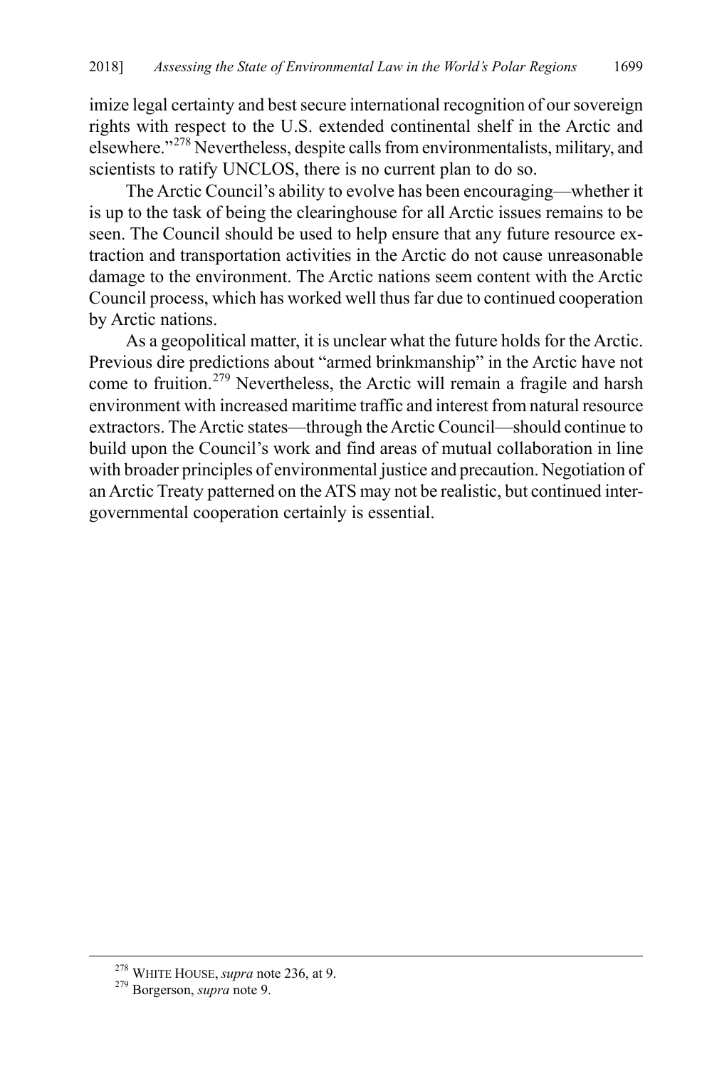imize legal certainty and best secure international recognition of our sovereign rights with respect to the U.S. extended continental shelf in the Arctic and elsewhere."[278] Nevertheless, despite calls from environmentalists, military, and scientists to ratify UNCLOS, there is no current plan to do so.

The Arctic Council's ability to evolve has been encouraging—whether it is up to the task of being the clearinghouse for all Arctic issues remains to be seen. The Council should be used to help ensure that any future resource extraction and transportation activities in the Arctic do not cause unreasonable damage to the environment. The Arctic nations seem content with the Arctic Council process, which has worked well thus far due to continued cooperation by Arctic nations.

As a geopolitical matter, it is unclear what the future holds for the Arctic. Previous dire predictions about "armed brinkmanship" in the Arctic have not come to fruition.[279] Nevertheless, the Arctic will remain a fragile and harsh environment with increased maritime traffic and interest from natural resource extractors. The Arctic states—through the Arctic Council—should continue to build upon the Council's work and find areas of mutual collaboration in line with broader principles of environmental justice and precaution. Negotiation of an Arctic Treaty patterned on the ATS may not be realistic, but continued intergovernmental cooperation certainly is essential.

---

[278] WHITE HOUSE, *supra* note 236, at 9.

[279] Borgerson, *supra* note 9.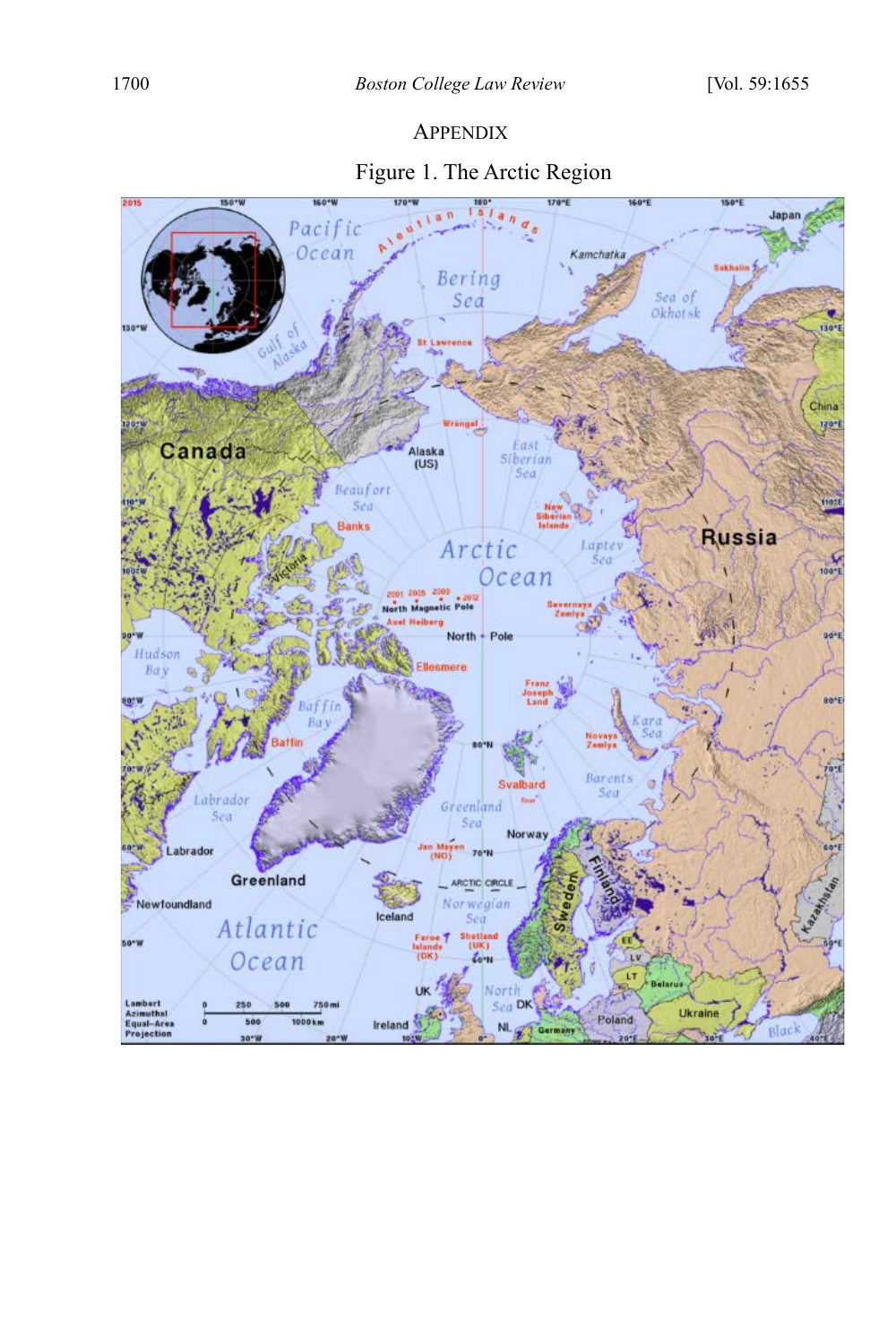## APPENDIX

Figure 1. The Arctic Region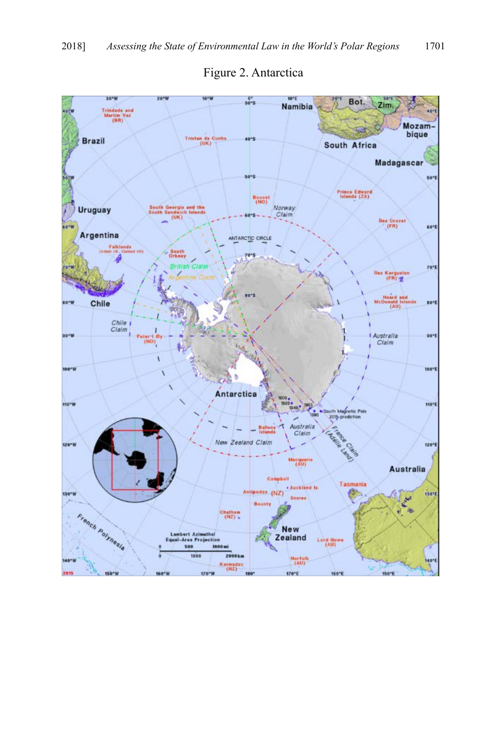Figure 2. Antarctica

30°W
20°W
10°W
0°
10°E
20°E
30°E
40°W
40°E
30°S
40°S
50°S
60°S
70°S
80°S
50°W
50°E
60°W
60°E
70°W
70°E
80°W
80°E
90°W
90°E
100°W
100°E
110°W
110°E
120°W
120°E
130°W
130°E
140°W
140°E
150°W
160°W
170°W
180°
170°E
160°E
150°E

Trindade and Martim Vaz (BR)
Namibia
Bot.
Zim.
Mozam- bique
Brazil
Tristan da Cunha (UK)
South Africa
Madagascar
Prince Edward Islands (ZA)
Bouvet (NO)
Norway Claim
Uruguay
South Georgia and the South Sandwich Islands (UK)
Îles Crozet (FR)
Argentina
ANTARCTIC CIRCLE
Falklands (Admin. UK, Claimed AR)
South Orkney
British Claim
Argentine Claim
Îles Kerguelen (FR)
Heard and McDonald Islands (AU)
Chile
Chile Claim
Peter-I Øy (NO)
Australia Claim
Antarctica
1900
1920
1940
1960
1980
South Magnetic Pole 2015 prediction
Balleny Islands
Australia Claim
France Claim (Adélie Land)
New Zealand Claim
Macquarie (AU)
Australia
Campbell
Auckland Is.
Tasmania
Antipodes
(NZ)
Snares
Bounty
Chatham (NZ)
New Zealand
French Polynesia
Lambert Azimuthal Equal-Area Projection
0 500 1000 mi
0 1000 2000 km
Lord Howe (AU)
Norfolk (AU)
Kermadec (NZ)
2015